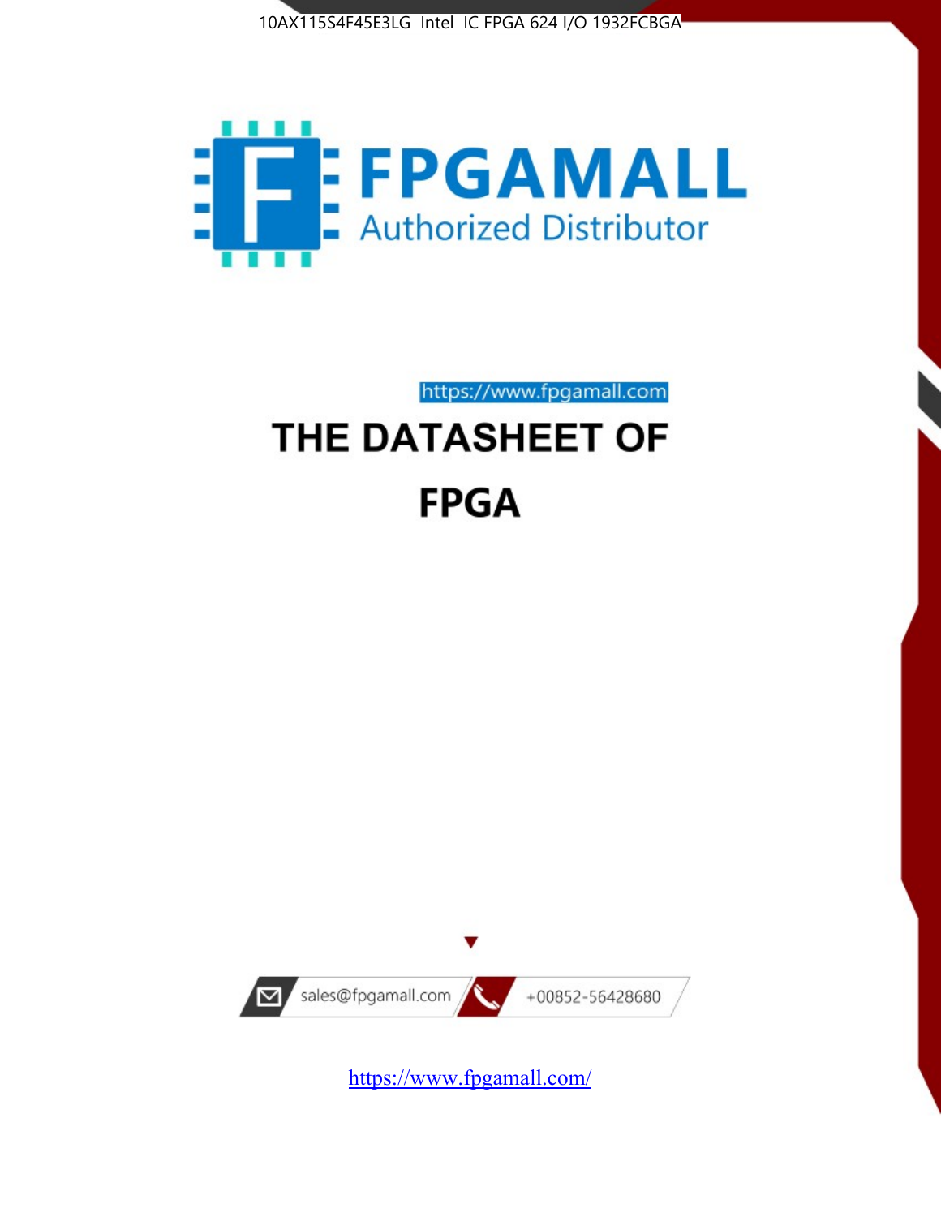10AX115S4F45E3LG Intel IC FPGA 624 I/O 1932FCBGA

FPGAMALL
Authorized Distributor

https://www.fpgamall.com

# THE DATASHEET OF

# FPGA

sales@fpgamall.com +00852-56428680

https://www.fpgamall.com/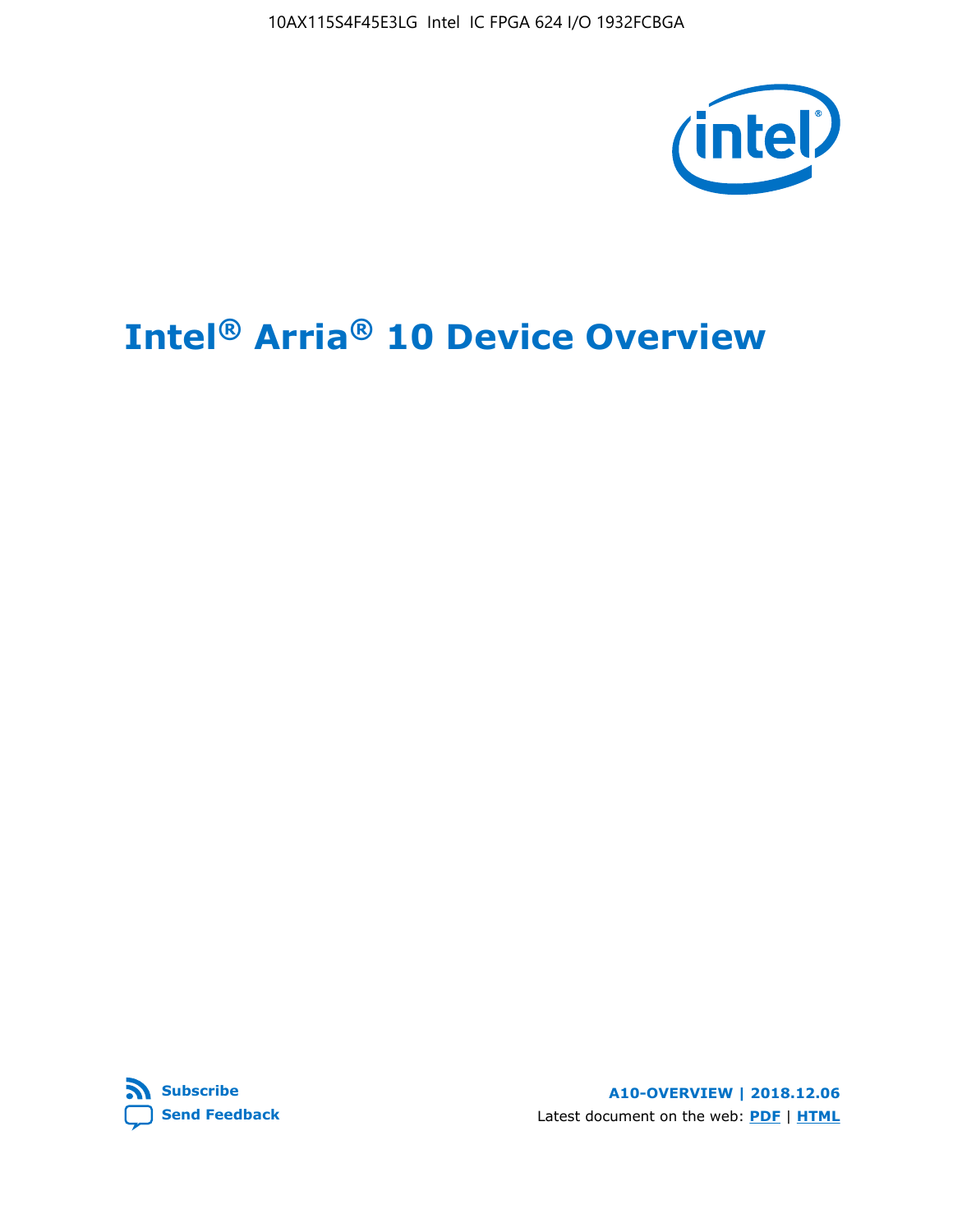# Intel® Arria® 10 Device Overview

**A10-OVERVIEW | 2018.12.06**

Latest document on the web: **PDF** | **HTML**

**Subscribe**

**Send Feedback**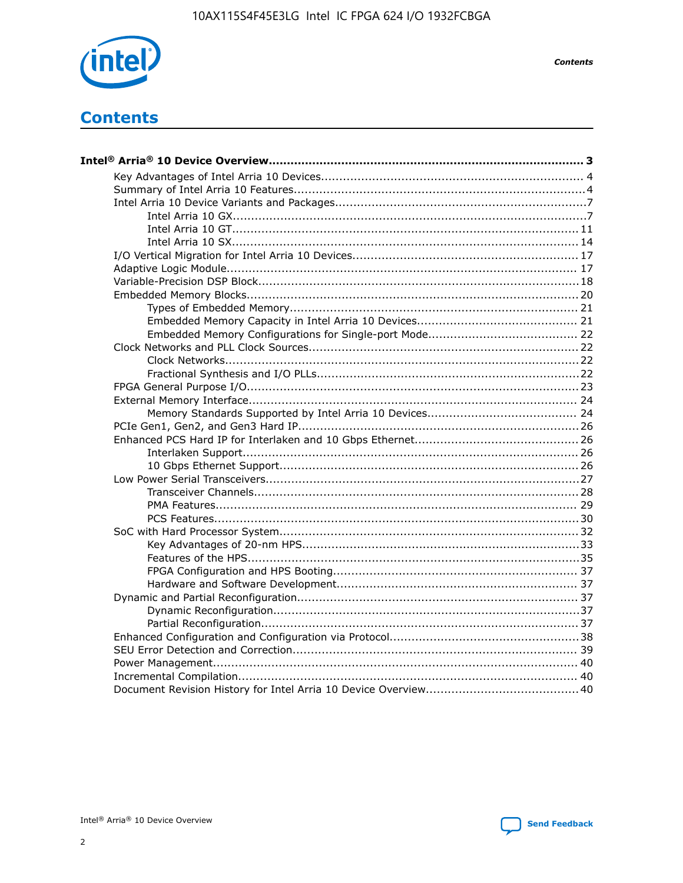# Contents

**Intel® Arria® 10 Device Overview....................................................................................... 3**

- Key Advantages of Intel Arria 10 Devices........................................................................ 4
- Summary of Intel Arria 10 Features................................................................................4
- Intel Arria 10 Device Variants and Packages....................................................................7
  - Intel Arria 10 GX................................................................................................7
  - Intel Arria 10 GT.............................................................................................. 11
  - Intel Arria 10 SX.............................................................................................. 14
- I/O Vertical Migration for Intel Arria 10 Devices............................................................. 17
- Adaptive Logic Module................................................................................................ 17
- Variable-Precision DSP Block.......................................................................................18
- Embedded Memory Blocks........................................................................................... 20
  - Types of Embedded Memory............................................................................... 21
  - Embedded Memory Capacity in Intel Arria 10 Devices............................................ 21
  - Embedded Memory Configurations for Single-port Mode......................................... 22
- Clock Networks and PLL Clock Sources......................................................................... 22
  - Clock Networks................................................................................................. 22
  - Fractional Synthesis and I/O PLLs....................................................................... 22
- FPGA General Purpose I/O.......................................................................................... 23
- External Memory Interface.......................................................................................... 24
  - Memory Standards Supported by Intel Arria 10 Devices......................................... 24
- PCIe Gen1, Gen2, and Gen3 Hard IP............................................................................ 26
- Enhanced PCS Hard IP for Interlaken and 10 Gbps Ethernet............................................ 26
  - Interlaken Support............................................................................................ 26
  - 10 Gbps Ethernet Support.................................................................................. 26
- Low Power Serial Transceivers..................................................................................... 27
  - Transceiver Channels......................................................................................... 28
  - PMA Features................................................................................................... 29
  - PCS Features................................................................................................... 30
- SoC with Hard Processor System.................................................................................. 32
  - Key Advantages of 20-nm HPS............................................................................ 33
  - Features of the HPS.......................................................................................... 35
  - FPGA Configuration and HPS Booting................................................................... 37
  - Hardware and Software Development.................................................................. 37
- Dynamic and Partial Reconfiguration............................................................................ 37
  - Dynamic Reconfiguration................................................................................... 37
  - Partial Reconfiguration...................................................................................... 37
- Enhanced Configuration and Configuration via Protocol.................................................. 38
- SEU Error Detection and Correction............................................................................. 39
- Power Management.................................................................................................... 40
- Incremental Compilation............................................................................................. 40
- Document Revision History for Intel Arria 10 Device Overview......................................... 40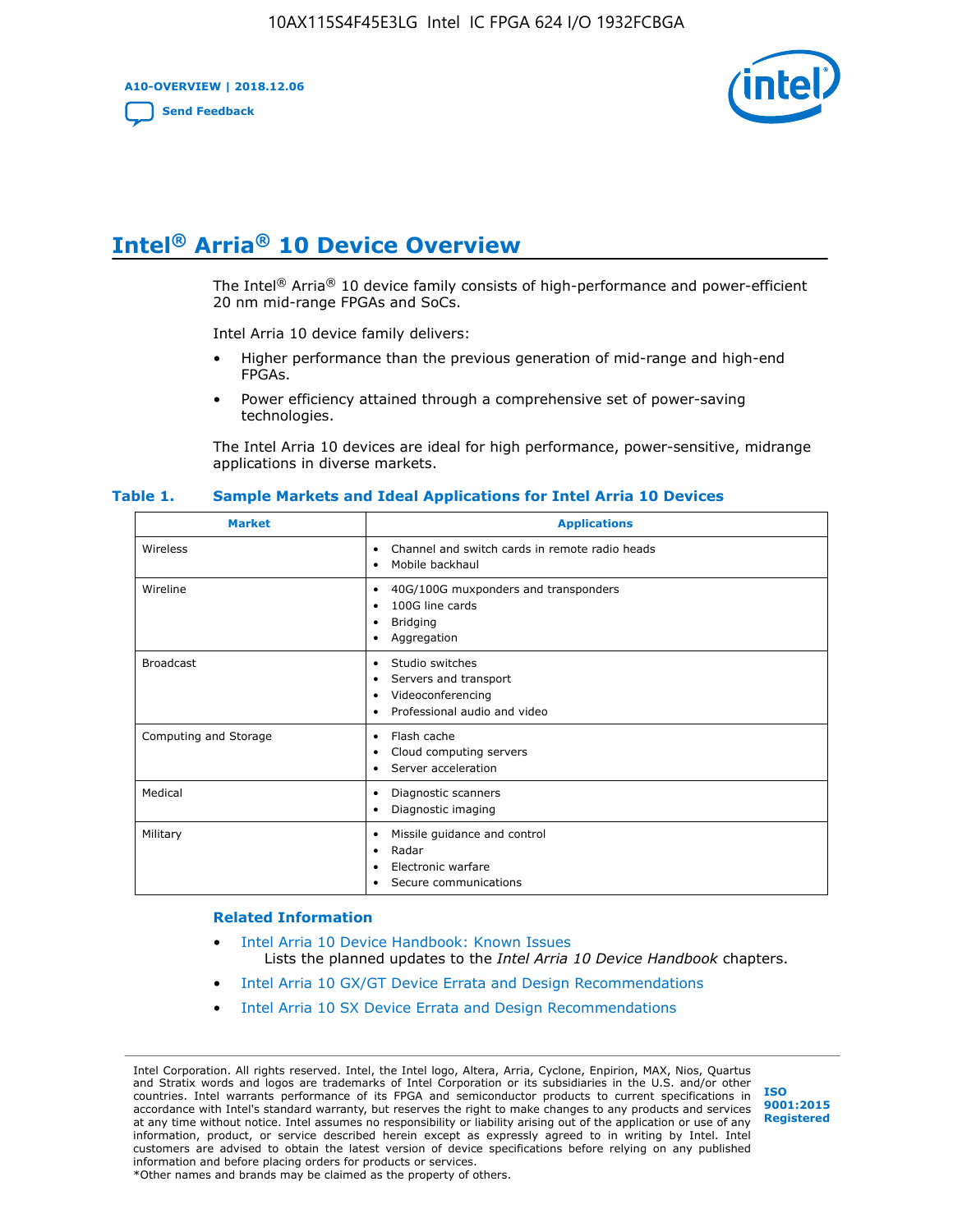# Intel® Arria® 10 Device Overview

The Intel® Arria® 10 device family consists of high-performance and power-efficient 20 nm mid-range FPGAs and SoCs.

Intel Arria 10 device family delivers:

- Higher performance than the previous generation of mid-range and high-end FPGAs.
- Power efficiency attained through a comprehensive set of power-saving technologies.

The Intel Arria 10 devices are ideal for high performance, power-sensitive, midrange applications in diverse markets.

**Table 1. Sample Markets and Ideal Applications for Intel Arria 10 Devices**

| Market | Applications |
|---|---|
| Wireless | • Channel and switch cards in remote radio heads<br>• Mobile backhaul |
| Wireline | • 40G/100G muxponders and transponders<br>• 100G line cards<br>• Bridging<br>• Aggregation |
| Broadcast | • Studio switches<br>• Servers and transport<br>• Videoconferencing<br>• Professional audio and video |
| Computing and Storage | • Flash cache<br>• Cloud computing servers<br>• Server acceleration |
| Medical | • Diagnostic scanners<br>• Diagnostic imaging |
| Military | • Missile guidance and control<br>• Radar<br>• Electronic warfare<br>• Secure communications |

## Related Information

- Intel Arria 10 Device Handbook: Known Issues
  Lists the planned updates to the *Intel Arria 10 Device Handbook* chapters.
- Intel Arria 10 GX/GT Device Errata and Design Recommendations
- Intel Arria 10 SX Device Errata and Design Recommendations

Intel Corporation. All rights reserved. Intel, the Intel logo, Altera, Arria, Cyclone, Enpirion, MAX, Nios, Quartus and Stratix words and logos are trademarks of Intel Corporation or its subsidiaries in the U.S. and/or other countries. Intel warrants performance of its FPGA and semiconductor products to current specifications in accordance with Intel's standard warranty, but reserves the right to make changes to any products and services at any time without notice. Intel assumes no responsibility or liability arising out of the application or use of any information, product, or service described herein except as expressly agreed to in writing by Intel. Intel customers are advised to obtain the latest version of device specifications before relying on any published information and before placing orders for products or services.
*Other names and brands may be claimed as the property of others.

ISO 9001:2015 Registered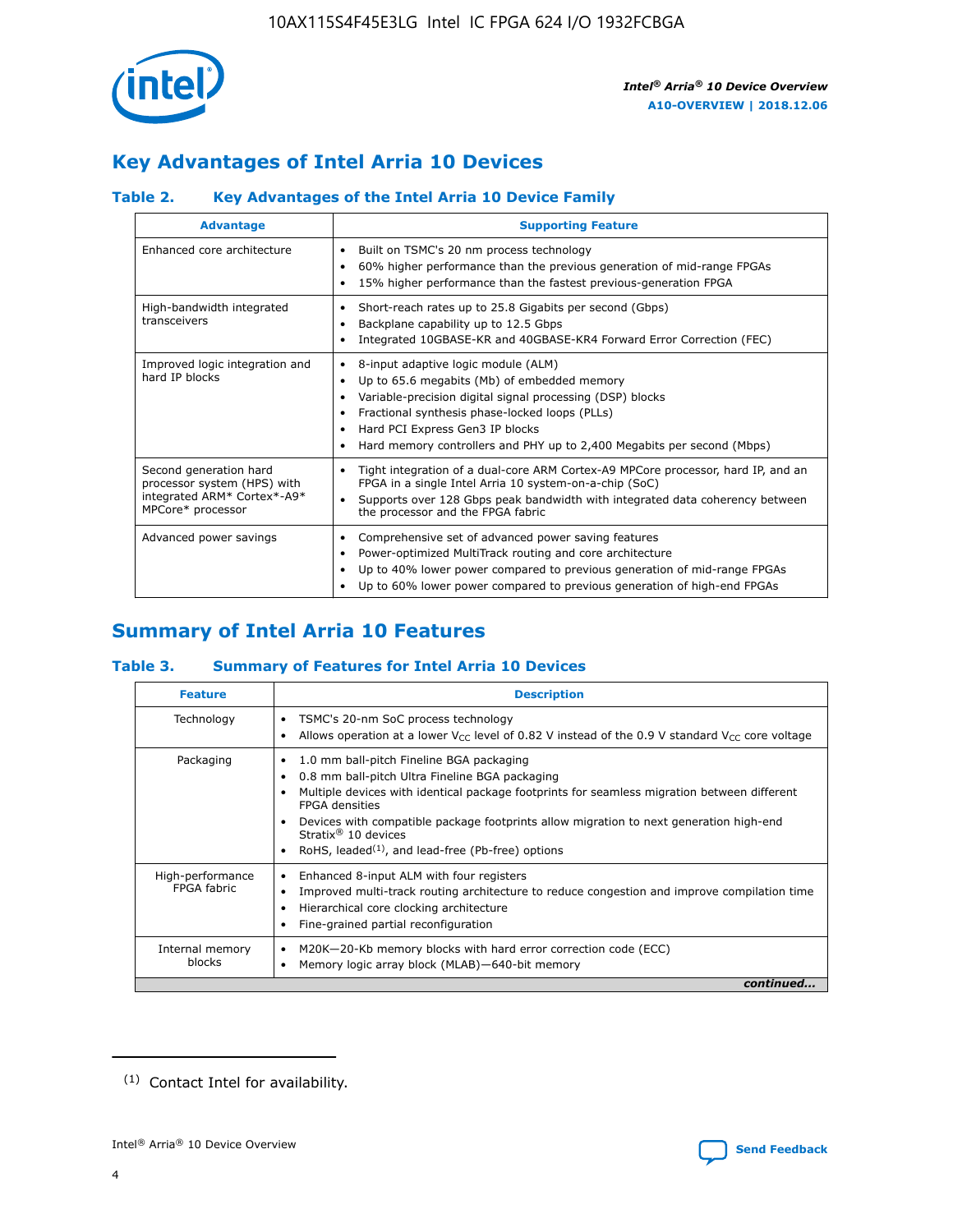## Key Advantages of Intel Arria 10 Devices

### Table 2. Key Advantages of the Intel Arria 10 Device Family

| Advantage | Supporting Feature |
|---|---|
| Enhanced core architecture | • Built on TSMC's 20 nm process technology<br>• 60% higher performance than the previous generation of mid-range FPGAs<br>• 15% higher performance than the fastest previous-generation FPGA |
| High-bandwidth integrated transceivers | • Short-reach rates up to 25.8 Gigabits per second (Gbps)<br>• Backplane capability up to 12.5 Gbps<br>• Integrated 10GBASE-KR and 40GBASE-KR4 Forward Error Correction (FEC) |
| Improved logic integration and hard IP blocks | • 8-input adaptive logic module (ALM)<br>• Up to 65.6 megabits (Mb) of embedded memory<br>• Variable-precision digital signal processing (DSP) blocks<br>• Fractional synthesis phase-locked loops (PLLs)<br>• Hard PCI Express Gen3 IP blocks<br>• Hard memory controllers and PHY up to 2,400 Megabits per second (Mbps) |
| Second generation hard processor system (HPS) with integrated ARM* Cortex*-A9* MPCore* processor | • Tight integration of a dual-core ARM Cortex-A9 MPCore processor, hard IP, and an FPGA in a single Intel Arria 10 system-on-a-chip (SoC)<br>• Supports over 128 Gbps peak bandwidth with integrated data coherency between the processor and the FPGA fabric |
| Advanced power savings | • Comprehensive set of advanced power saving features<br>• Power-optimized MultiTrack routing and core architecture<br>• Up to 40% lower power compared to previous generation of mid-range FPGAs<br>• Up to 60% lower power compared to previous generation of high-end FPGAs |

## Summary of Intel Arria 10 Features

### Table 3. Summary of Features for Intel Arria 10 Devices

| Feature | Description |
|---|---|
| Technology | • TSMC's 20-nm SoC process technology<br>• Allows operation at a lower $V_{CC}$ level of 0.82 V instead of the 0.9 V standard $V_{CC}$ core voltage |
| Packaging | • 1.0 mm ball-pitch Fineline BGA packaging<br>• 0.8 mm ball-pitch Ultra Fineline BGA packaging<br>• Multiple devices with identical package footprints for seamless migration between different FPGA densities<br>• Devices with compatible package footprints allow migration to next generation high-end Stratix® 10 devices<br>• RoHS, leaded[(1)], and lead-free (Pb-free) options |
| High-performance FPGA fabric | • Enhanced 8-input ALM with four registers<br>• Improved multi-track routing architecture to reduce congestion and improve compilation time<br>• Hierarchical core clocking architecture<br>• Fine-grained partial reconfiguration |
| Internal memory blocks | • M20K—20-Kb memory blocks with hard error correction code (ECC)<br>• Memory logic array block (MLAB)—640-bit memory |

*continued...*

(1) Contact Intel for availability.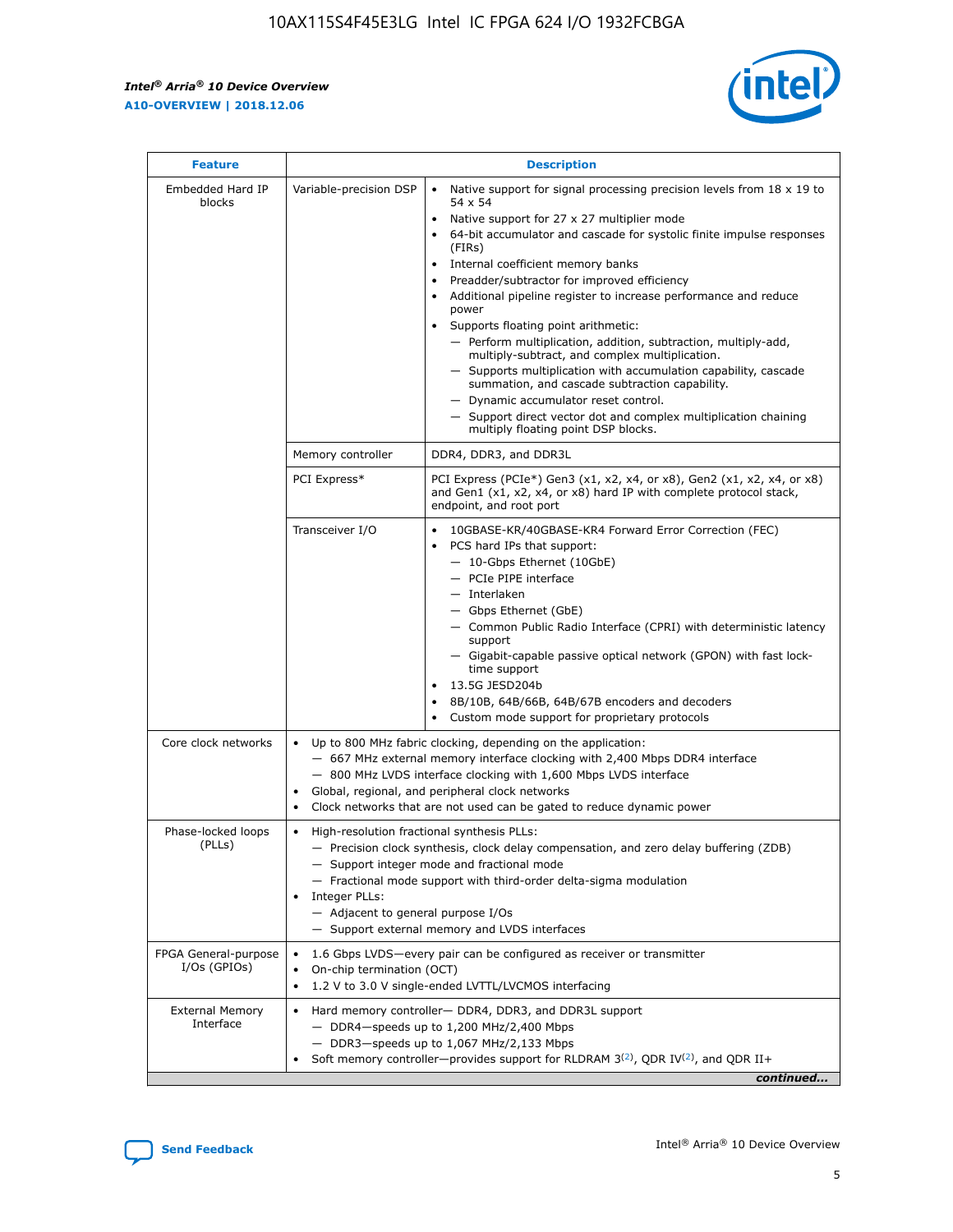| Feature | Description | |
|---|---|---|
| Embedded Hard IP blocks | Variable-precision DSP | • Native support for signal processing precision levels from 18 x 19 to 54 x 54<br>• Native support for 27 x 27 multiplier mode<br>• 64-bit accumulator and cascade for systolic finite impulse responses (FIRs)<br>• Internal coefficient memory banks<br>• Preadder/subtractor for improved efficiency<br>• Additional pipeline register to increase performance and reduce power<br>• Supports floating point arithmetic:<br>— Perform multiplication, addition, subtraction, multiply-add, multiply-subtract, and complex multiplication.<br>— Supports multiplication with accumulation capability, cascade summation, and cascade subtraction capability.<br>— Dynamic accumulator reset control.<br>— Support direct vector dot and complex multiplication chaining multiply floating point DSP blocks. |
| | Memory controller | DDR4, DDR3, and DDR3L |
| | PCI Express* | PCI Express (PCIe*) Gen3 (x1, x2, x4, or x8), Gen2 (x1, x2, x4, or x8) and Gen1 (x1, x2, x4, or x8) hard IP with complete protocol stack, endpoint, and root port |
| | Transceiver I/O | • 10GBASE-KR/40GBASE-KR4 Forward Error Correction (FEC)<br>• PCS hard IPs that support:<br>— 10-Gbps Ethernet (10GbE)<br>— PCIe PIPE interface<br>— Interlaken<br>— Gbps Ethernet (GbE)<br>— Common Public Radio Interface (CPRI) with deterministic latency support<br>— Gigabit-capable passive optical network (GPON) with fast lock-time support<br>• 13.5G JESD204b<br>• 8B/10B, 64B/66B, 64B/67B encoders and decoders<br>• Custom mode support for proprietary protocols |
| Core clock networks | • Up to 800 MHz fabric clocking, depending on the application:<br>— 667 MHz external memory interface clocking with 2,400 Mbps DDR4 interface<br>— 800 MHz LVDS interface clocking with 1,600 Mbps LVDS interface<br>• Global, regional, and peripheral clock networks<br>• Clock networks that are not used can be gated to reduce dynamic power | |
| Phase-locked loops (PLLs) | • High-resolution fractional synthesis PLLs:<br>— Precision clock synthesis, clock delay compensation, and zero delay buffering (ZDB)<br>— Support integer mode and fractional mode<br>— Fractional mode support with third-order delta-sigma modulation<br>• Integer PLLs:<br>— Adjacent to general purpose I/Os<br>— Support external memory and LVDS interfaces | |
| FPGA General-purpose I/Os (GPIOs) | • 1.6 Gbps LVDS—every pair can be configured as receiver or transmitter<br>• On-chip termination (OCT)<br>• 1.2 V to 3.0 V single-ended LVTTL/LVCMOS interfacing | |
| External Memory Interface | • Hard memory controller— DDR4, DDR3, and DDR3L support<br>— DDR4—speeds up to 1,200 MHz/2,400 Mbps<br>— DDR3—speeds up to 1,067 MHz/2,133 Mbps<br>• Soft memory controller—provides support for RLDRAM 3[(2)], QDR IV[(2)], and QDR II+ | |

*continued...*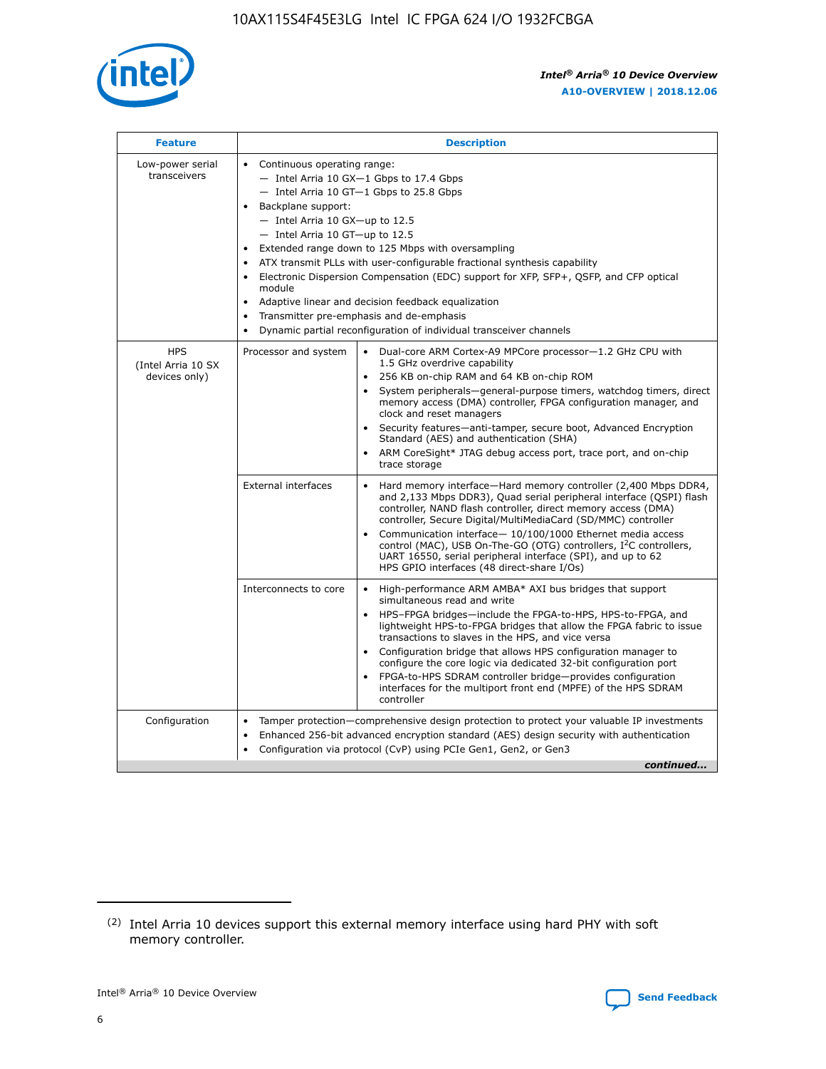| Feature | Description | |
|---|---|---|
| Low-power serial transceivers | • Continuous operating range:<br>— Intel Arria 10 GX—1 Gbps to 17.4 Gbps<br>— Intel Arria 10 GT—1 Gbps to 25.8 Gbps<br>• Backplane support:<br>— Intel Arria 10 GX—up to 12.5<br>— Intel Arria 10 GT—up to 12.5<br>• Extended range down to 125 Mbps with oversampling<br>• ATX transmit PLLs with user-configurable fractional synthesis capability<br>• Electronic Dispersion Compensation (EDC) support for XFP, SFP+, QSFP, and CFP optical module<br>• Adaptive linear and decision feedback equalization<br>• Transmitter pre-emphasis and de-emphasis<br>• Dynamic partial reconfiguration of individual transceiver channels | |
| HPS (Intel Arria 10 SX devices only) | Processor and system | • Dual-core ARM Cortex-A9 MPCore processor—1.2 GHz CPU with 1.5 GHz overdrive capability<br>• 256 KB on-chip RAM and 64 KB on-chip ROM<br>• System peripherals—general-purpose timers, watchdog timers, direct memory access (DMA) controller, FPGA configuration manager, and clock and reset managers<br>• Security features—anti-tamper, secure boot, Advanced Encryption Standard (AES) and authentication (SHA)<br>• ARM CoreSight* JTAG debug access port, trace port, and on-chip trace storage |
| | External interfaces | • Hard memory interface—Hard memory controller (2,400 Mbps DDR4, and 2,133 Mbps DDR3), Quad serial peripheral interface (QSPI) flash controller, NAND flash controller, direct memory access (DMA) controller, Secure Digital/MultiMediaCard (SD/MMC) controller<br>• Communication interface— 10/100/1000 Ethernet media access control (MAC), USB On-The-GO (OTG) controllers, I²C controllers, UART 16550, serial peripheral interface (SPI), and up to 62 HPS GPIO interfaces (48 direct-share I/Os) |
| | Interconnects to core | • High-performance ARM AMBA* AXI bus bridges that support simultaneous read and write<br>• HPS–FPGA bridges—include the FPGA-to-HPS, HPS-to-FPGA, and lightweight HPS-to-FPGA bridges that allow the FPGA fabric to issue transactions to slaves in the HPS, and vice versa<br>• Configuration bridge that allows HPS configuration manager to configure the core logic via dedicated 32-bit configuration port<br>• FPGA-to-HPS SDRAM controller bridge—provides configuration interfaces for the multiport front end (MPFE) of the HPS SDRAM controller |
| Configuration | • Tamper protection—comprehensive design protection to protect your valuable IP investments<br>• Enhanced 256-bit advanced encryption standard (AES) design security with authentication<br>• Configuration via protocol (CvP) using PCIe Gen1, Gen2, or Gen3 | |

*continued...*

(2) Intel Arria 10 devices support this external memory interface using hard PHY with soft memory controller.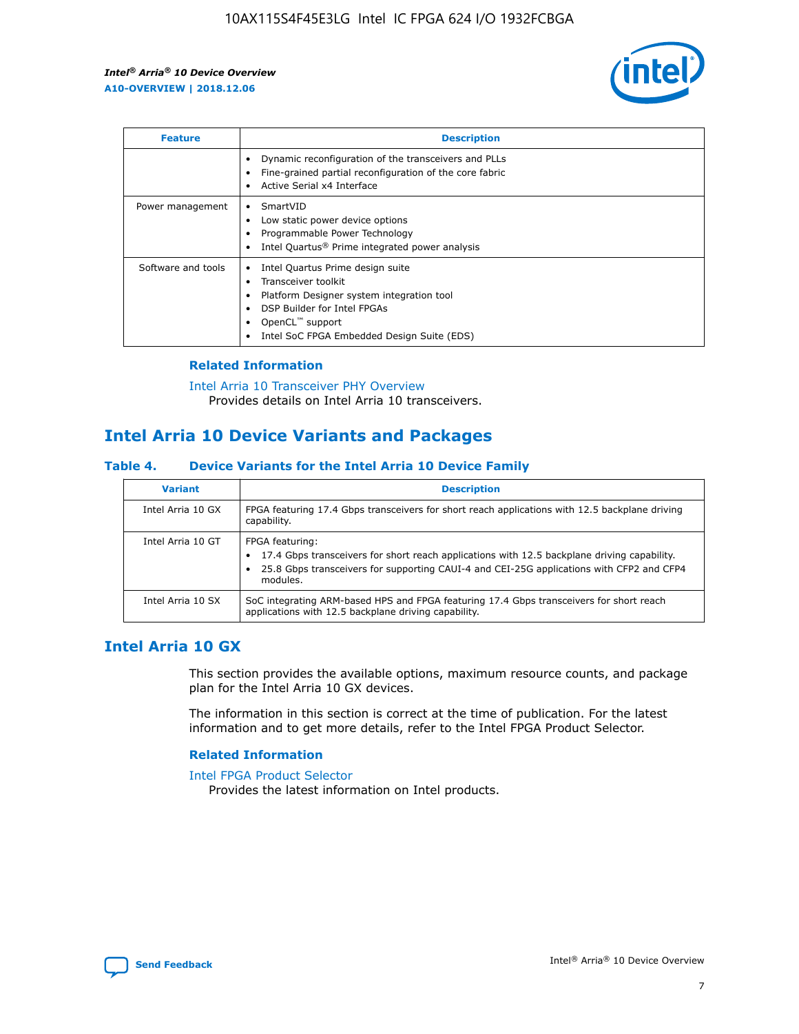| Feature | Description |
| --- | --- |
|  | • Dynamic reconfiguration of the transceivers and PLLs<br>• Fine-grained partial reconfiguration of the core fabric<br>• Active Serial x4 Interface |
| Power management | • SmartVID<br>• Low static power device options<br>• Programmable Power Technology<br>• Intel Quartus® Prime integrated power analysis |
| Software and tools | • Intel Quartus Prime design suite<br>• Transceiver toolkit<br>• Platform Designer system integration tool<br>• DSP Builder for Intel FPGAs<br>• OpenCL™ support<br>• Intel SoC FPGA Embedded Design Suite (EDS) |

### Related Information

Intel Arria 10 Transceiver PHY Overview
Provides details on Intel Arria 10 transceivers.

## Intel Arria 10 Device Variants and Packages

### Table 4. Device Variants for the Intel Arria 10 Device Family

| Variant | Description |
| --- | --- |
| Intel Arria 10 GX | FPGA featuring 17.4 Gbps transceivers for short reach applications with 12.5 backplane driving capability. |
| Intel Arria 10 GT | FPGA featuring:<br>• 17.4 Gbps transceivers for short reach applications with 12.5 backplane driving capability.<br>• 25.8 Gbps transceivers for supporting CAUI-4 and CEI-25G applications with CFP2 and CFP4 modules. |
| Intel Arria 10 SX | SoC integrating ARM-based HPS and FPGA featuring 17.4 Gbps transceivers for short reach applications with 12.5 backplane driving capability. |

## Intel Arria 10 GX

This section provides the available options, maximum resource counts, and package plan for the Intel Arria 10 GX devices.

The information in this section is correct at the time of publication. For the latest information and to get more details, refer to the Intel FPGA Product Selector.

### Related Information

Intel FPGA Product Selector
Provides the latest information on Intel products.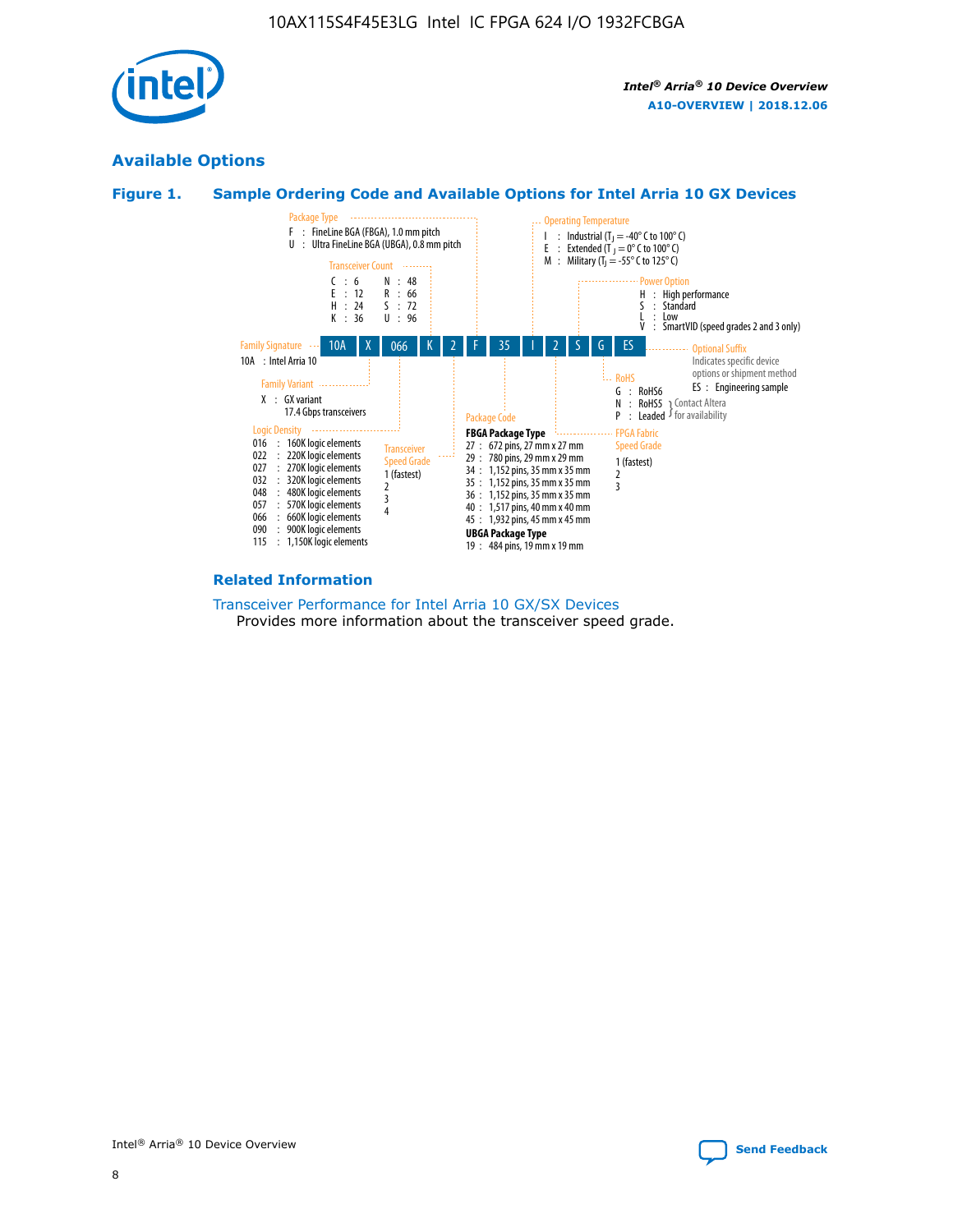## Available Options

### Figure 1. Sample Ordering Code and Available Options for Intel Arria 10 GX Devices

Sample ordering code: 10A X 066 K 2 F 35 I 2 S G ES

**Family Signature**
- 10A : Intel Arria 10

**Family Variant**
- X : GX variant 17.4 Gbps transceivers

**Logic Density**
- 016 : 160K logic elements
- 022 : 220K logic elements
- 027 : 270K logic elements
- 032 : 320K logic elements
- 048 : 480K logic elements
- 057 : 570K logic elements
- 066 : 660K logic elements
- 090 : 900K logic elements
- 115 : 1,150K logic elements

**Transceiver Count**
- C : 6
- E : 12
- H : 24
- K : 36
- N : 48
- R : 66
- S : 72
- U : 96

**Transceiver Speed Grade**
- 1 (fastest)
- 2
- 3
- 4

**Package Type**
- F : FineLine BGA (FBGA), 1.0 mm pitch
- U : Ultra FineLine BGA (UBGA), 0.8 mm pitch

**Package Code**

FBGA Package Type
- 27 : 672 pins, 27 mm x 27 mm
- 29 : 780 pins, 29 mm x 29 mm
- 34 : 1,152 pins, 35 mm x 35 mm
- 35 : 1,152 pins, 35 mm x 35 mm
- 36 : 1,152 pins, 35 mm x 35 mm
- 40 : 1,517 pins, 40 mm x 40 mm
- 45 : 1,932 pins, 45 mm x 45 mm

UBGA Package Type
- 19 : 484 pins, 19 mm x 19 mm

**Operating Temperature**
- I : Industrial ($T_J$ = -40° C to 100° C)
- E : Extended ($T_J$ = 0° C to 100° C)
- M : Military ($T_J$ = -55° C to 125° C)

**FPGA Fabric Speed Grade**
- 1 (fastest)
- 2
- 3

**Power Option**
- H : High performance
- S : Standard
- L : Low
- V : SmartVID (speed grades 2 and 3 only)

**RoHS**
- G : RoHS6
- N : RoHS5 (Contact Altera for availability)
- P : Leaded (Contact Altera for availability)

**Optional Suffix**

Indicates specific device options or shipment method
- ES : Engineering sample

### Related Information

Transceiver Performance for Intel Arria 10 GX/SX Devices
Provides more information about the transceiver speed grade.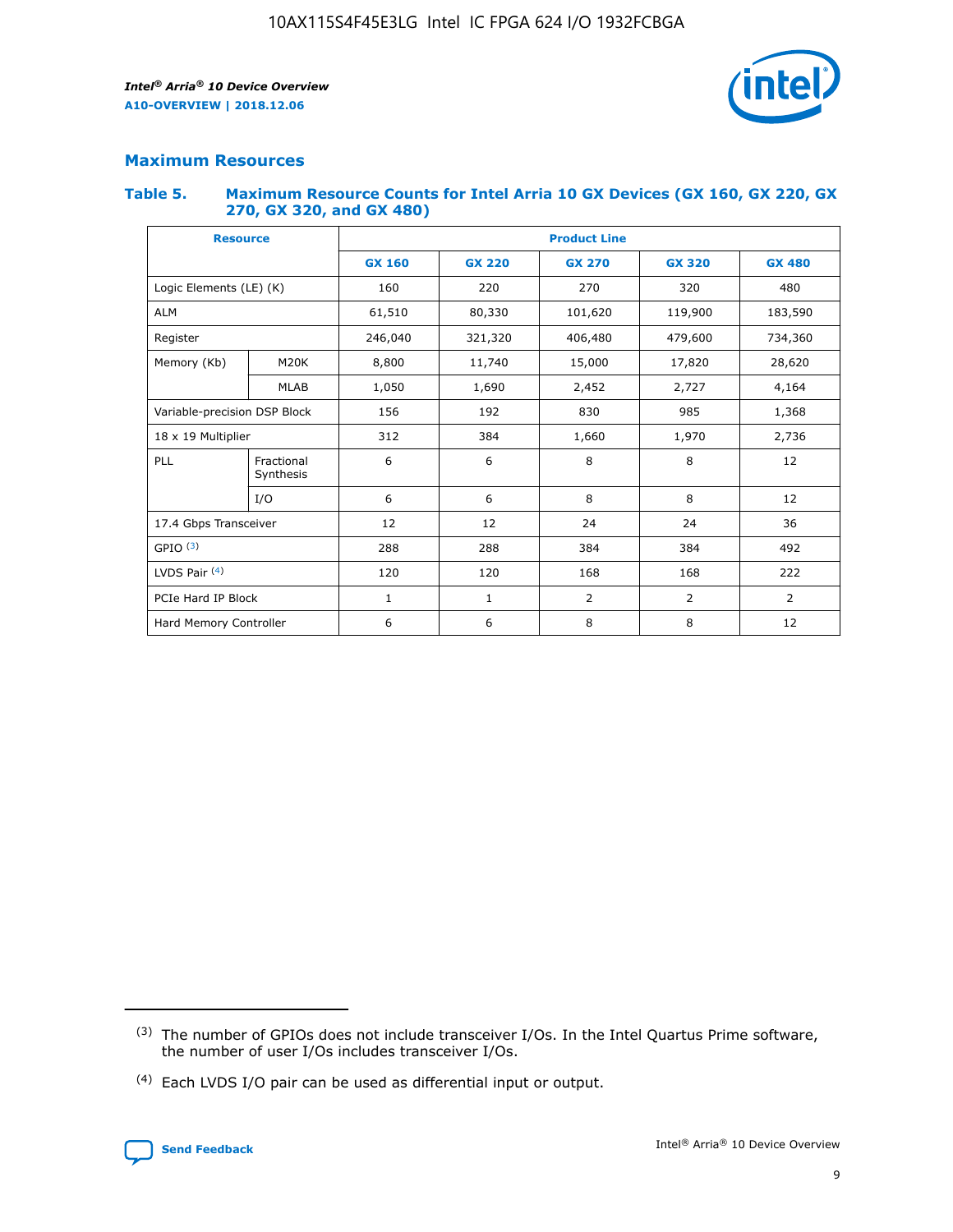## Maximum Resources

### Table 5. Maximum Resource Counts for Intel Arria 10 GX Devices (GX 160, GX 220, GX 270, GX 320, and GX 480)

| Resource | | Product Line | | | | |
|---|---|---|---|---|---|---|
| | | GX 160 | GX 220 | GX 270 | GX 320 | GX 480 |
| Logic Elements (LE) (K) | | 160 | 220 | 270 | 320 | 480 |
| ALM | | 61,510 | 80,330 | 101,620 | 119,900 | 183,590 |
| Register | | 246,040 | 321,320 | 406,480 | 479,600 | 734,360 |
| Memory (Kb) | M20K | 8,800 | 11,740 | 15,000 | 17,820 | 28,620 |
| | MLAB | 1,050 | 1,690 | 2,452 | 2,727 | 4,164 |
| Variable-precision DSP Block | | 156 | 192 | 830 | 985 | 1,368 |
| 18 x 19 Multiplier | | 312 | 384 | 1,660 | 1,970 | 2,736 |
| PLL | Fractional Synthesis | 6 | 6 | 8 | 8 | 12 |
| | I/O | 6 | 6 | 8 | 8 | 12 |
| 17.4 Gbps Transceiver | | 12 | 12 | 24 | 24 | 36 |
| GPIO [(3)] | | 288 | 288 | 384 | 384 | 492 |
| LVDS Pair [(4)] | | 120 | 120 | 168 | 168 | 222 |
| PCIe Hard IP Block | | 1 | 1 | 2 | 2 | 2 |
| Hard Memory Controller | | 6 | 6 | 8 | 8 | 12 |

(3) The number of GPIOs does not include transceiver I/Os. In the Intel Quartus Prime software, the number of user I/Os includes transceiver I/Os.

(4) Each LVDS I/O pair can be used as differential input or output.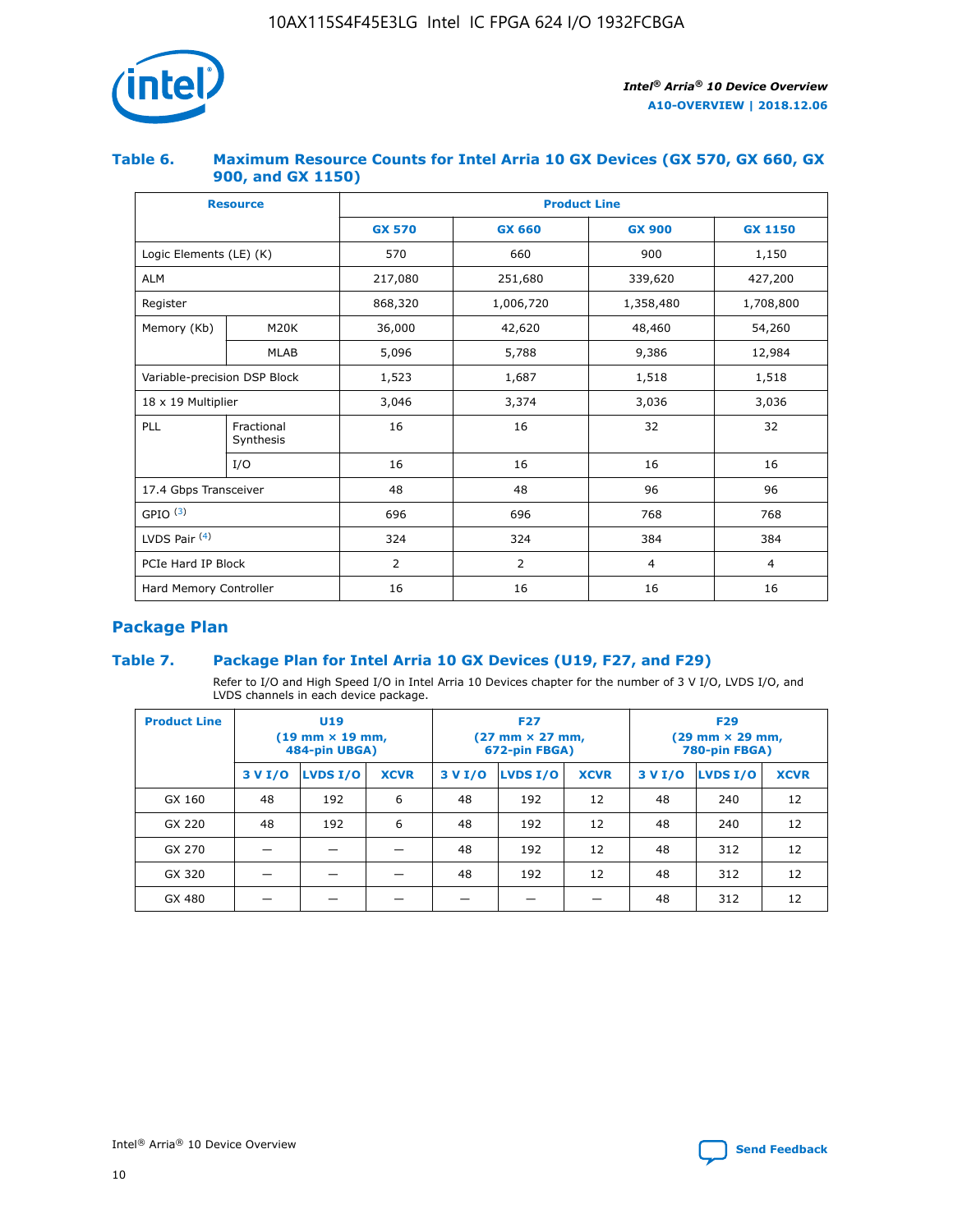### Table 6. Maximum Resource Counts for Intel Arria 10 GX Devices (GX 570, GX 660, GX 900, and GX 1150)

| Resource | | Product Line | | | |
|---|---|---|---|---|---|
| | | GX 570 | GX 660 | GX 900 | GX 1150 |
| Logic Elements (LE) (K) | | 570 | 660 | 900 | 1,150 |
| ALM | | 217,080 | 251,680 | 339,620 | 427,200 |
| Register | | 868,320 | 1,006,720 | 1,358,480 | 1,708,800 |
| Memory (Kb) | M20K | 36,000 | 42,620 | 48,460 | 54,260 |
| | MLAB | 5,096 | 5,788 | 9,386 | 12,984 |
| Variable-precision DSP Block | | 1,523 | 1,687 | 1,518 | 1,518 |
| 18 x 19 Multiplier | | 3,046 | 3,374 | 3,036 | 3,036 |
| PLL | Fractional Synthesis | 16 | 16 | 32 | 32 |
| | I/O | 16 | 16 | 16 | 16 |
| 17.4 Gbps Transceiver | | 48 | 48 | 96 | 96 |
| GPIO [(3)] | | 696 | 696 | 768 | 768 |
| LVDS Pair [(4)] | | 324 | 324 | 384 | 384 |
| PCIe Hard IP Block | | 2 | 2 | 4 | 4 |
| Hard Memory Controller | | 16 | 16 | 16 | 16 |

## Package Plan

### Table 7. Package Plan for Intel Arria 10 GX Devices (U19, F27, and F29)

Refer to I/O and High Speed I/O in Intel Arria 10 Devices chapter for the number of 3 V I/O, LVDS I/O, and LVDS channels in each device package.

| Product Line | U19 (19 mm × 19 mm, 484-pin UBGA) | | | F27 (27 mm × 27 mm, 672-pin FBGA) | | | F29 (29 mm × 29 mm, 780-pin FBGA) | | |
|---|---|---|---|---|---|---|---|---|---|
| | 3 V I/O | LVDS I/O | XCVR | 3 V I/O | LVDS I/O | XCVR | 3 V I/O | LVDS I/O | XCVR |
| GX 160 | 48 | 192 | 6 | 48 | 192 | 12 | 48 | 240 | 12 |
| GX 220 | 48 | 192 | 6 | 48 | 192 | 12 | 48 | 240 | 12 |
| GX 270 | — | — | — | 48 | 192 | 12 | 48 | 312 | 12 |
| GX 320 | — | — | — | 48 | 192 | 12 | 48 | 312 | 12 |
| GX 480 | — | — | — | — | — | — | 48 | 312 | 12 |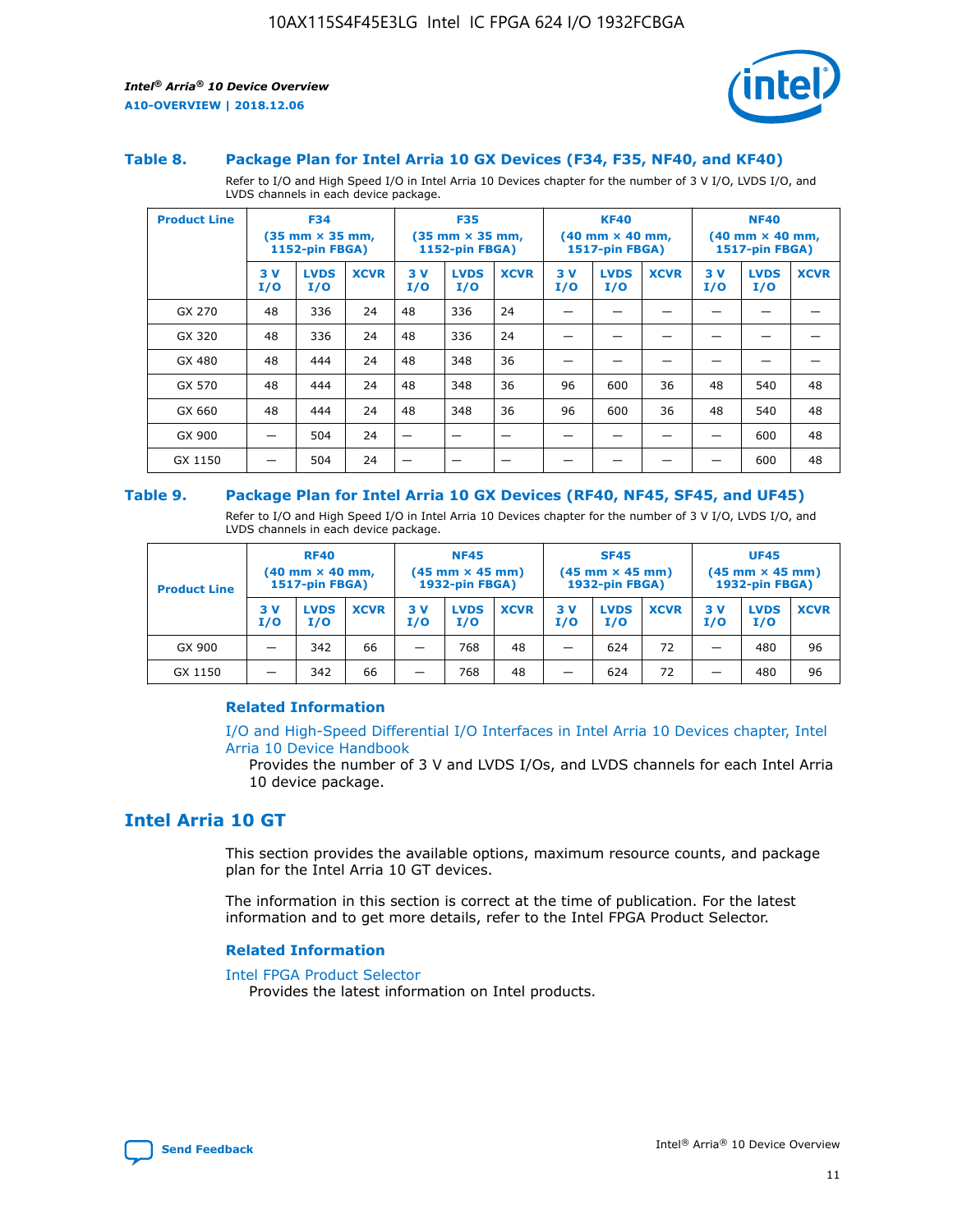### Table 8. Package Plan for Intel Arria 10 GX Devices (F34, F35, NF40, and KF40)

Refer to I/O and High Speed I/O in Intel Arria 10 Devices chapter for the number of 3 V I/O, LVDS I/O, and LVDS channels in each device package.

| Product Line | F34 (35 mm × 35 mm, 1152-pin FBGA) | | | F35 (35 mm × 35 mm, 1152-pin FBGA) | | | KF40 (40 mm × 40 mm, 1517-pin FBGA) | | | NF40 (40 mm × 40 mm, 1517-pin FBGA) | | |
|---|---|---|---|---|---|---|---|---|---|---|---|---|
| | 3 V I/O | LVDS I/O | XCVR | 3 V I/O | LVDS I/O | XCVR | 3 V I/O | LVDS I/O | XCVR | 3 V I/O | LVDS I/O | XCVR |
| GX 270 | 48 | 336 | 24 | 48 | 336 | 24 | — | — | — | — | — | — |
| GX 320 | 48 | 336 | 24 | 48 | 336 | 24 | — | — | — | — | — | — |
| GX 480 | 48 | 444 | 24 | 48 | 348 | 36 | — | — | — | — | — | — |
| GX 570 | 48 | 444 | 24 | 48 | 348 | 36 | 96 | 600 | 36 | 48 | 540 | 48 |
| GX 660 | 48 | 444 | 24 | 48 | 348 | 36 | 96 | 600 | 36 | 48 | 540 | 48 |
| GX 900 | — | 504 | 24 | — | — | — | — | — | — | — | 600 | 48 |
| GX 1150 | — | 504 | 24 | — | — | — | — | — | — | — | 600 | 48 |

### Table 9. Package Plan for Intel Arria 10 GX Devices (RF40, NF45, SF45, and UF45)

Refer to I/O and High Speed I/O in Intel Arria 10 Devices chapter for the number of 3 V I/O, LVDS I/O, and LVDS channels in each device package.

| Product Line | RF40 (40 mm × 40 mm, 1517-pin FBGA) | | | NF45 (45 mm × 45 mm) 1932-pin FBGA) | | | SF45 (45 mm × 45 mm) 1932-pin FBGA) | | | UF45 (45 mm × 45 mm) 1932-pin FBGA) | | |
|---|---|---|---|---|---|---|---|---|---|---|---|---|
| | 3 V I/O | LVDS I/O | XCVR | 3 V I/O | LVDS I/O | XCVR | 3 V I/O | LVDS I/O | XCVR | 3 V I/O | LVDS I/O | XCVR |
| GX 900 | — | 342 | 66 | — | 768 | 48 | — | 624 | 72 | — | 480 | 96 |
| GX 1150 | — | 342 | 66 | — | 768 | 48 | — | 624 | 72 | — | 480 | 96 |

#### Related Information

I/O and High-Speed Differential I/O Interfaces in Intel Arria 10 Devices chapter, Intel Arria 10 Device Handbook

Provides the number of 3 V and LVDS I/Os, and LVDS channels for each Intel Arria 10 device package.

## Intel Arria 10 GT

This section provides the available options, maximum resource counts, and package plan for the Intel Arria 10 GT devices.

The information in this section is correct at the time of publication. For the latest information and to get more details, refer to the Intel FPGA Product Selector.

#### Related Information

Intel FPGA Product Selector

Provides the latest information on Intel products.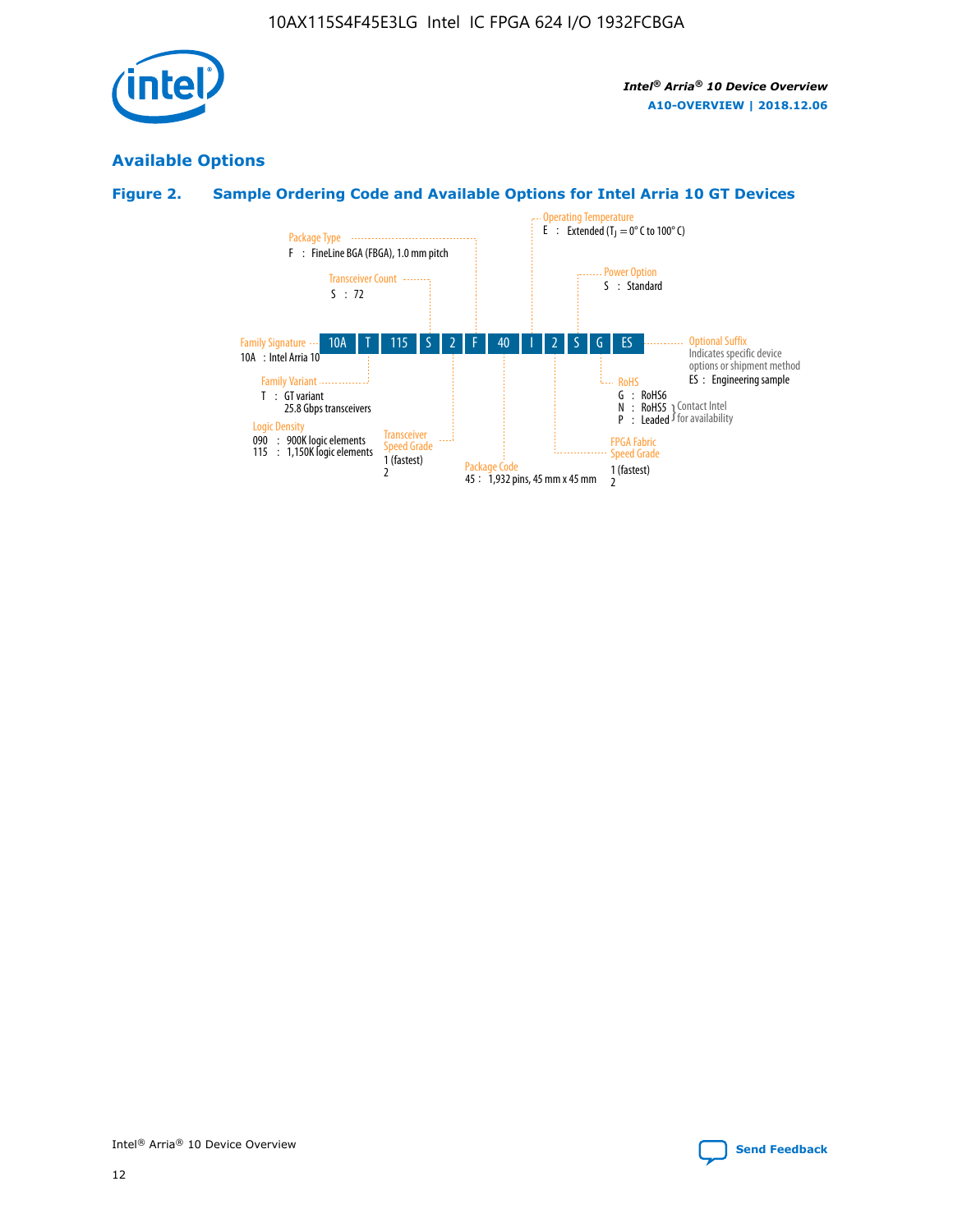## Available Options

### Figure 2. Sample Ordering Code and Available Options for Intel Arria 10 GT Devices

Sample ordering code: 10A T 115 S 2 F 40 I 2 S G ES

- **Family Signature**
  - 10A : Intel Arria 10
- **Family Variant**
  - T : GT variant 25.8 Gbps transceivers
- **Logic Density**
  - 090 : 900K logic elements
  - 115 : 1,150K logic elements
- **Transceiver Count**
  - S : 72
- **Transceiver Speed Grade**
  - 1 (fastest)
  - 2
- **Package Type**
  - F : FineLine BGA (FBGA), 1.0 mm pitch
- **Package Code**
  - 45 : 1,932 pins, 45 mm x 45 mm
- **Operating Temperature**
  - E : Extended ($T_J$ = 0° C to 100° C)
- **FPGA Fabric Speed Grade**
  - 1 (fastest)
  - 2
- **Power Option**
  - S : Standard
- **RoHS**
  - G : RoHS6
  - N : RoHS5 (Contact Intel for availability)
  - P : Leaded (Contact Intel for availability)
- **Optional Suffix**
  - Indicates specific device options or shipment method
  - ES : Engineering sample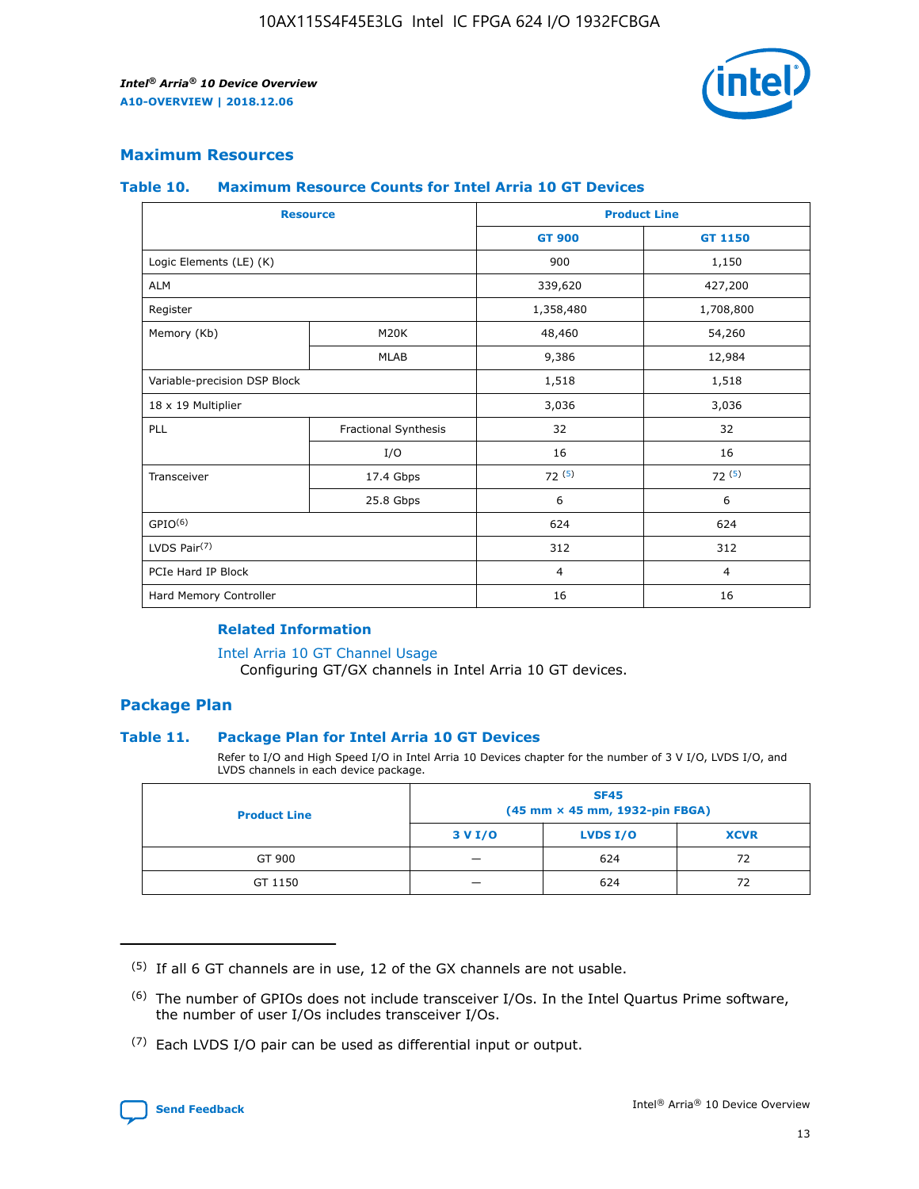## Maximum Resources

### Table 10. Maximum Resource Counts for Intel Arria 10 GT Devices

| Resource | | Product Line | |
|---|---|---|---|
| | | GT 900 | GT 1150 |
| Logic Elements (LE) (K) | | 900 | 1,150 |
| ALM | | 339,620 | 427,200 |
| Register | | 1,358,480 | 1,708,800 |
| Memory (Kb) | M20K | 48,460 | 54,260 |
| | MLAB | 9,386 | 12,984 |
| Variable-precision DSP Block | | 1,518 | 1,518 |
| 18 x 19 Multiplier | | 3,036 | 3,036 |
| PLL | Fractional Synthesis | 32 | 32 |
| | I/O | 16 | 16 |
| Transceiver | 17.4 Gbps | 72 (5) | 72 (5) |
| | 25.8 Gbps | 6 | 6 |
| GPIO(6) | | 624 | 624 |
| LVDS Pair(7) | | 312 | 312 |
| PCIe Hard IP Block | | 4 | 4 |
| Hard Memory Controller | | 16 | 16 |

#### Related Information

Intel Arria 10 GT Channel Usage
Configuring GT/GX channels in Intel Arria 10 GT devices.

## Package Plan

### Table 11. Package Plan for Intel Arria 10 GT Devices

Refer to I/O and High Speed I/O in Intel Arria 10 Devices chapter for the number of 3 V I/O, LVDS I/O, and LVDS channels in each device package.

| Product Line | SF45 (45 mm × 45 mm, 1932-pin FBGA) | | |
|---|---|---|---|
| | 3 V I/O | LVDS I/O | XCVR |
| GT 900 | — | 624 | 72 |
| GT 1150 | — | 624 | 72 |

(5) If all 6 GT channels are in use, 12 of the GX channels are not usable.

(6) The number of GPIOs does not include transceiver I/Os. In the Intel Quartus Prime software, the number of user I/Os includes transceiver I/Os.

(7) Each LVDS I/O pair can be used as differential input or output.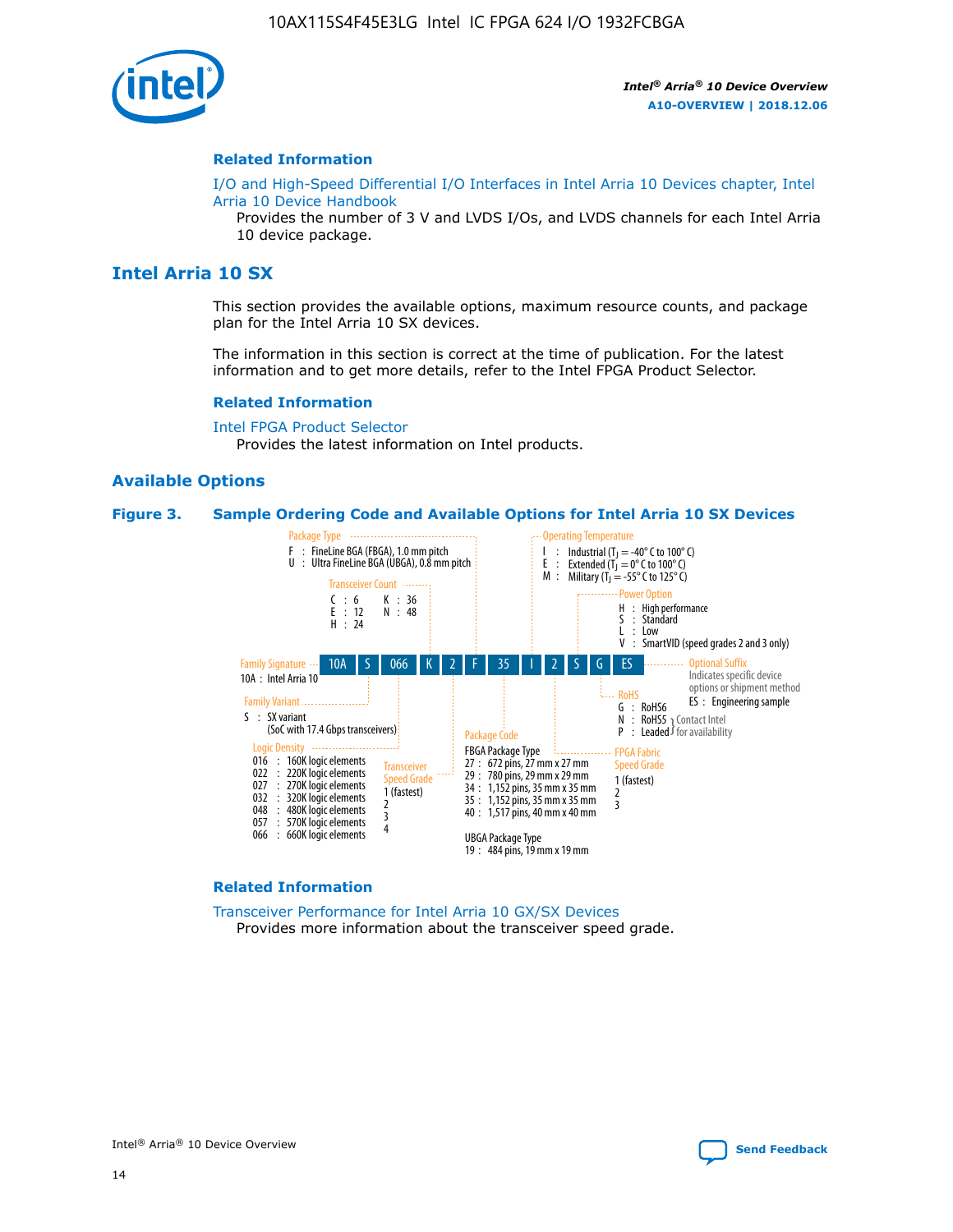## Related Information

I/O and High-Speed Differential I/O Interfaces in Intel Arria 10 Devices chapter, Intel Arria 10 Device Handbook

Provides the number of 3 V and LVDS I/Os, and LVDS channels for each Intel Arria 10 device package.

# Intel Arria 10 SX

This section provides the available options, maximum resource counts, and package plan for the Intel Arria 10 SX devices.

The information in this section is correct at the time of publication. For the latest information and to get more details, refer to the Intel FPGA Product Selector.

## Related Information

Intel FPGA Product Selector

Provides the latest information on Intel products.

## Available Options

**Figure 3. Sample Ordering Code and Available Options for Intel Arria 10 SX Devices**

Sample ordering code: 10A S 066 K 2 F 35 I 2 S G ES

- **Family Signature**
  - 10A : Intel Arria 10
- **Family Variant**
  - S : SX variant (SoC with 17.4 Gbps transceivers)
- **Logic Density**
  - 016 : 160K logic elements
  - 022 : 220K logic elements
  - 027 : 270K logic elements
  - 032 : 320K logic elements
  - 048 : 480K logic elements
  - 057 : 570K logic elements
  - 066 : 660K logic elements
- **Transceiver Count**
  - C : 6
  - E : 12
  - H : 24
  - K : 36
  - N : 48
- **Transceiver Speed Grade**
  - 1 (fastest)
  - 2
  - 3
  - 4
- **Package Type**
  - F : FineLine BGA (FBGA), 1.0 mm pitch
  - U : Ultra FineLine BGA (UBGA), 0.8 mm pitch
- **Package Code**
  - FBGA Package Type
    - 27 : 672 pins, 27 mm x 27 mm
    - 29 : 780 pins, 29 mm x 29 mm
    - 34 : 1,152 pins, 35 mm x 35 mm
    - 35 : 1,152 pins, 35 mm x 35 mm
    - 40 : 1,517 pins, 40 mm x 40 mm
  - UBGA Package Type
    - 19 : 484 pins, 19 mm x 19 mm
- **Operating Temperature**
  - I : Industrial ($T_J$ = -40° C to 100° C)
  - E : Extended ($T_J$ = 0° C to 100° C)
  - M : Military ($T_J$ = -55° C to 125° C)
- **FPGA Fabric Speed Grade**
  - 1 (fastest)
  - 2
  - 3
- **Power Option**
  - H : High performance
  - S : Standard
  - L : Low
  - V : SmartVID (speed grades 2 and 3 only)
- **RoHS**
  - G : RoHS6
  - N : RoHS5 (Contact Intel for availability)
  - P : Leaded (Contact Intel for availability)
- **Optional Suffix**
  - Indicates specific device options or shipment method
  - ES : Engineering sample

## Related Information

Transceiver Performance for Intel Arria 10 GX/SX Devices

Provides more information about the transceiver speed grade.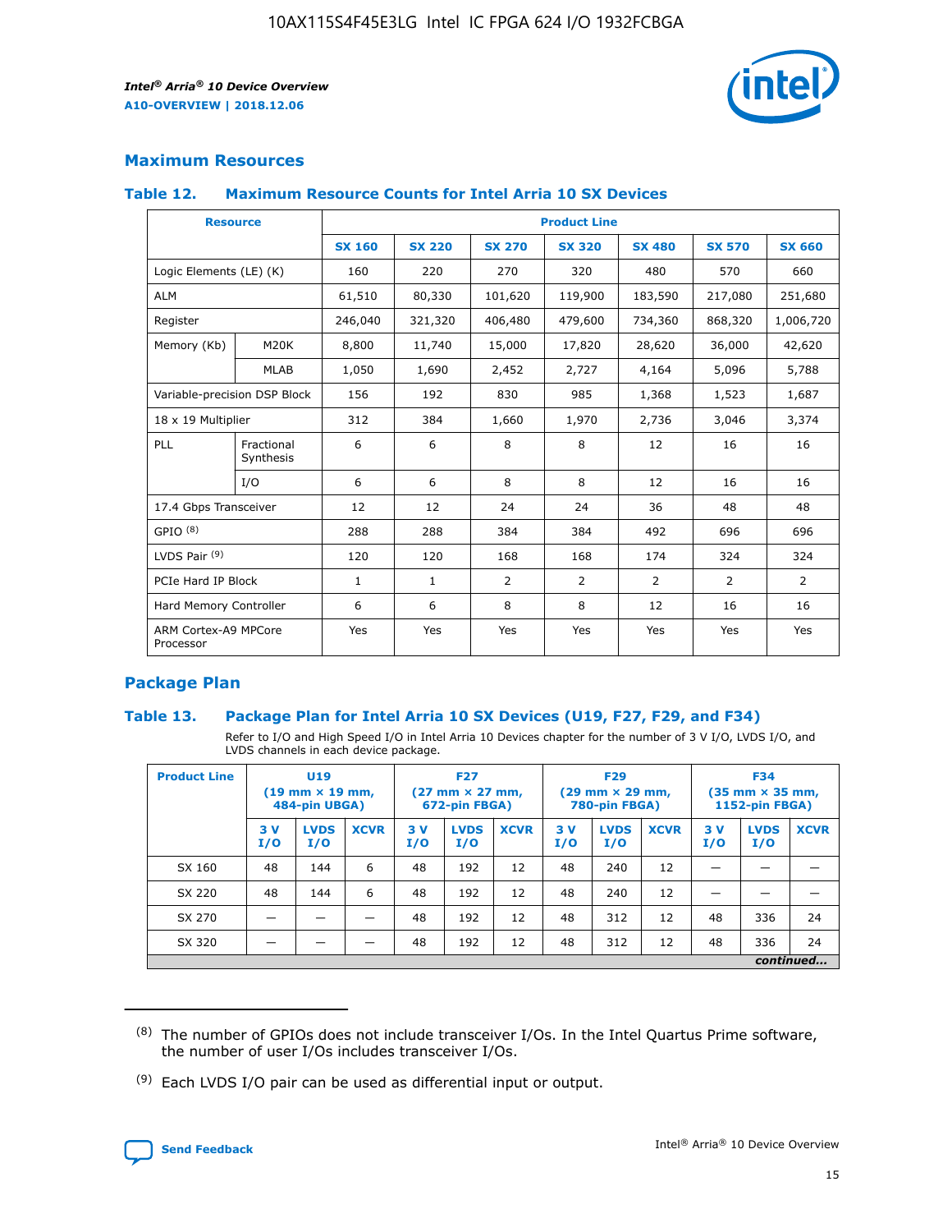## Maximum Resources

### Table 12. Maximum Resource Counts for Intel Arria 10 SX Devices

| Resource | | Product Line | | | | | | |
|---|---|---|---|---|---|---|---|---|
| | | SX 160 | SX 220 | SX 270 | SX 320 | SX 480 | SX 570 | SX 660 |
| Logic Elements (LE) (K) | | 160 | 220 | 270 | 320 | 480 | 570 | 660 |
| ALM | | 61,510 | 80,330 | 101,620 | 119,900 | 183,590 | 217,080 | 251,680 |
| Register | | 246,040 | 321,320 | 406,480 | 479,600 | 734,360 | 868,320 | 1,006,720 |
| Memory (Kb) | M20K | 8,800 | 11,740 | 15,000 | 17,820 | 28,620 | 36,000 | 42,620 |
| | MLAB | 1,050 | 1,690 | 2,452 | 2,727 | 4,164 | 5,096 | 5,788 |
| Variable-precision DSP Block | | 156 | 192 | 830 | 985 | 1,368 | 1,523 | 1,687 |
| 18 x 19 Multiplier | | 312 | 384 | 1,660 | 1,970 | 2,736 | 3,046 | 3,374 |
| PLL | Fractional Synthesis | 6 | 6 | 8 | 8 | 12 | 16 | 16 |
| | I/O | 6 | 6 | 8 | 8 | 12 | 16 | 16 |
| 17.4 Gbps Transceiver | | 12 | 12 | 24 | 24 | 36 | 48 | 48 |
| GPIO [8] | | 288 | 288 | 384 | 384 | 492 | 696 | 696 |
| LVDS Pair [9] | | 120 | 120 | 168 | 168 | 174 | 324 | 324 |
| PCIe Hard IP Block | | 1 | 1 | 2 | 2 | 2 | 2 | 2 |
| Hard Memory Controller | | 6 | 6 | 8 | 8 | 12 | 16 | 16 |
| ARM Cortex-A9 MPCore Processor | | Yes | Yes | Yes | Yes | Yes | Yes | Yes |

## Package Plan

### Table 13. Package Plan for Intel Arria 10 SX Devices (U19, F27, F29, and F34)

Refer to I/O and High Speed I/O in Intel Arria 10 Devices chapter for the number of 3 V I/O, LVDS I/O, and LVDS channels in each device package.

| Product Line | U19 (19 mm × 19 mm, 484-pin UBGA) | | | F27 (27 mm × 27 mm, 672-pin FBGA) | | | F29 (29 mm × 29 mm, 780-pin FBGA) | | | F34 (35 mm × 35 mm, 1152-pin FBGA) | | |
|---|---|---|---|---|---|---|---|---|---|---|---|---|
| | 3 V I/O | LVDS I/O | XCVR | 3 V I/O | LVDS I/O | XCVR | 3 V I/O | LVDS I/O | XCVR | 3 V I/O | LVDS I/O | XCVR |
| SX 160 | 48 | 144 | 6 | 48 | 192 | 12 | 48 | 240 | 12 | — | — | — |
| SX 220 | 48 | 144 | 6 | 48 | 192 | 12 | 48 | 240 | 12 | — | — | — |
| SX 270 | — | — | — | 48 | 192 | 12 | 48 | 312 | 12 | 48 | 336 | 24 |
| SX 320 | — | — | — | 48 | 192 | 12 | 48 | 312 | 12 | 48 | 336 | 24 |

*continued...*

(8) The number of GPIOs does not include transceiver I/Os. In the Intel Quartus Prime software, the number of user I/Os includes transceiver I/Os.

(9) Each LVDS I/O pair can be used as differential input or output.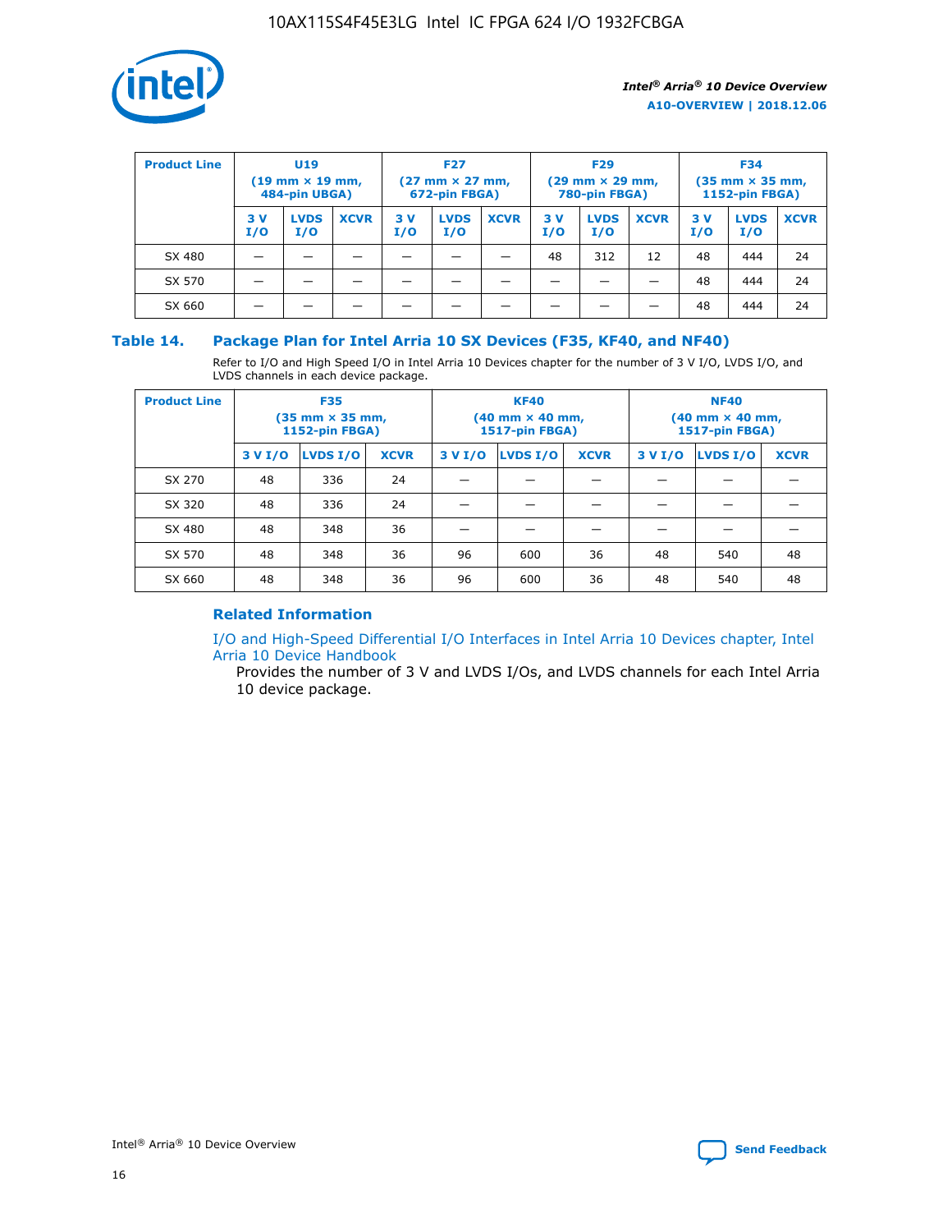| Product Line | U19 (19 mm × 19 mm, 484-pin UBGA) | | | F27 (27 mm × 27 mm, 672-pin FBGA) | | | F29 (29 mm × 29 mm, 780-pin FBGA) | | | F34 (35 mm × 35 mm, 1152-pin FBGA) | | |
|---|---|---|---|---|---|---|---|---|---|---|---|---|
| | 3 V I/O | LVDS I/O | XCVR | 3 V I/O | LVDS I/O | XCVR | 3 V I/O | LVDS I/O | XCVR | 3 V I/O | LVDS I/O | XCVR |
| SX 480 | — | — | — | — | — | — | 48 | 312 | 12 | 48 | 444 | 24 |
| SX 570 | — | — | — | — | — | — | — | — | — | 48 | 444 | 24 |
| SX 660 | — | — | — | — | — | — | — | — | — | 48 | 444 | 24 |

## Table 14. Package Plan for Intel Arria 10 SX Devices (F35, KF40, and NF40)

Refer to I/O and High Speed I/O in Intel Arria 10 Devices chapter for the number of 3 V I/O, LVDS I/O, and LVDS channels in each device package.

| Product Line | F35 (35 mm × 35 mm, 1152-pin FBGA) | | | KF40 (40 mm × 40 mm, 1517-pin FBGA) | | | NF40 (40 mm × 40 mm, 1517-pin FBGA) | | |
|---|---|---|---|---|---|---|---|---|---|
| | 3 V I/O | LVDS I/O | XCVR | 3 V I/O | LVDS I/O | XCVR | 3 V I/O | LVDS I/O | XCVR |
| SX 270 | 48 | 336 | 24 | — | — | — | — | — | — |
| SX 320 | 48 | 336 | 24 | — | — | — | — | — | — |
| SX 480 | 48 | 348 | 36 | — | — | — | — | — | — |
| SX 570 | 48 | 348 | 36 | 96 | 600 | 36 | 48 | 540 | 48 |
| SX 660 | 48 | 348 | 36 | 96 | 600 | 36 | 48 | 540 | 48 |

### Related Information

I/O and High-Speed Differential I/O Interfaces in Intel Arria 10 Devices chapter, Intel Arria 10 Device Handbook

Provides the number of 3 V and LVDS I/Os, and LVDS channels for each Intel Arria 10 device package.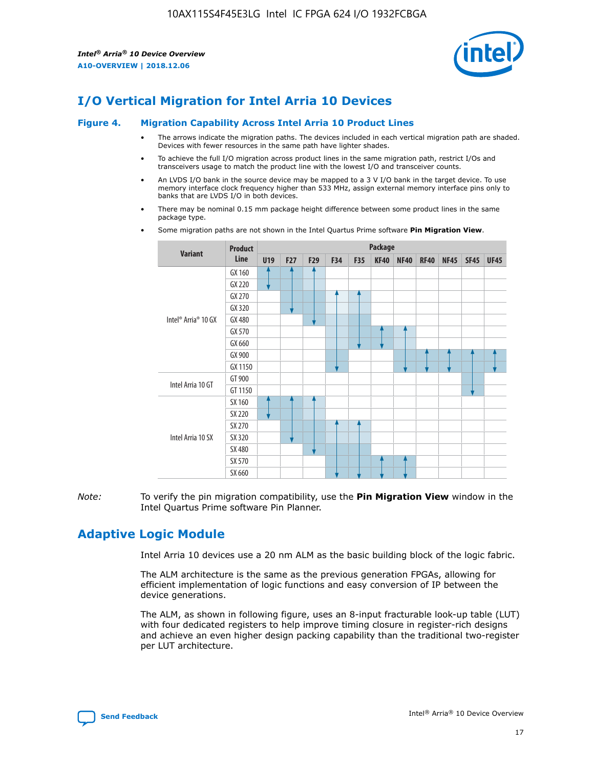# I/O Vertical Migration for Intel Arria 10 Devices

**Figure 4. Migration Capability Across Intel Arria 10 Product Lines**

- The arrows indicate the migration paths. The devices included in each vertical migration path are shaded. Devices with fewer resources in the same path have lighter shades.
- To achieve the full I/O migration across product lines in the same migration path, restrict I/Os and transceivers usage to match the product line with the lowest I/O and transceiver counts.
- An LVDS I/O bank in the source device may be mapped to a 3 V I/O bank in the target device. To use memory interface clock frequency higher than 533 MHz, assign external memory interface pins only to banks that are LVDS I/O in both devices.
- There may be nominal 0.15 mm package height difference between some product lines in the same package type.
- Some migration paths are not shown in the Intel Quartus Prime software **Pin Migration View**.

| Variant | Product Line | Package | | | | | | | | | | |
|---|---|---|---|---|---|---|---|---|---|---|---|---|
| | | U19 | F27 | F29 | F34 | F35 | KF40 | NF40 | RF40 | NF45 | SF45 | UF45 |
| Intel® Arria® 10 GX | GX 160 | | | | | | | | | | | |
| | GX 220 | | | | | | | | | | | |
| | GX 270 | | | | | | | | | | | |
| | GX 320 | | | | | | | | | | | |
| | GX 480 | | | | | | | | | | | |
| | GX 570 | | | | | | | | | | | |
| | GX 660 | | | | | | | | | | | |
| | GX 900 | | | | | | | | | | | |
| | GX 1150 | | | | | | | | | | | |
| Intel Arria 10 GT | GT 900 | | | | | | | | | | | |
| | GT 1150 | | | | | | | | | | | |
| Intel Arria 10 SX | SX 160 | | | | | | | | | | | |
| | SX 220 | | | | | | | | | | | |
| | SX 270 | | | | | | | | | | | |
| | SX 320 | | | | | | | | | | | |
| | SX 480 | | | | | | | | | | | |
| | SX 570 | | | | | | | | | | | |
| | SX 660 | | | | | | | | | | | |

*Note:* To verify the pin migration compatibility, use the **Pin Migration View** window in the Intel Quartus Prime software Pin Planner.

# Adaptive Logic Module

Intel Arria 10 devices use a 20 nm ALM as the basic building block of the logic fabric.

The ALM architecture is the same as the previous generation FPGAs, allowing for efficient implementation of logic functions and easy conversion of IP between the device generations.

The ALM, as shown in following figure, uses an 8-input fracturable look-up table (LUT) with four dedicated registers to help improve timing closure in register-rich designs and achieve an even higher design packing capability than the traditional two-register per LUT architecture.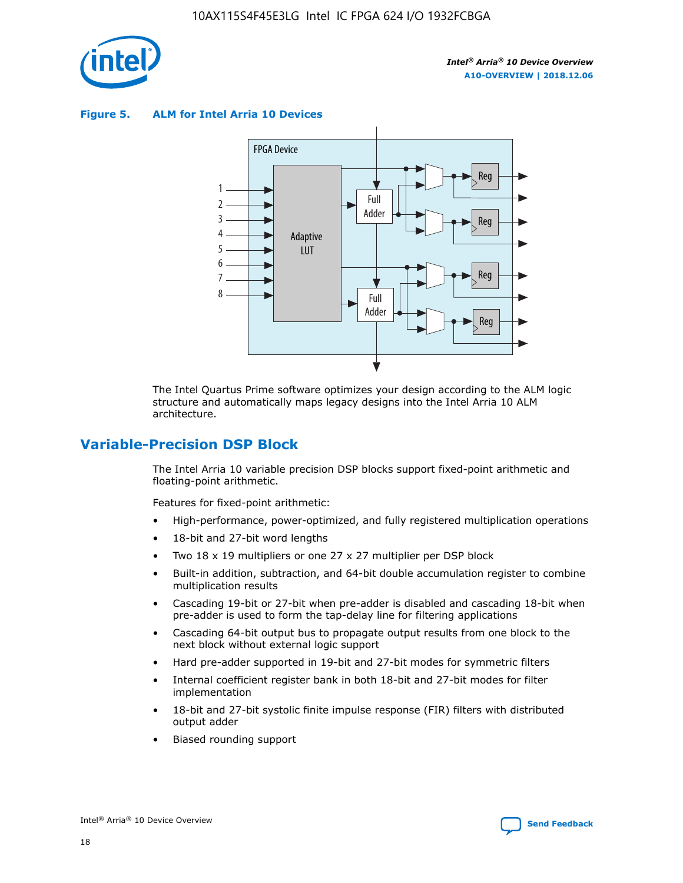**Figure 5. ALM for Intel Arria 10 Devices**

The Intel Quartus Prime software optimizes your design according to the ALM logic structure and automatically maps legacy designs into the Intel Arria 10 ALM architecture.

## Variable-Precision DSP Block

The Intel Arria 10 variable precision DSP blocks support fixed-point arithmetic and floating-point arithmetic.

Features for fixed-point arithmetic:

- High-performance, power-optimized, and fully registered multiplication operations
- 18-bit and 27-bit word lengths
- Two 18 x 19 multipliers or one 27 x 27 multiplier per DSP block
- Built-in addition, subtraction, and 64-bit double accumulation register to combine multiplication results
- Cascading 19-bit or 27-bit when pre-adder is disabled and cascading 18-bit when pre-adder is used to form the tap-delay line for filtering applications
- Cascading 64-bit output bus to propagate output results from one block to the next block without external logic support
- Hard pre-adder supported in 19-bit and 27-bit modes for symmetric filters
- Internal coefficient register bank in both 18-bit and 27-bit modes for filter implementation
- 18-bit and 27-bit systolic finite impulse response (FIR) filters with distributed output adder
- Biased rounding support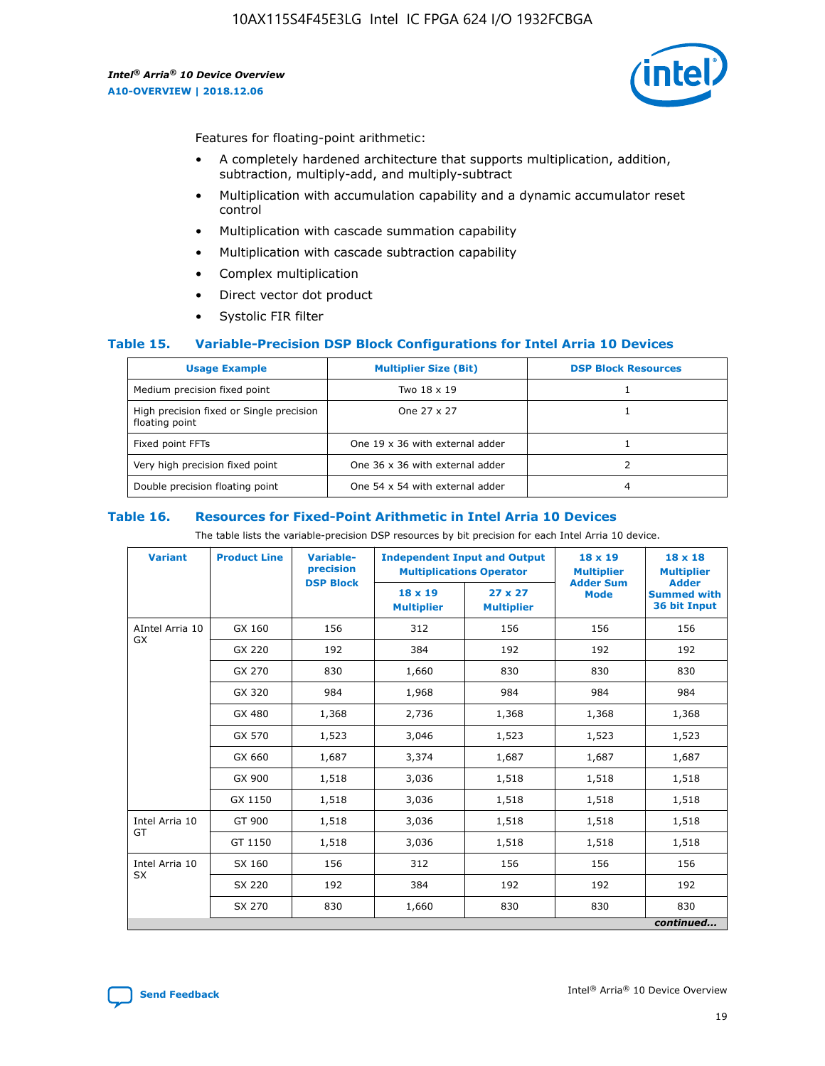Features for floating-point arithmetic:

- A completely hardened architecture that supports multiplication, addition, subtraction, multiply-add, and multiply-subtract
- Multiplication with accumulation capability and a dynamic accumulator reset control
- Multiplication with cascade summation capability
- Multiplication with cascade subtraction capability
- Complex multiplication
- Direct vector dot product
- Systolic FIR filter

### Table 15. Variable-Precision DSP Block Configurations for Intel Arria 10 Devices

| Usage Example | Multiplier Size (Bit) | DSP Block Resources |
|---|---|---|
| Medium precision fixed point | Two 18 x 19 | 1 |
| High precision fixed or Single precision floating point | One 27 x 27 | 1 |
| Fixed point FFTs | One 19 x 36 with external adder | 1 |
| Very high precision fixed point | One 36 x 36 with external adder | 2 |
| Double precision floating point | One 54 x 54 with external adder | 4 |

### Table 16. Resources for Fixed-Point Arithmetic in Intel Arria 10 Devices

The table lists the variable-precision DSP resources by bit precision for each Intel Arria 10 device.

| Variant | Product Line | Variable-precision DSP Block | Independent Input and Output Multiplications Operator | | 18 x 19 Multiplier Adder Sum Mode | 18 x 18 Multiplier Adder Summed with 36 bit Input |
|---|---|---|---|---|---|---|
| | | | 18 x 19 Multiplier | 27 x 27 Multiplier | | |
| AIntel Arria 10 GX | GX 160 | 156 | 312 | 156 | 156 | 156 |
| | GX 220 | 192 | 384 | 192 | 192 | 192 |
| | GX 270 | 830 | 1,660 | 830 | 830 | 830 |
| | GX 320 | 984 | 1,968 | 984 | 984 | 984 |
| | GX 480 | 1,368 | 2,736 | 1,368 | 1,368 | 1,368 |
| | GX 570 | 1,523 | 3,046 | 1,523 | 1,523 | 1,523 |
| | GX 660 | 1,687 | 3,374 | 1,687 | 1,687 | 1,687 |
| | GX 900 | 1,518 | 3,036 | 1,518 | 1,518 | 1,518 |
| | GX 1150 | 1,518 | 3,036 | 1,518 | 1,518 | 1,518 |
| Intel Arria 10 GT | GT 900 | 1,518 | 3,036 | 1,518 | 1,518 | 1,518 |
| | GT 1150 | 1,518 | 3,036 | 1,518 | 1,518 | 1,518 |
| Intel Arria 10 SX | SX 160 | 156 | 312 | 156 | 156 | 156 |
| | SX 220 | 192 | 384 | 192 | 192 | 192 |
| | SX 270 | 830 | 1,660 | 830 | 830 | 830 |

*continued...*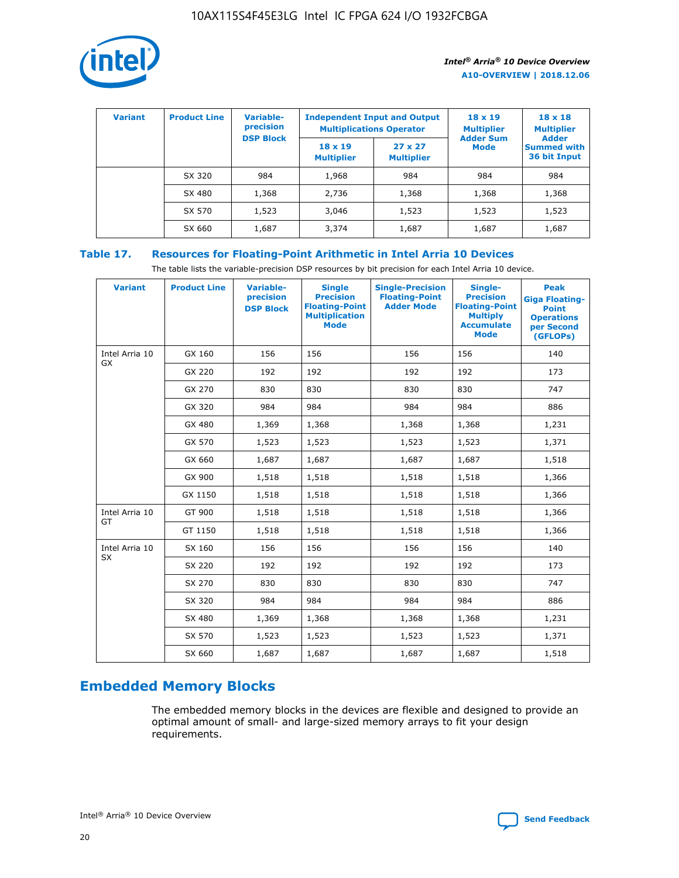| Variant | Product Line | Variable-precision DSP Block | Independent Input and Output Multiplications Operator | | 18 x 19 Multiplier Adder Sum Mode | 18 x 18 Multiplier Adder Summed with 36 bit Input |
|---|---|---|---|---|---|---|
| | | | 18 x 19 Multiplier | 27 x 27 Multiplier | | |
| | SX 320 | 984 | 1,968 | 984 | 984 | 984 |
| | SX 480 | 1,368 | 2,736 | 1,368 | 1,368 | 1,368 |
| | SX 570 | 1,523 | 3,046 | 1,523 | 1,523 | 1,523 |
| | SX 660 | 1,687 | 3,374 | 1,687 | 1,687 | 1,687 |

## Table 17. Resources for Floating-Point Arithmetic in Intel Arria 10 Devices

The table lists the variable-precision DSP resources by bit precision for each Intel Arria 10 device.

| Variant | Product Line | Variable-precision DSP Block | Single Precision Floating-Point Multiplication Mode | Single-Precision Floating-Point Adder Mode | Single-Precision Floating-Point Multiply Accumulate Mode | Peak Giga Floating-Point Operations per Second (GFLOPs) |
|---|---|---|---|---|---|---|
| Intel Arria 10 GX | GX 160 | 156 | 156 | 156 | 156 | 140 |
| | GX 220 | 192 | 192 | 192 | 192 | 173 |
| | GX 270 | 830 | 830 | 830 | 830 | 747 |
| | GX 320 | 984 | 984 | 984 | 984 | 886 |
| | GX 480 | 1,369 | 1,368 | 1,368 | 1,368 | 1,231 |
| | GX 570 | 1,523 | 1,523 | 1,523 | 1,523 | 1,371 |
| | GX 660 | 1,687 | 1,687 | 1,687 | 1,687 | 1,518 |
| | GX 900 | 1,518 | 1,518 | 1,518 | 1,518 | 1,366 |
| | GX 1150 | 1,518 | 1,518 | 1,518 | 1,518 | 1,366 |
| Intel Arria 10 GT | GT 900 | 1,518 | 1,518 | 1,518 | 1,518 | 1,366 |
| | GT 1150 | 1,518 | 1,518 | 1,518 | 1,518 | 1,366 |
| Intel Arria 10 SX | SX 160 | 156 | 156 | 156 | 156 | 140 |
| | SX 220 | 192 | 192 | 192 | 192 | 173 |
| | SX 270 | 830 | 830 | 830 | 830 | 747 |
| | SX 320 | 984 | 984 | 984 | 984 | 886 |
| | SX 480 | 1,369 | 1,368 | 1,368 | 1,368 | 1,231 |
| | SX 570 | 1,523 | 1,523 | 1,523 | 1,523 | 1,371 |
| | SX 660 | 1,687 | 1,687 | 1,687 | 1,687 | 1,518 |

# Embedded Memory Blocks

The embedded memory blocks in the devices are flexible and designed to provide an optimal amount of small- and large-sized memory arrays to fit your design requirements.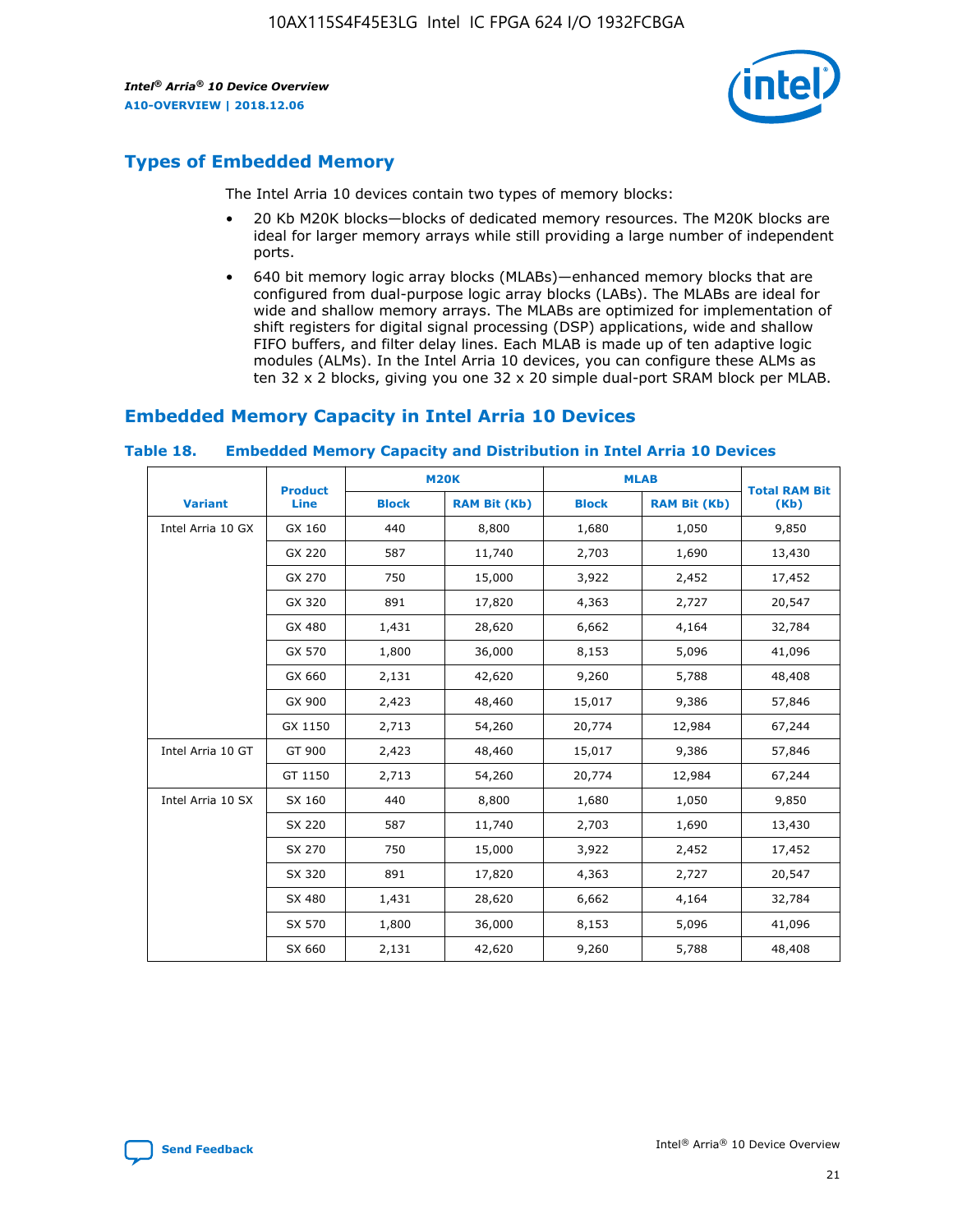## Types of Embedded Memory

The Intel Arria 10 devices contain two types of memory blocks:

- 20 Kb M20K blocks—blocks of dedicated memory resources. The M20K blocks are ideal for larger memory arrays while still providing a large number of independent ports.
- 640 bit memory logic array blocks (MLABs)—enhanced memory blocks that are configured from dual-purpose logic array blocks (LABs). The MLABs are ideal for wide and shallow memory arrays. The MLABs are optimized for implementation of shift registers for digital signal processing (DSP) applications, wide and shallow FIFO buffers, and filter delay lines. Each MLAB is made up of ten adaptive logic modules (ALMs). In the Intel Arria 10 devices, you can configure these ALMs as ten 32 x 2 blocks, giving you one 32 x 20 simple dual-port SRAM block per MLAB.

## Embedded Memory Capacity in Intel Arria 10 Devices

### Table 18. Embedded Memory Capacity and Distribution in Intel Arria 10 Devices

| Variant | Product Line | M20K | | MLAB | | Total RAM Bit (Kb) |
|---|---|---|---|---|---|---|
| | | Block | RAM Bit (Kb) | Block | RAM Bit (Kb) | |
| Intel Arria 10 GX | GX 160 | 440 | 8,800 | 1,680 | 1,050 | 9,850 |
| | GX 220 | 587 | 11,740 | 2,703 | 1,690 | 13,430 |
| | GX 270 | 750 | 15,000 | 3,922 | 2,452 | 17,452 |
| | GX 320 | 891 | 17,820 | 4,363 | 2,727 | 20,547 |
| | GX 480 | 1,431 | 28,620 | 6,662 | 4,164 | 32,784 |
| | GX 570 | 1,800 | 36,000 | 8,153 | 5,096 | 41,096 |
| | GX 660 | 2,131 | 42,620 | 9,260 | 5,788 | 48,408 |
| | GX 900 | 2,423 | 48,460 | 15,017 | 9,386 | 57,846 |
| | GX 1150 | 2,713 | 54,260 | 20,774 | 12,984 | 67,244 |
| Intel Arria 10 GT | GT 900 | 2,423 | 48,460 | 15,017 | 9,386 | 57,846 |
| | GT 1150 | 2,713 | 54,260 | 20,774 | 12,984 | 67,244 |
| Intel Arria 10 SX | SX 160 | 440 | 8,800 | 1,680 | 1,050 | 9,850 |
| | SX 220 | 587 | 11,740 | 2,703 | 1,690 | 13,430 |
| | SX 270 | 750 | 15,000 | 3,922 | 2,452 | 17,452 |
| | SX 320 | 891 | 17,820 | 4,363 | 2,727 | 20,547 |
| | SX 480 | 1,431 | 28,620 | 6,662 | 4,164 | 32,784 |
| | SX 570 | 1,800 | 36,000 | 8,153 | 5,096 | 41,096 |
| | SX 660 | 2,131 | 42,620 | 9,260 | 5,788 | 48,408 |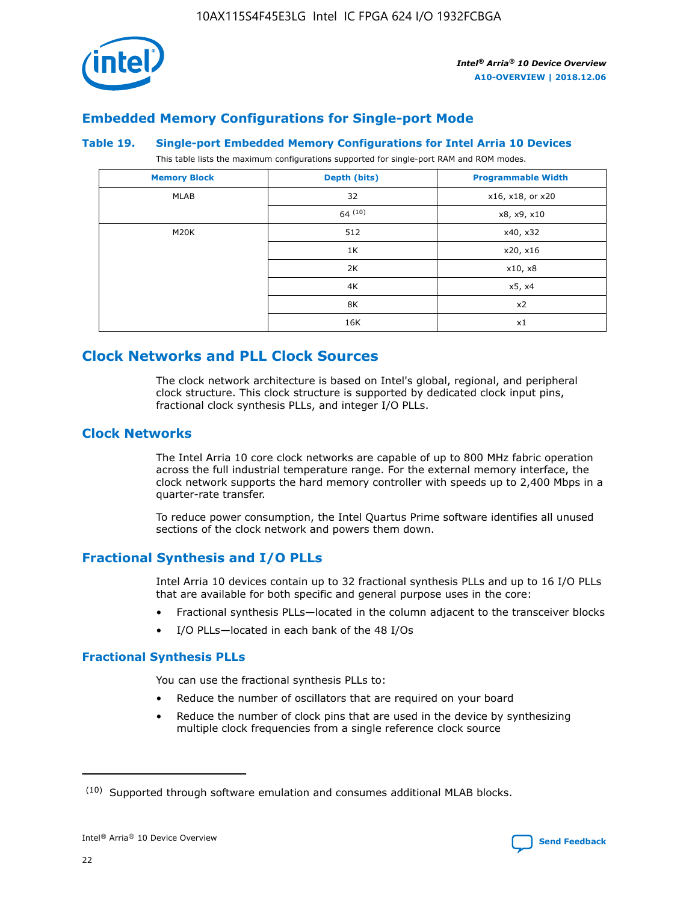## Embedded Memory Configurations for Single-port Mode

### Table 19. Single-port Embedded Memory Configurations for Intel Arria 10 Devices

This table lists the maximum configurations supported for single-port RAM and ROM modes.

| Memory Block | Depth (bits) | Programmable Width |
|---|---|---|
| MLAB | 32 | x16, x18, or x20 |
| | 64 (10) | x8, x9, x10 |
| M20K | 512 | x40, x32 |
| | 1K | x20, x16 |
| | 2K | x10, x8 |
| | 4K | x5, x4 |
| | 8K | x2 |
| | 16K | x1 |

## Clock Networks and PLL Clock Sources

The clock network architecture is based on Intel's global, regional, and peripheral clock structure. This clock structure is supported by dedicated clock input pins, fractional clock synthesis PLLs, and integer I/O PLLs.

## Clock Networks

The Intel Arria 10 core clock networks are capable of up to 800 MHz fabric operation across the full industrial temperature range. For the external memory interface, the clock network supports the hard memory controller with speeds up to 2,400 Mbps in a quarter-rate transfer.

To reduce power consumption, the Intel Quartus Prime software identifies all unused sections of the clock network and powers them down.

## Fractional Synthesis and I/O PLLs

Intel Arria 10 devices contain up to 32 fractional synthesis PLLs and up to 16 I/O PLLs that are available for both specific and general purpose uses in the core:

- Fractional synthesis PLLs—located in the column adjacent to the transceiver blocks
- I/O PLLs—located in each bank of the 48 I/Os

### Fractional Synthesis PLLs

You can use the fractional synthesis PLLs to:

- Reduce the number of oscillators that are required on your board
- Reduce the number of clock pins that are used in the device by synthesizing multiple clock frequencies from a single reference clock source

(10) Supported through software emulation and consumes additional MLAB blocks.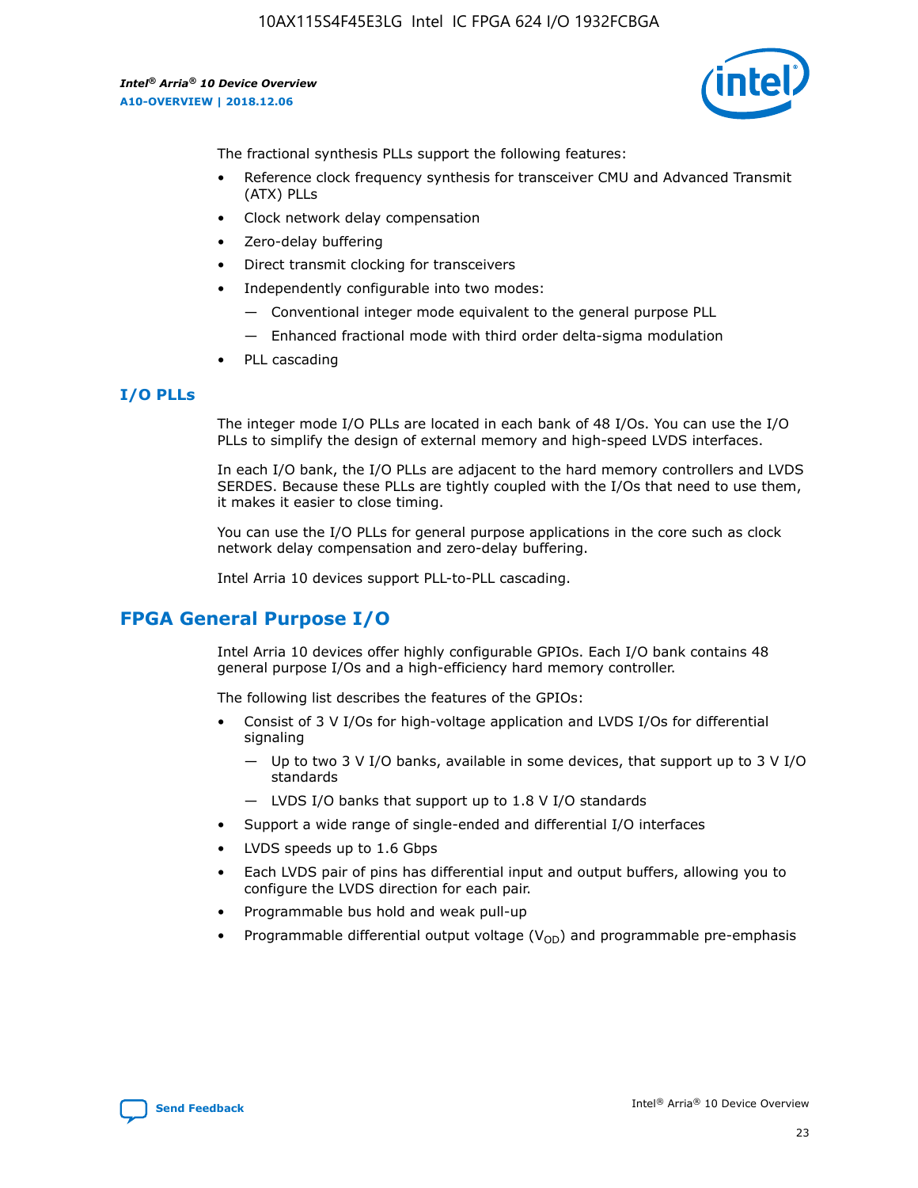The fractional synthesis PLLs support the following features:

- Reference clock frequency synthesis for transceiver CMU and Advanced Transmit (ATX) PLLs
- Clock network delay compensation
- Zero-delay buffering
- Direct transmit clocking for transceivers
- Independently configurable into two modes:
  - — Conventional integer mode equivalent to the general purpose PLL
  - — Enhanced fractional mode with third order delta-sigma modulation
- PLL cascading

### I/O PLLs

The integer mode I/O PLLs are located in each bank of 48 I/Os. You can use the I/O PLLs to simplify the design of external memory and high-speed LVDS interfaces.

In each I/O bank, the I/O PLLs are adjacent to the hard memory controllers and LVDS SERDES. Because these PLLs are tightly coupled with the I/Os that need to use them, it makes it easier to close timing.

You can use the I/O PLLs for general purpose applications in the core such as clock network delay compensation and zero-delay buffering.

Intel Arria 10 devices support PLL-to-PLL cascading.

## FPGA General Purpose I/O

Intel Arria 10 devices offer highly configurable GPIOs. Each I/O bank contains 48 general purpose I/Os and a high-efficiency hard memory controller.

The following list describes the features of the GPIOs:

- Consist of 3 V I/Os for high-voltage application and LVDS I/Os for differential signaling
  - — Up to two 3 V I/O banks, available in some devices, that support up to 3 V I/O standards
  - — LVDS I/O banks that support up to 1.8 V I/O standards
- Support a wide range of single-ended and differential I/O interfaces
- LVDS speeds up to 1.6 Gbps
- Each LVDS pair of pins has differential input and output buffers, allowing you to configure the LVDS direction for each pair.
- Programmable bus hold and weak pull-up
- Programmable differential output voltage ($V_{OD}$) and programmable pre-emphasis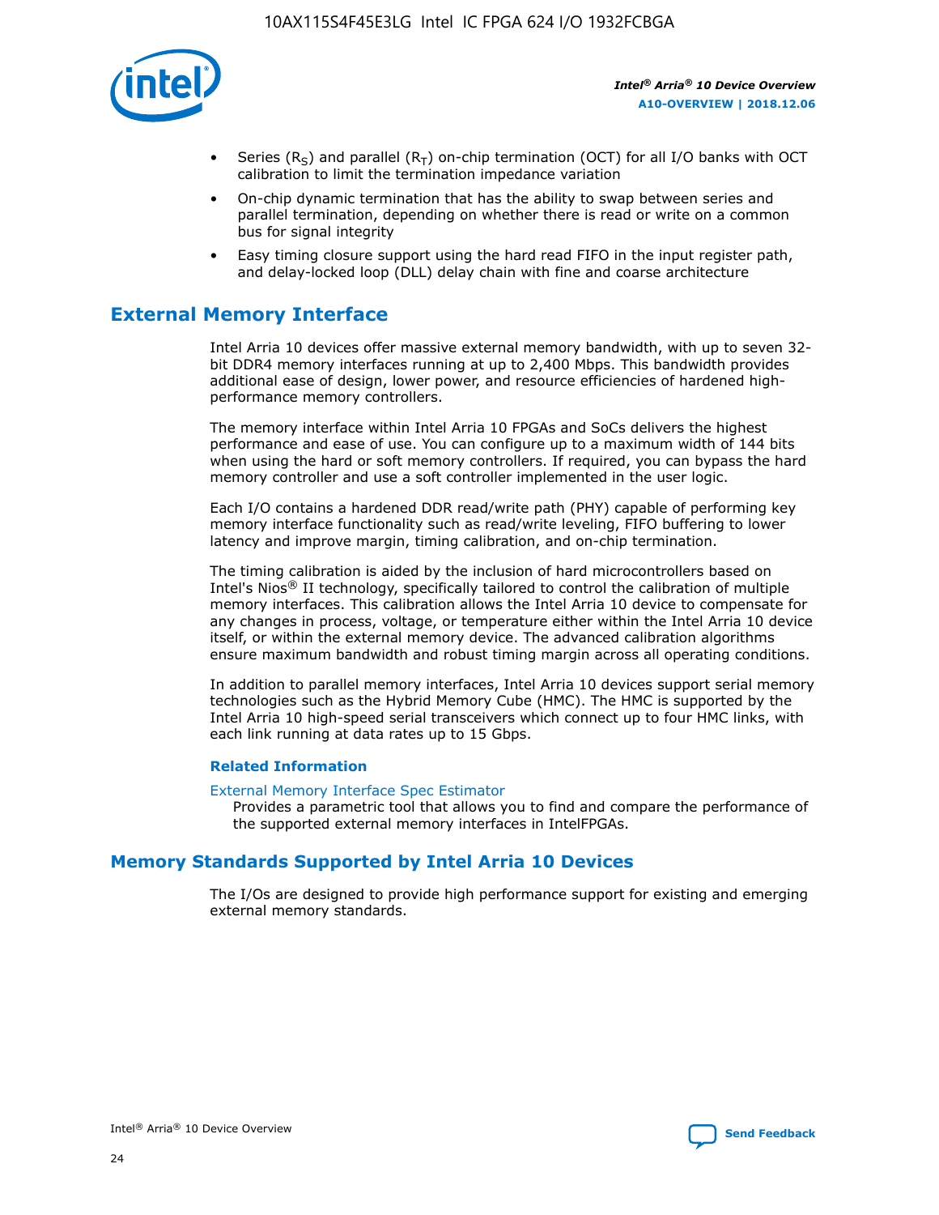- Series ($R_S$) and parallel ($R_T$) on-chip termination (OCT) for all I/O banks with OCT calibration to limit the termination impedance variation
- On-chip dynamic termination that has the ability to swap between series and parallel termination, depending on whether there is read or write on a common bus for signal integrity
- Easy timing closure support using the hard read FIFO in the input register path, and delay-locked loop (DLL) delay chain with fine and coarse architecture

## External Memory Interface

Intel Arria 10 devices offer massive external memory bandwidth, with up to seven 32-bit DDR4 memory interfaces running at up to 2,400 Mbps. This bandwidth provides additional ease of design, lower power, and resource efficiencies of hardened high-performance memory controllers.

The memory interface within Intel Arria 10 FPGAs and SoCs delivers the highest performance and ease of use. You can configure up to a maximum width of 144 bits when using the hard or soft memory controllers. If required, you can bypass the hard memory controller and use a soft controller implemented in the user logic.

Each I/O contains a hardened DDR read/write path (PHY) capable of performing key memory interface functionality such as read/write leveling, FIFO buffering to lower latency and improve margin, timing calibration, and on-chip termination.

The timing calibration is aided by the inclusion of hard microcontrollers based on Intel's Nios® II technology, specifically tailored to control the calibration of multiple memory interfaces. This calibration allows the Intel Arria 10 device to compensate for any changes in process, voltage, or temperature either within the Intel Arria 10 device itself, or within the external memory device. The advanced calibration algorithms ensure maximum bandwidth and robust timing margin across all operating conditions.

In addition to parallel memory interfaces, Intel Arria 10 devices support serial memory technologies such as the Hybrid Memory Cube (HMC). The HMC is supported by the Intel Arria 10 high-speed serial transceivers which connect up to four HMC links, with each link running at data rates up to 15 Gbps.

### Related Information

External Memory Interface Spec Estimator
Provides a parametric tool that allows you to find and compare the performance of the supported external memory interfaces in IntelFPGAs.

## Memory Standards Supported by Intel Arria 10 Devices

The I/Os are designed to provide high performance support for existing and emerging external memory standards.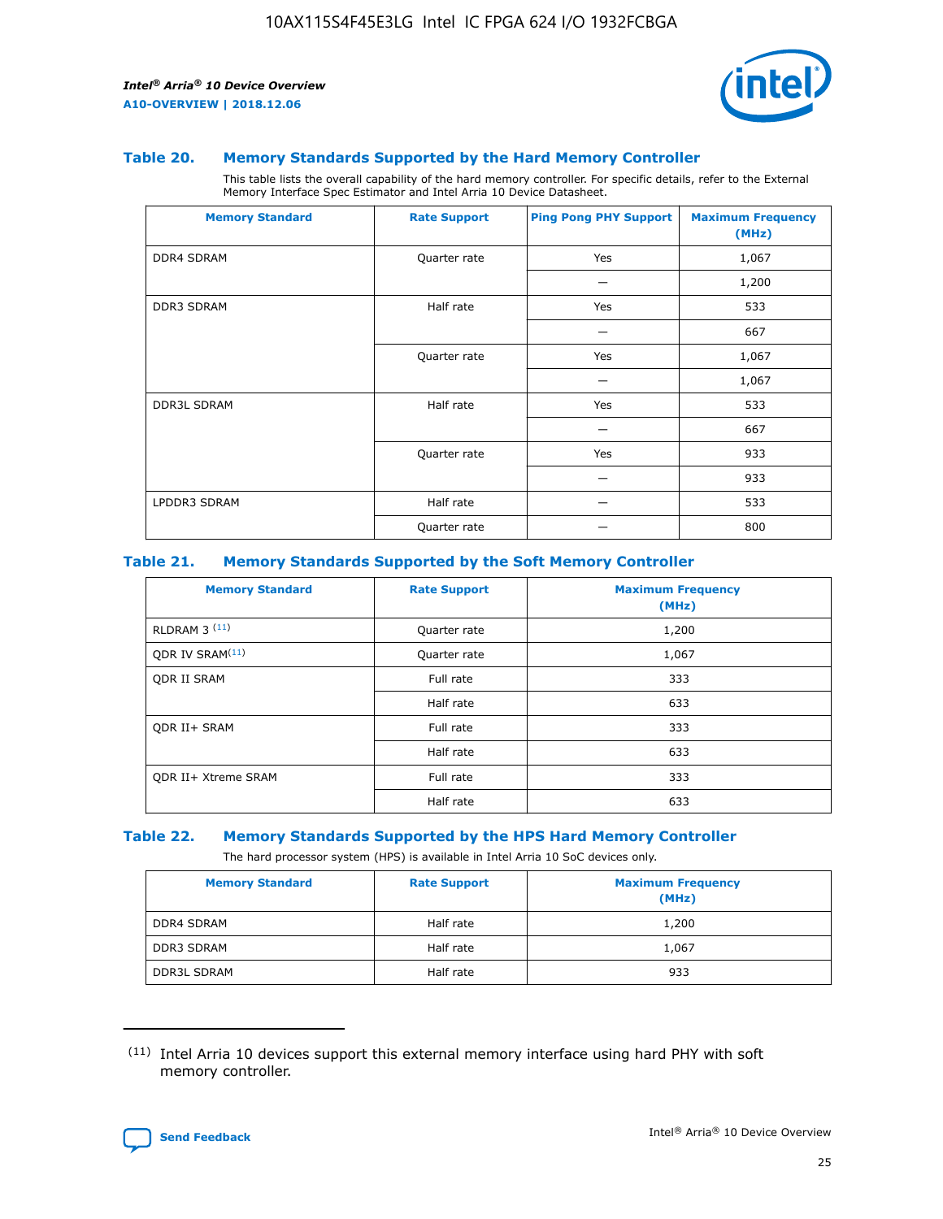### Table 20. Memory Standards Supported by the Hard Memory Controller

This table lists the overall capability of the hard memory controller. For specific details, refer to the External Memory Interface Spec Estimator and Intel Arria 10 Device Datasheet.

| Memory Standard | Rate Support | Ping Pong PHY Support | Maximum Frequency (MHz) |
|---|---|---|---|
| DDR4 SDRAM | Quarter rate | Yes | 1,067 |
| | | — | 1,200 |
| DDR3 SDRAM | Half rate | Yes | 533 |
| | | — | 667 |
| | Quarter rate | Yes | 1,067 |
| | | — | 1,067 |
| DDR3L SDRAM | Half rate | Yes | 533 |
| | | — | 667 |
| | Quarter rate | Yes | 933 |
| | | — | 933 |
| LPDDR3 SDRAM | Half rate | — | 533 |
| | Quarter rate | — | 800 |

### Table 21. Memory Standards Supported by the Soft Memory Controller

| Memory Standard | Rate Support | Maximum Frequency (MHz) |
|---|---|---|
| RLDRAM 3 (11) | Quarter rate | 1,200 |
| QDR IV SRAM(11) | Quarter rate | 1,067 |
| QDR II SRAM | Full rate | 333 |
| | Half rate | 633 |
| QDR II+ SRAM | Full rate | 333 |
| | Half rate | 633 |
| QDR II+ Xtreme SRAM | Full rate | 333 |
| | Half rate | 633 |

### Table 22. Memory Standards Supported by the HPS Hard Memory Controller

The hard processor system (HPS) is available in Intel Arria 10 SoC devices only.

| Memory Standard | Rate Support | Maximum Frequency (MHz) |
|---|---|---|
| DDR4 SDRAM | Half rate | 1,200 |
| DDR3 SDRAM | Half rate | 1,067 |
| DDR3L SDRAM | Half rate | 933 |

(11) Intel Arria 10 devices support this external memory interface using hard PHY with soft memory controller.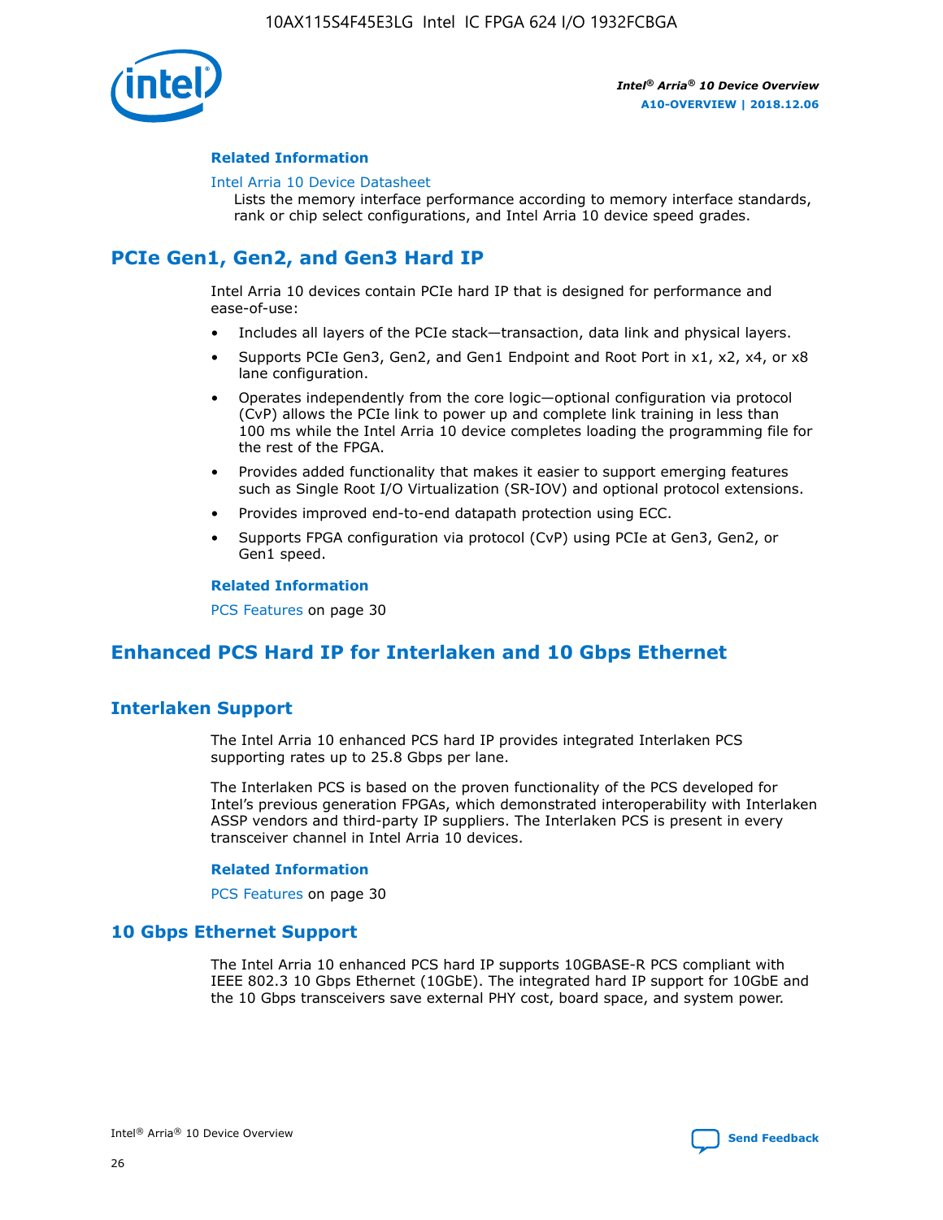#### Related Information

Intel Arria 10 Device Datasheet
Lists the memory interface performance according to memory interface standards, rank or chip select configurations, and Intel Arria 10 device speed grades.

## PCIe Gen1, Gen2, and Gen3 Hard IP

Intel Arria 10 devices contain PCIe hard IP that is designed for performance and ease-of-use:

- Includes all layers of the PCIe stack—transaction, data link and physical layers.
- Supports PCIe Gen3, Gen2, and Gen1 Endpoint and Root Port in x1, x2, x4, or x8 lane configuration.
- Operates independently from the core logic—optional configuration via protocol (CvP) allows the PCIe link to power up and complete link training in less than 100 ms while the Intel Arria 10 device completes loading the programming file for the rest of the FPGA.
- Provides added functionality that makes it easier to support emerging features such as Single Root I/O Virtualization (SR-IOV) and optional protocol extensions.
- Provides improved end-to-end datapath protection using ECC.
- Supports FPGA configuration via protocol (CvP) using PCIe at Gen3, Gen2, or Gen1 speed.

#### Related Information

PCS Features on page 30

## Enhanced PCS Hard IP for Interlaken and 10 Gbps Ethernet

### Interlaken Support

The Intel Arria 10 enhanced PCS hard IP provides integrated Interlaken PCS supporting rates up to 25.8 Gbps per lane.

The Interlaken PCS is based on the proven functionality of the PCS developed for Intel's previous generation FPGAs, which demonstrated interoperability with Interlaken ASSP vendors and third-party IP suppliers. The Interlaken PCS is present in every transceiver channel in Intel Arria 10 devices.

#### Related Information

PCS Features on page 30

### 10 Gbps Ethernet Support

The Intel Arria 10 enhanced PCS hard IP supports 10GBASE-R PCS compliant with IEEE 802.3 10 Gbps Ethernet (10GbE). The integrated hard IP support for 10GbE and the 10 Gbps transceivers save external PHY cost, board space, and system power.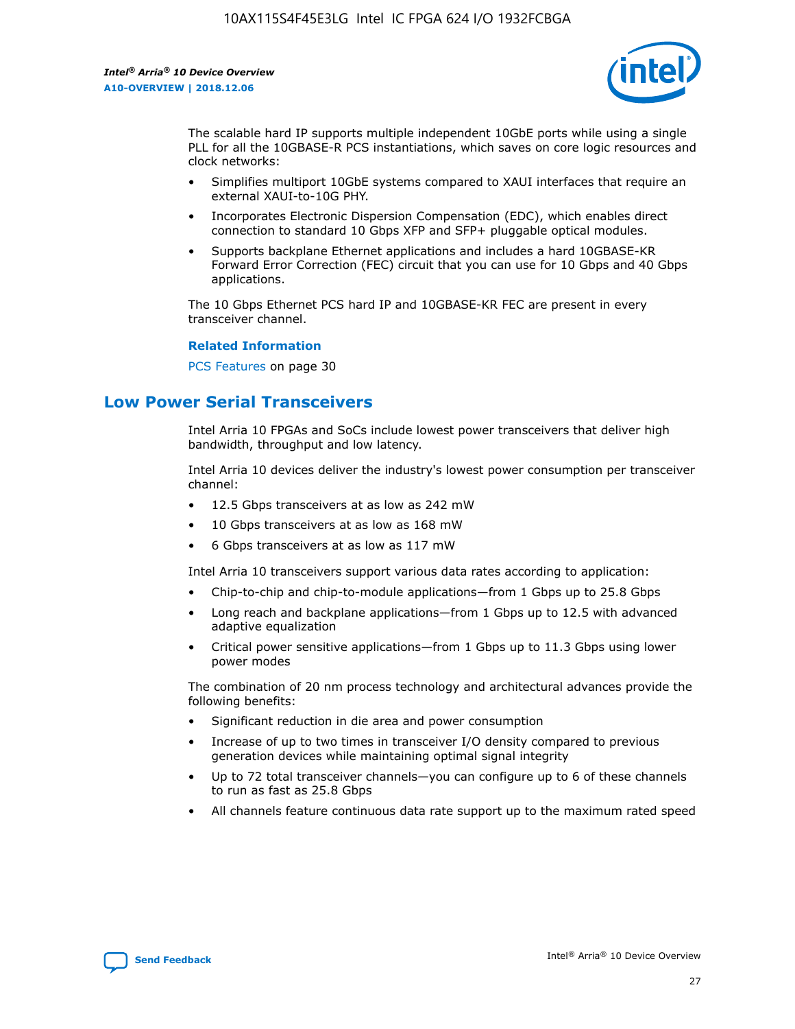The scalable hard IP supports multiple independent 10GbE ports while using a single PLL for all the 10GBASE-R PCS instantiations, which saves on core logic resources and clock networks:

- Simplifies multiport 10GbE systems compared to XAUI interfaces that require an external XAUI-to-10G PHY.
- Incorporates Electronic Dispersion Compensation (EDC), which enables direct connection to standard 10 Gbps XFP and SFP+ pluggable optical modules.
- Supports backplane Ethernet applications and includes a hard 10GBASE-KR Forward Error Correction (FEC) circuit that you can use for 10 Gbps and 40 Gbps applications.

The 10 Gbps Ethernet PCS hard IP and 10GBASE-KR FEC are present in every transceiver channel.

**Related Information**

PCS Features on page 30

## Low Power Serial Transceivers

Intel Arria 10 FPGAs and SoCs include lowest power transceivers that deliver high bandwidth, throughput and low latency.

Intel Arria 10 devices deliver the industry's lowest power consumption per transceiver channel:

- 12.5 Gbps transceivers at as low as 242 mW
- 10 Gbps transceivers at as low as 168 mW
- 6 Gbps transceivers at as low as 117 mW

Intel Arria 10 transceivers support various data rates according to application:

- Chip-to-chip and chip-to-module applications—from 1 Gbps up to 25.8 Gbps
- Long reach and backplane applications—from 1 Gbps up to 12.5 with advanced adaptive equalization
- Critical power sensitive applications—from 1 Gbps up to 11.3 Gbps using lower power modes

The combination of 20 nm process technology and architectural advances provide the following benefits:

- Significant reduction in die area and power consumption
- Increase of up to two times in transceiver I/O density compared to previous generation devices while maintaining optimal signal integrity
- Up to 72 total transceiver channels—you can configure up to 6 of these channels to run as fast as 25.8 Gbps
- All channels feature continuous data rate support up to the maximum rated speed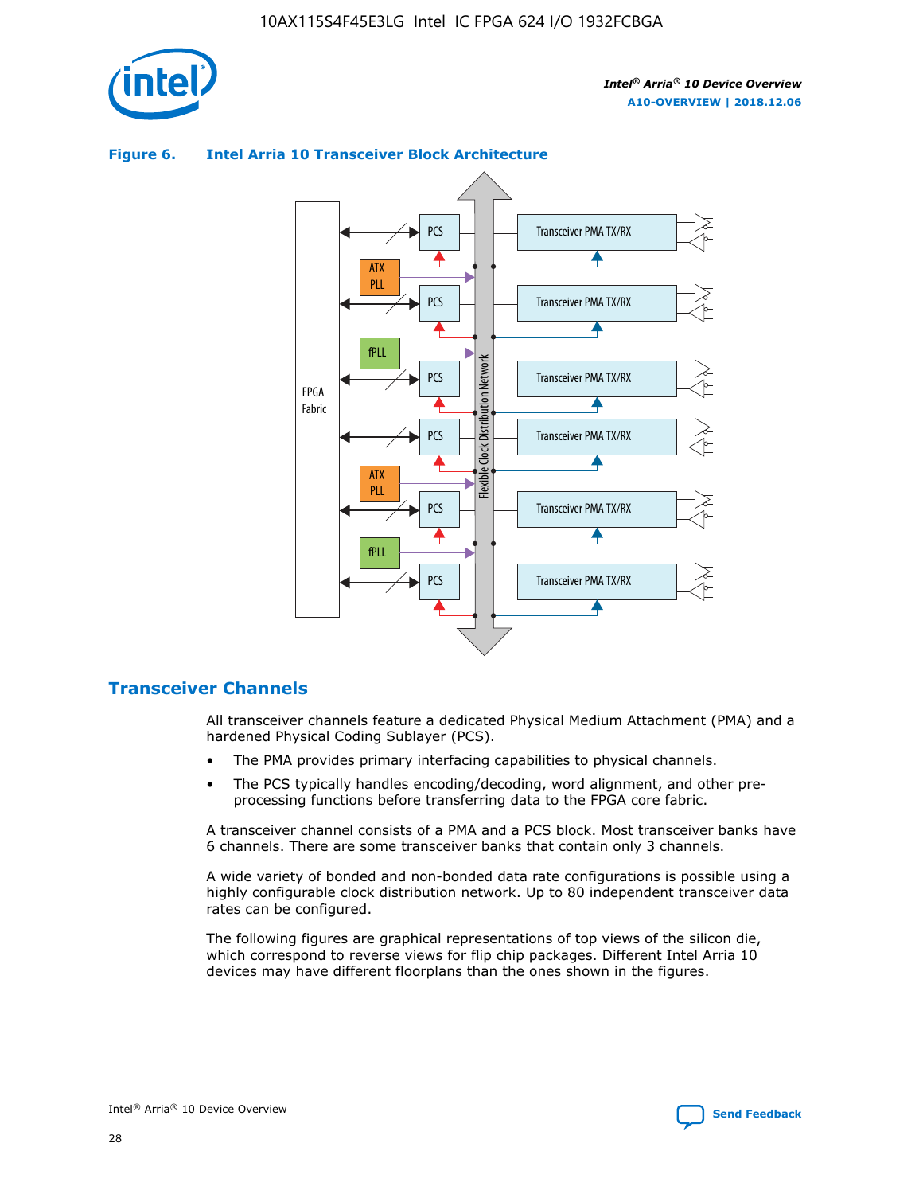**Figure 6. Intel Arria 10 Transceiver Block Architecture**

## Transceiver Channels

All transceiver channels feature a dedicated Physical Medium Attachment (PMA) and a hardened Physical Coding Sublayer (PCS).

- The PMA provides primary interfacing capabilities to physical channels.
- The PCS typically handles encoding/decoding, word alignment, and other pre-processing functions before transferring data to the FPGA core fabric.

A transceiver channel consists of a PMA and a PCS block. Most transceiver banks have 6 channels. There are some transceiver banks that contain only 3 channels.

A wide variety of bonded and non-bonded data rate configurations is possible using a highly configurable clock distribution network. Up to 80 independent transceiver data rates can be configured.

The following figures are graphical representations of top views of the silicon die, which correspond to reverse views for flip chip packages. Different Intel Arria 10 devices may have different floorplans than the ones shown in the figures.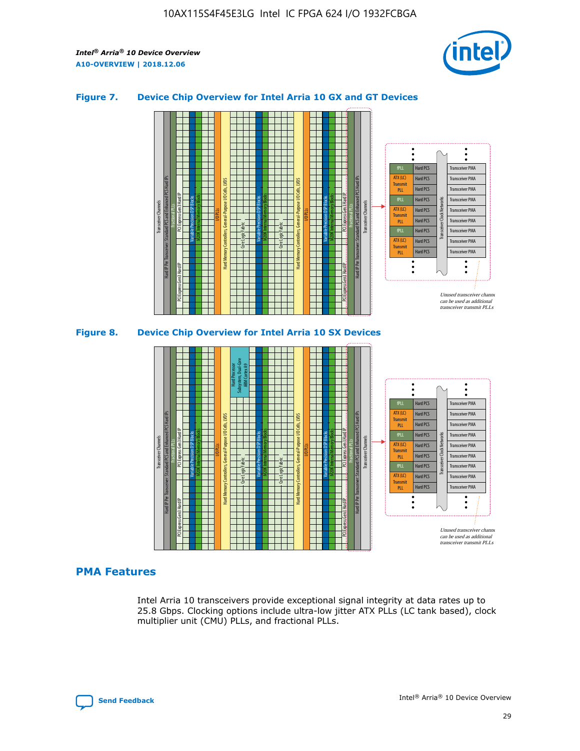## Figure 7. Device Chip Overview for Intel Arria 10 GX and GT Devices

## Figure 8. Device Chip Overview for Intel Arria 10 SX Devices

## PMA Features

Intel Arria 10 transceivers provide exceptional signal integrity at data rates up to 25.8 Gbps. Clocking options include ultra-low jitter ATX PLLs (LC tank based), clock multiplier unit (CMU) PLLs, and fractional PLLs.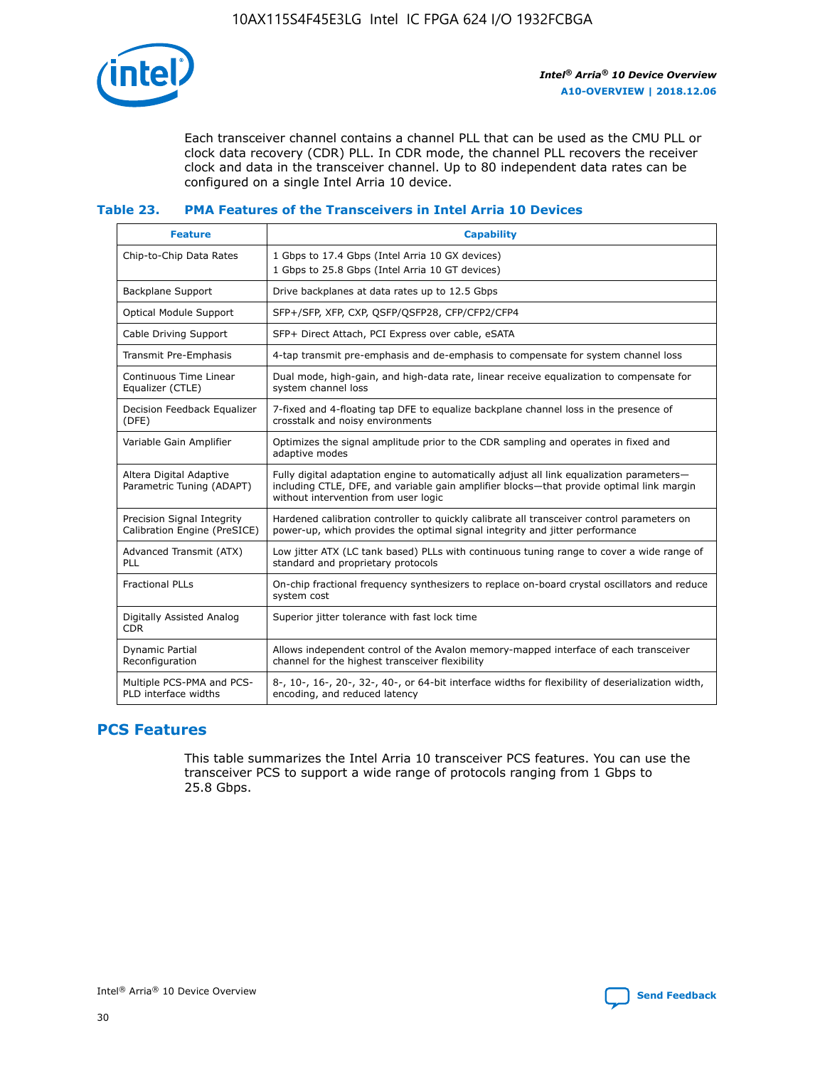Each transceiver channel contains a channel PLL that can be used as the CMU PLL or clock data recovery (CDR) PLL. In CDR mode, the channel PLL recovers the receiver clock and data in the transceiver channel. Up to 80 independent data rates can be configured on a single Intel Arria 10 device.

### Table 23. PMA Features of the Transceivers in Intel Arria 10 Devices

| Feature | Capability |
| --- | --- |
| Chip-to-Chip Data Rates | 1 Gbps to 17.4 Gbps (Intel Arria 10 GX devices)<br>1 Gbps to 25.8 Gbps (Intel Arria 10 GT devices) |
| Backplane Support | Drive backplanes at data rates up to 12.5 Gbps |
| Optical Module Support | SFP+/SFP, XFP, CXP, QSFP/QSFP28, CFP/CFP2/CFP4 |
| Cable Driving Support | SFP+ Direct Attach, PCI Express over cable, eSATA |
| Transmit Pre-Emphasis | 4-tap transmit pre-emphasis and de-emphasis to compensate for system channel loss |
| Continuous Time Linear Equalizer (CTLE) | Dual mode, high-gain, and high-data rate, linear receive equalization to compensate for system channel loss |
| Decision Feedback Equalizer (DFE) | 7-fixed and 4-floating tap DFE to equalize backplane channel loss in the presence of crosstalk and noisy environments |
| Variable Gain Amplifier | Optimizes the signal amplitude prior to the CDR sampling and operates in fixed and adaptive modes |
| Altera Digital Adaptive Parametric Tuning (ADAPT) | Fully digital adaptation engine to automatically adjust all link equalization parameters—including CTLE, DFE, and variable gain amplifier blocks—that provide optimal link margin without intervention from user logic |
| Precision Signal Integrity Calibration Engine (PreSICE) | Hardened calibration controller to quickly calibrate all transceiver control parameters on power-up, which provides the optimal signal integrity and jitter performance |
| Advanced Transmit (ATX) PLL | Low jitter ATX (LC tank based) PLLs with continuous tuning range to cover a wide range of standard and proprietary protocols |
| Fractional PLLs | On-chip fractional frequency synthesizers to replace on-board crystal oscillators and reduce system cost |
| Digitally Assisted Analog CDR | Superior jitter tolerance with fast lock time |
| Dynamic Partial Reconfiguration | Allows independent control of the Avalon memory-mapped interface of each transceiver channel for the highest transceiver flexibility |
| Multiple PCS-PMA and PCS-PLD interface widths | 8-, 10-, 16-, 20-, 32-, 40-, or 64-bit interface widths for flexibility of deserialization width, encoding, and reduced latency |

## PCS Features

This table summarizes the Intel Arria 10 transceiver PCS features. You can use the transceiver PCS to support a wide range of protocols ranging from 1 Gbps to 25.8 Gbps.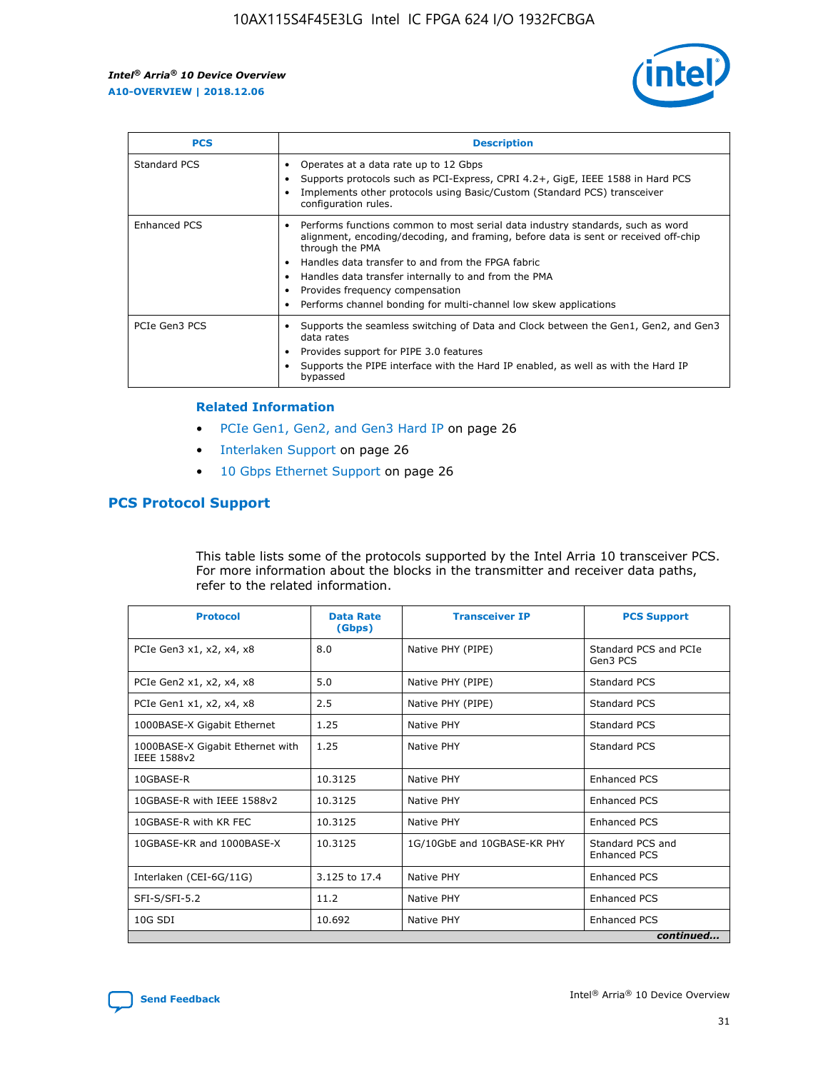| PCS | Description |
| --- | --- |
| Standard PCS | • Operates at a data rate up to 12 Gbps<br>• Supports protocols such as PCI-Express, CPRI 4.2+, GigE, IEEE 1588 in Hard PCS<br>• Implements other protocols using Basic/Custom (Standard PCS) transceiver configuration rules. |
| Enhanced PCS | • Performs functions common to most serial data industry standards, such as word alignment, encoding/decoding, and framing, before data is sent or received off-chip through the PMA<br>• Handles data transfer to and from the FPGA fabric<br>• Handles data transfer internally to and from the PMA<br>• Provides frequency compensation<br>• Performs channel bonding for multi-channel low skew applications |
| PCIe Gen3 PCS | • Supports the seamless switching of Data and Clock between the Gen1, Gen2, and Gen3 data rates<br>• Provides support for PIPE 3.0 features<br>• Supports the PIPE interface with the Hard IP enabled, as well as with the Hard IP bypassed |

### Related Information

- PCIe Gen1, Gen2, and Gen3 Hard IP on page 26
- Interlaken Support on page 26
- 10 Gbps Ethernet Support on page 26

## PCS Protocol Support

This table lists some of the protocols supported by the Intel Arria 10 transceiver PCS. For more information about the blocks in the transmitter and receiver data paths, refer to the related information.

| Protocol | Data Rate (Gbps) | Transceiver IP | PCS Support |
| --- | --- | --- | --- |
| PCIe Gen3 x1, x2, x4, x8 | 8.0 | Native PHY (PIPE) | Standard PCS and PCIe Gen3 PCS |
| PCIe Gen2 x1, x2, x4, x8 | 5.0 | Native PHY (PIPE) | Standard PCS |
| PCIe Gen1 x1, x2, x4, x8 | 2.5 | Native PHY (PIPE) | Standard PCS |
| 1000BASE-X Gigabit Ethernet | 1.25 | Native PHY | Standard PCS |
| 1000BASE-X Gigabit Ethernet with IEEE 1588v2 | 1.25 | Native PHY | Standard PCS |
| 10GBASE-R | 10.3125 | Native PHY | Enhanced PCS |
| 10GBASE-R with IEEE 1588v2 | 10.3125 | Native PHY | Enhanced PCS |
| 10GBASE-R with KR FEC | 10.3125 | Native PHY | Enhanced PCS |
| 10GBASE-KR and 1000BASE-X | 10.3125 | 1G/10GbE and 10GBASE-KR PHY | Standard PCS and Enhanced PCS |
| Interlaken (CEI-6G/11G) | 3.125 to 17.4 | Native PHY | Enhanced PCS |
| SFI-S/SFI-5.2 | 11.2 | Native PHY | Enhanced PCS |
| 10G SDI | 10.692 | Native PHY | Enhanced PCS |

*continued...*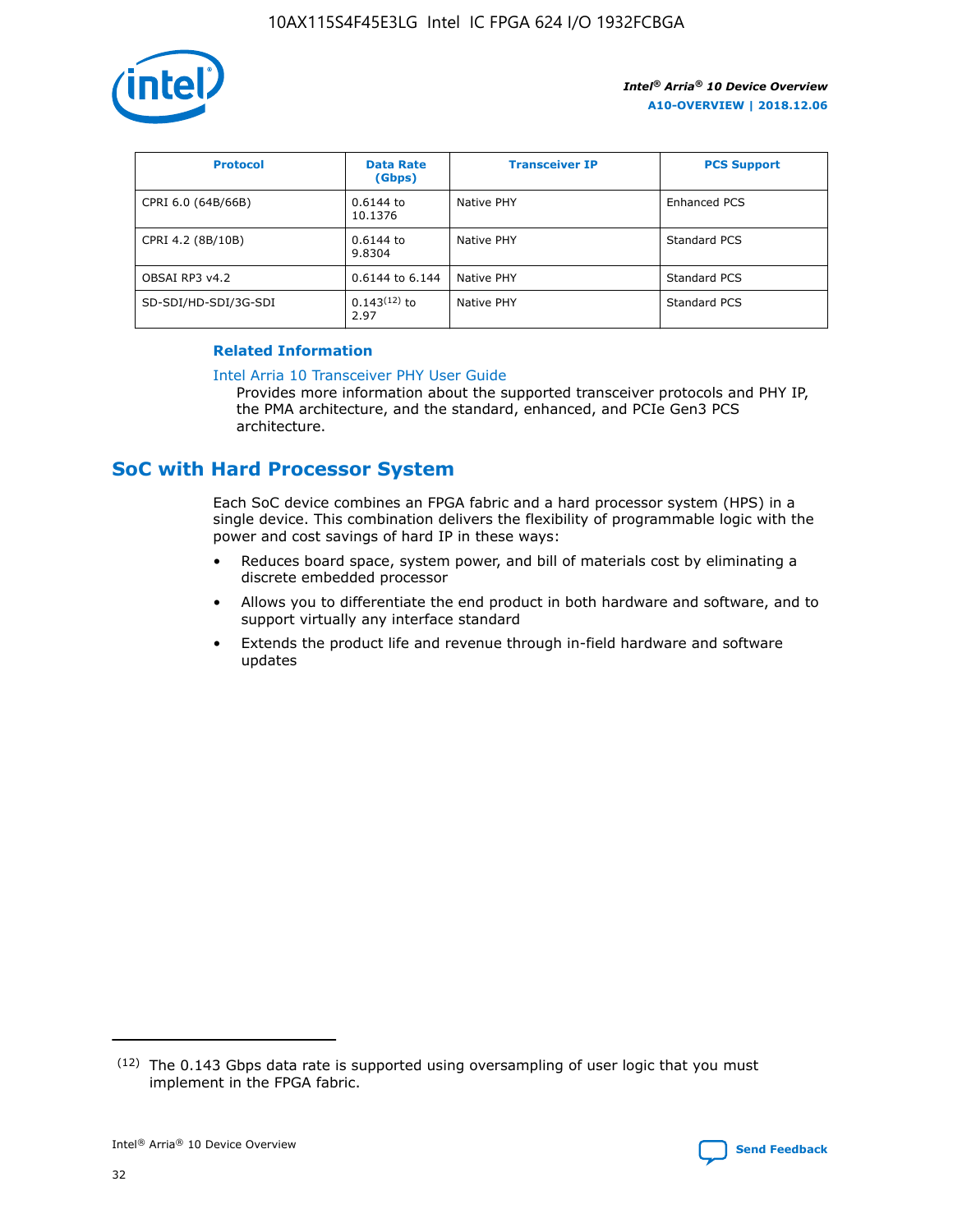| Protocol | Data Rate (Gbps) | Transceiver IP | PCS Support |
| --- | --- | --- | --- |
| CPRI 6.0 (64B/66B) | 0.6144 to 10.1376 | Native PHY | Enhanced PCS |
| CPRI 4.2 (8B/10B) | 0.6144 to 9.8304 | Native PHY | Standard PCS |
| OBSAI RP3 v4.2 | 0.6144 to 6.144 | Native PHY | Standard PCS |
| SD-SDI/HD-SDI/3G-SDI | 0.143[12] to 2.97 | Native PHY | Standard PCS |

**Related Information**

Intel Arria 10 Transceiver PHY User Guide
Provides more information about the supported transceiver protocols and PHY IP, the PMA architecture, and the standard, enhanced, and PCIe Gen3 PCS architecture.

## SoC with Hard Processor System

Each SoC device combines an FPGA fabric and a hard processor system (HPS) in a single device. This combination delivers the flexibility of programmable logic with the power and cost savings of hard IP in these ways:

- Reduces board space, system power, and bill of materials cost by eliminating a discrete embedded processor
- Allows you to differentiate the end product in both hardware and software, and to support virtually any interface standard
- Extends the product life and revenue through in-field hardware and software updates

(12) The 0.143 Gbps data rate is supported using oversampling of user logic that you must implement in the FPGA fabric.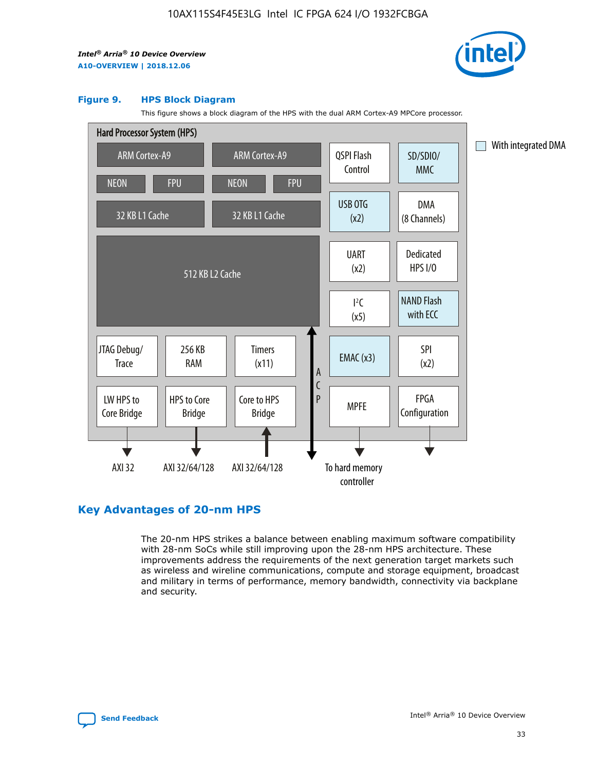Figure 9. HPS Block Diagram

This figure shows a block diagram of the HPS with the dual ARM Cortex-A9 MPCore processor.

Hard Processor System (HPS)

ARM Cortex-A9 | ARM Cortex-A9 | QSPI Flash Control | SD/SDIO/MMC

NEON | FPU | NEON | FPU

32 KB L1 Cache | 32 KB L1 Cache | USB OTG (x2) | DMA (8 Channels)

512 KB L2 Cache | UART (x2) | Dedicated HPS I/O | I²C (x5) | NAND Flash with ECC

JTAG Debug/Trace | 256 KB RAM | Timers (x11) | ACP | EMAC (x3) | SPI (x2)

LW HPS to Core Bridge | HPS to Core Bridge | Core to HPS Bridge | MPFE | FPGA Configuration

AXI 32 | AXI 32/64/128 | AXI 32/64/128 | To hard memory controller

With integrated DMA

## Key Advantages of 20-nm HPS

The 20-nm HPS strikes a balance between enabling maximum software compatibility with 28-nm SoCs while still improving upon the 28-nm HPS architecture. These improvements address the requirements of the next generation target markets such as wireless and wireline communications, compute and storage equipment, broadcast and military in terms of performance, memory bandwidth, connectivity via backplane and security.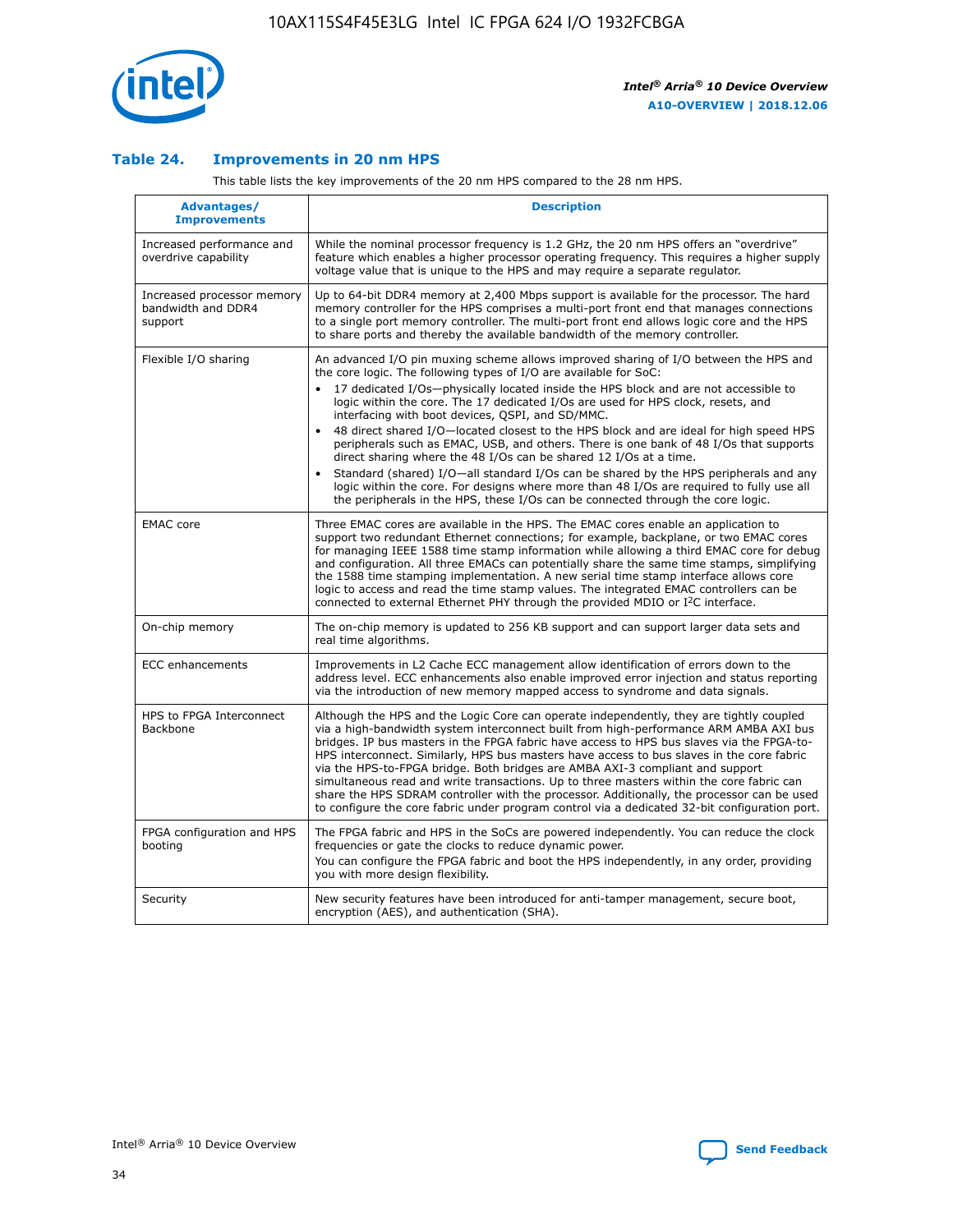### Table 24. Improvements in 20 nm HPS

This table lists the key improvements of the 20 nm HPS compared to the 28 nm HPS.

| Advantages/ Improvements | Description |
|---|---|
| Increased performance and overdrive capability | While the nominal processor frequency is 1.2 GHz, the 20 nm HPS offers an "overdrive" feature which enables a higher processor operating frequency. This requires a higher supply voltage value that is unique to the HPS and may require a separate regulator. |
| Increased processor memory bandwidth and DDR4 support | Up to 64-bit DDR4 memory at 2,400 Mbps support is available for the processor. The hard memory controller for the HPS comprises a multi-port front end that manages connections to a single port memory controller. The multi-port front end allows logic core and the HPS to share ports and thereby the available bandwidth of the memory controller. |
| Flexible I/O sharing | An advanced I/O pin muxing scheme allows improved sharing of I/O between the HPS and the core logic. The following types of I/O are available for SoC: • 17 dedicated I/Os—physically located inside the HPS block and are not accessible to logic within the core. The 17 dedicated I/Os are used for HPS clock, resets, and interfacing with boot devices, QSPI, and SD/MMC. • 48 direct shared I/O—located closest to the HPS block and are ideal for high speed HPS peripherals such as EMAC, USB, and others. There is one bank of 48 I/Os that supports direct sharing where the 48 I/Os can be shared 12 I/Os at a time. • Standard (shared) I/O—all standard I/Os can be shared by the HPS peripherals and any logic within the core. For designs where more than 48 I/Os are required to fully use all the peripherals in the HPS, these I/Os can be connected through the core logic. |
| EMAC core | Three EMAC cores are available in the HPS. The EMAC cores enable an application to support two redundant Ethernet connections; for example, backplane, or two EMAC cores for managing IEEE 1588 time stamp information while allowing a third EMAC core for debug and configuration. All three EMACs can potentially share the same time stamps, simplifying the 1588 time stamping implementation. A new serial time stamp interface allows core logic to access and read the time stamp values. The integrated EMAC controllers can be connected to external Ethernet PHY through the provided MDIO or I²C interface. |
| On-chip memory | The on-chip memory is updated to 256 KB support and can support larger data sets and real time algorithms. |
| ECC enhancements | Improvements in L2 Cache ECC management allow identification of errors down to the address level. ECC enhancements also enable improved error injection and status reporting via the introduction of new memory mapped access to syndrome and data signals. |
| HPS to FPGA Interconnect Backbone | Although the HPS and the Logic Core can operate independently, they are tightly coupled via a high-bandwidth system interconnect built from high-performance ARM AMBA AXI bus bridges. IP bus masters in the FPGA fabric have access to HPS bus slaves via the FPGA-to-HPS interconnect. Similarly, HPS bus masters have access to bus slaves in the core fabric via the HPS-to-FPGA bridge. Both bridges are AMBA AXI-3 compliant and support simultaneous read and write transactions. Up to three masters within the core fabric can share the HPS SDRAM controller with the processor. Additionally, the processor can be used to configure the core fabric under program control via a dedicated 32-bit configuration port. |
| FPGA configuration and HPS booting | The FPGA fabric and HPS in the SoCs are powered independently. You can reduce the clock frequencies or gate the clocks to reduce dynamic power. You can configure the FPGA fabric and boot the HPS independently, in any order, providing you with more design flexibility. |
| Security | New security features have been introduced for anti-tamper management, secure boot, encryption (AES), and authentication (SHA). |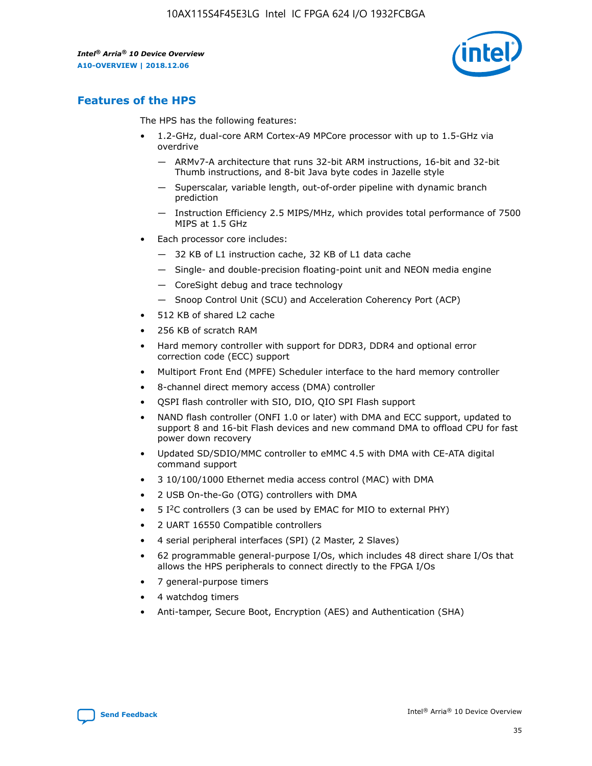## Features of the HPS

The HPS has the following features:

- 1.2-GHz, dual-core ARM Cortex-A9 MPCore processor with up to 1.5-GHz via overdrive
  - — ARMv7-A architecture that runs 32-bit ARM instructions, 16-bit and 32-bit Thumb instructions, and 8-bit Java byte codes in Jazelle style
  - — Superscalar, variable length, out-of-order pipeline with dynamic branch prediction
  - — Instruction Efficiency 2.5 MIPS/MHz, which provides total performance of 7500 MIPS at 1.5 GHz
- Each processor core includes:
  - — 32 KB of L1 instruction cache, 32 KB of L1 data cache
  - — Single- and double-precision floating-point unit and NEON media engine
  - — CoreSight debug and trace technology
  - — Snoop Control Unit (SCU) and Acceleration Coherency Port (ACP)
- 512 KB of shared L2 cache
- 256 KB of scratch RAM
- Hard memory controller with support for DDR3, DDR4 and optional error correction code (ECC) support
- Multiport Front End (MPFE) Scheduler interface to the hard memory controller
- 8-channel direct memory access (DMA) controller
- QSPI flash controller with SIO, DIO, QIO SPI Flash support
- NAND flash controller (ONFI 1.0 or later) with DMA and ECC support, updated to support 8 and 16-bit Flash devices and new command DMA to offload CPU for fast power down recovery
- Updated SD/SDIO/MMC controller to eMMC 4.5 with DMA with CE-ATA digital command support
- 3 10/100/1000 Ethernet media access control (MAC) with DMA
- 2 USB On-the-Go (OTG) controllers with DMA
- 5 I²C controllers (3 can be used by EMAC for MIO to external PHY)
- 2 UART 16550 Compatible controllers
- 4 serial peripheral interfaces (SPI) (2 Master, 2 Slaves)
- 62 programmable general-purpose I/Os, which includes 48 direct share I/Os that allows the HPS peripherals to connect directly to the FPGA I/Os
- 7 general-purpose timers
- 4 watchdog timers
- Anti-tamper, Secure Boot, Encryption (AES) and Authentication (SHA)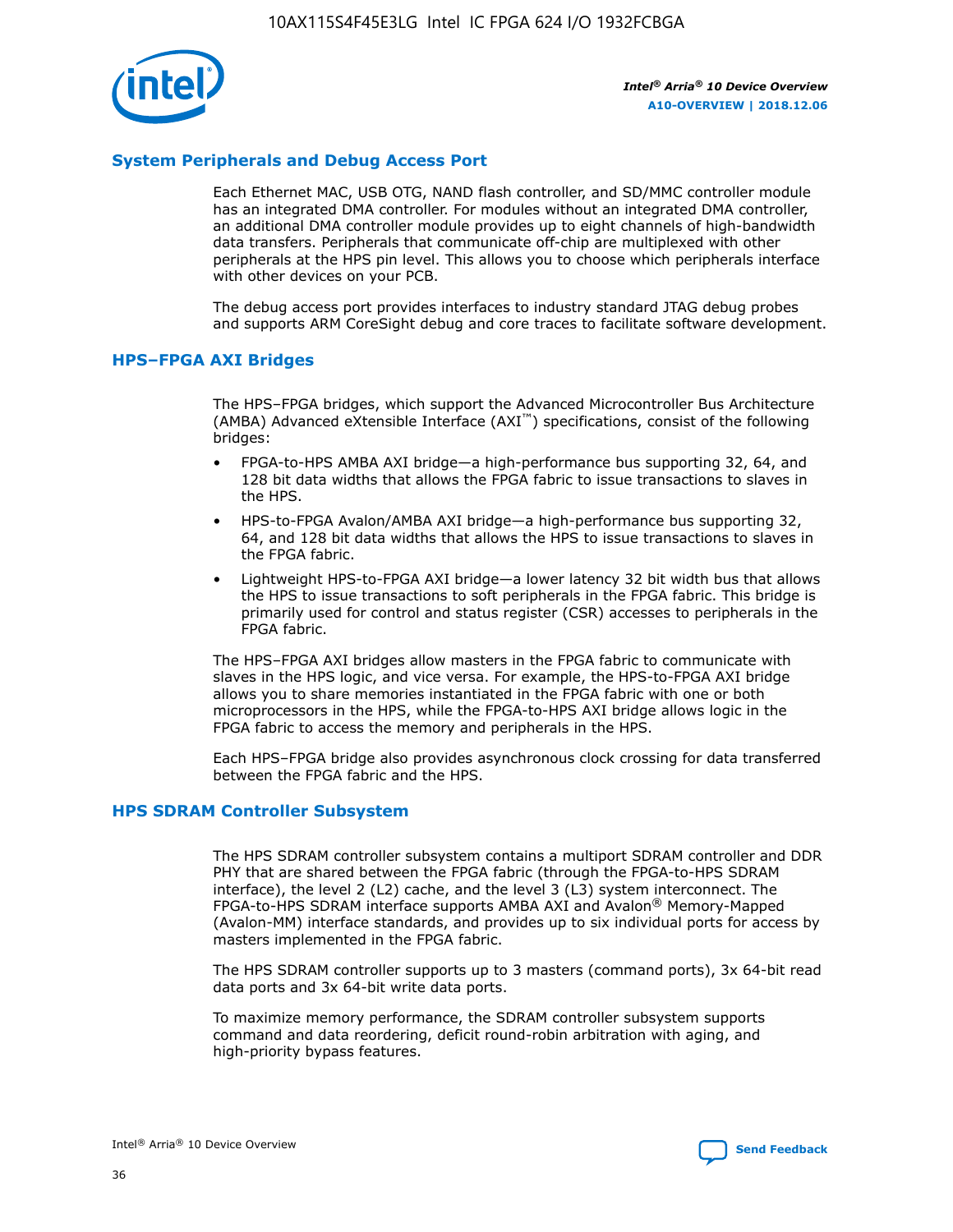## System Peripherals and Debug Access Port

Each Ethernet MAC, USB OTG, NAND flash controller, and SD/MMC controller module has an integrated DMA controller. For modules without an integrated DMA controller, an additional DMA controller module provides up to eight channels of high-bandwidth data transfers. Peripherals that communicate off-chip are multiplexed with other peripherals at the HPS pin level. This allows you to choose which peripherals interface with other devices on your PCB.

The debug access port provides interfaces to industry standard JTAG debug probes and supports ARM CoreSight debug and core traces to facilitate software development.

## HPS–FPGA AXI Bridges

The HPS–FPGA bridges, which support the Advanced Microcontroller Bus Architecture (AMBA) Advanced eXtensible Interface (AXI™) specifications, consist of the following bridges:

- FPGA-to-HPS AMBA AXI bridge—a high-performance bus supporting 32, 64, and 128 bit data widths that allows the FPGA fabric to issue transactions to slaves in the HPS.
- HPS-to-FPGA Avalon/AMBA AXI bridge—a high-performance bus supporting 32, 64, and 128 bit data widths that allows the HPS to issue transactions to slaves in the FPGA fabric.
- Lightweight HPS-to-FPGA AXI bridge—a lower latency 32 bit width bus that allows the HPS to issue transactions to soft peripherals in the FPGA fabric. This bridge is primarily used for control and status register (CSR) accesses to peripherals in the FPGA fabric.

The HPS–FPGA AXI bridges allow masters in the FPGA fabric to communicate with slaves in the HPS logic, and vice versa. For example, the HPS-to-FPGA AXI bridge allows you to share memories instantiated in the FPGA fabric with one or both microprocessors in the HPS, while the FPGA-to-HPS AXI bridge allows logic in the FPGA fabric to access the memory and peripherals in the HPS.

Each HPS–FPGA bridge also provides asynchronous clock crossing for data transferred between the FPGA fabric and the HPS.

## HPS SDRAM Controller Subsystem

The HPS SDRAM controller subsystem contains a multiport SDRAM controller and DDR PHY that are shared between the FPGA fabric (through the FPGA-to-HPS SDRAM interface), the level 2 (L2) cache, and the level 3 (L3) system interconnect. The FPGA-to-HPS SDRAM interface supports AMBA AXI and Avalon® Memory-Mapped (Avalon-MM) interface standards, and provides up to six individual ports for access by masters implemented in the FPGA fabric.

The HPS SDRAM controller supports up to 3 masters (command ports), 3x 64-bit read data ports and 3x 64-bit write data ports.

To maximize memory performance, the SDRAM controller subsystem supports command and data reordering, deficit round-robin arbitration with aging, and high-priority bypass features.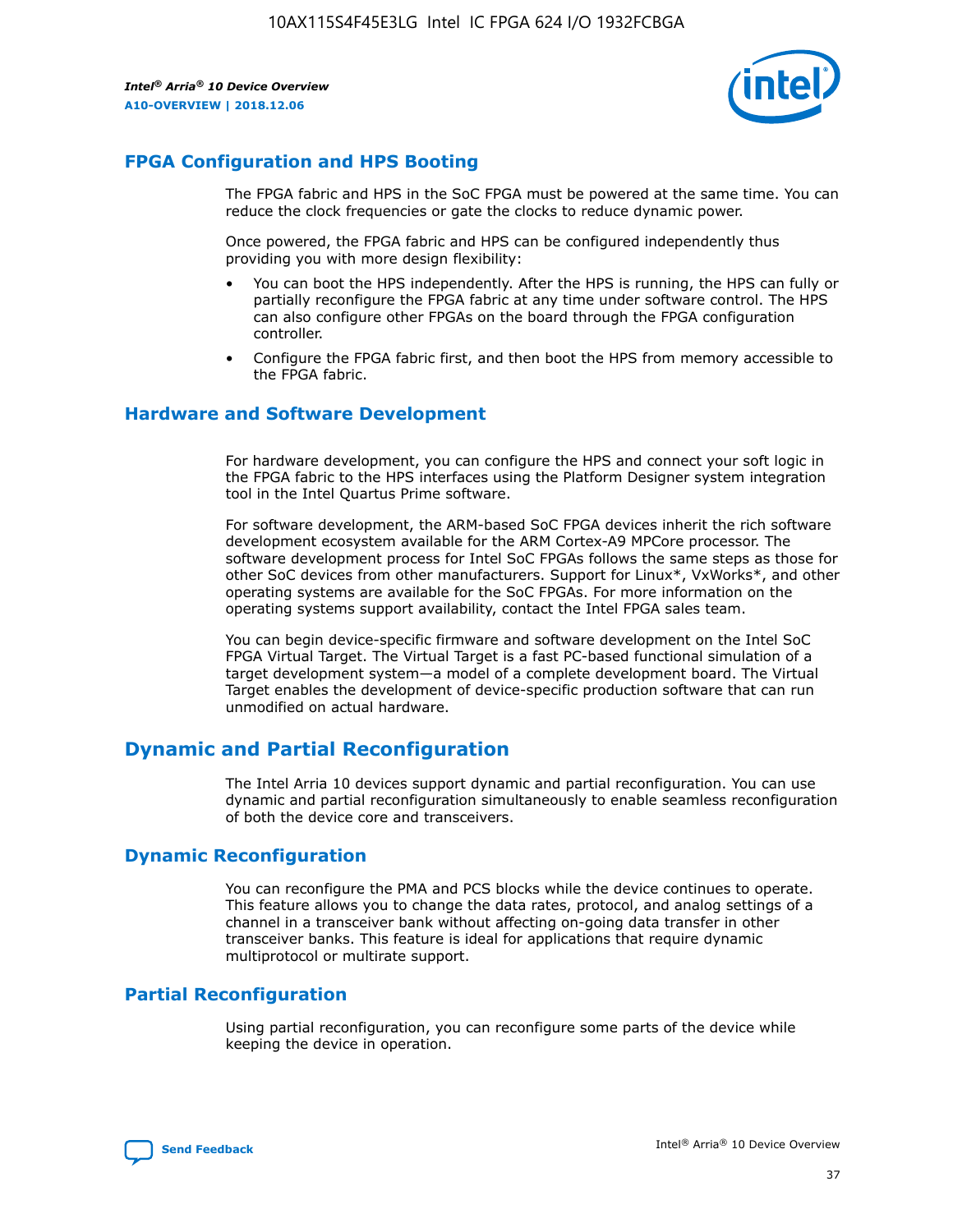## FPGA Configuration and HPS Booting

The FPGA fabric and HPS in the SoC FPGA must be powered at the same time. You can reduce the clock frequencies or gate the clocks to reduce dynamic power.

Once powered, the FPGA fabric and HPS can be configured independently thus providing you with more design flexibility:

- You can boot the HPS independently. After the HPS is running, the HPS can fully or partially reconfigure the FPGA fabric at any time under software control. The HPS can also configure other FPGAs on the board through the FPGA configuration controller.
- Configure the FPGA fabric first, and then boot the HPS from memory accessible to the FPGA fabric.

## Hardware and Software Development

For hardware development, you can configure the HPS and connect your soft logic in the FPGA fabric to the HPS interfaces using the Platform Designer system integration tool in the Intel Quartus Prime software.

For software development, the ARM-based SoC FPGA devices inherit the rich software development ecosystem available for the ARM Cortex-A9 MPCore processor. The software development process for Intel SoC FPGAs follows the same steps as those for other SoC devices from other manufacturers. Support for Linux*, VxWorks*, and other operating systems are available for the SoC FPGAs. For more information on the operating systems support availability, contact the Intel FPGA sales team.

You can begin device-specific firmware and software development on the Intel SoC FPGA Virtual Target. The Virtual Target is a fast PC-based functional simulation of a target development system—a model of a complete development board. The Virtual Target enables the development of device-specific production software that can run unmodified on actual hardware.

## Dynamic and Partial Reconfiguration

The Intel Arria 10 devices support dynamic and partial reconfiguration. You can use dynamic and partial reconfiguration simultaneously to enable seamless reconfiguration of both the device core and transceivers.

## Dynamic Reconfiguration

You can reconfigure the PMA and PCS blocks while the device continues to operate. This feature allows you to change the data rates, protocol, and analog settings of a channel in a transceiver bank without affecting on-going data transfer in other transceiver banks. This feature is ideal for applications that require dynamic multiprotocol or multirate support.

## Partial Reconfiguration

Using partial reconfiguration, you can reconfigure some parts of the device while keeping the device in operation.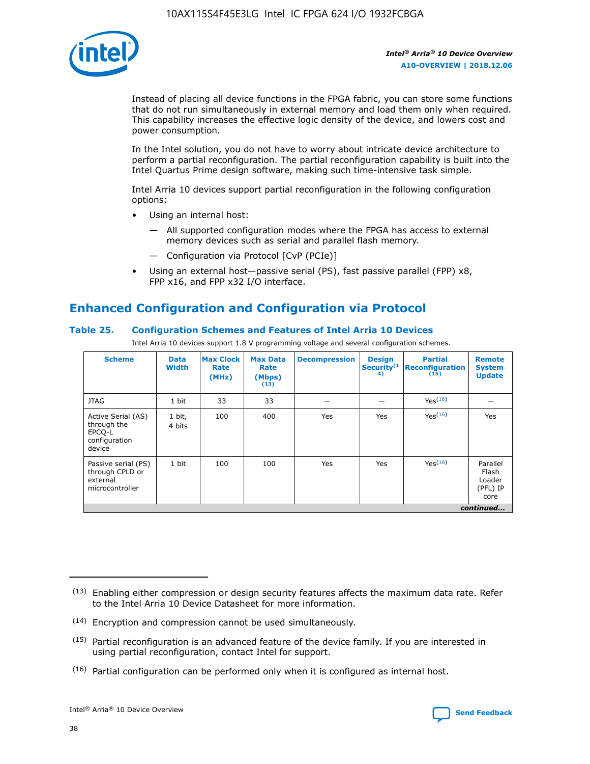Instead of placing all device functions in the FPGA fabric, you can store some functions that do not run simultaneously in external memory and load them only when required. This capability increases the effective logic density of the device, and lowers cost and power consumption.

In the Intel solution, you do not have to worry about intricate device architecture to perform a partial reconfiguration. The partial reconfiguration capability is built into the Intel Quartus Prime design software, making such time-intensive task simple.

Intel Arria 10 devices support partial reconfiguration in the following configuration options:

- Using an internal host:
  - — All supported configuration modes where the FPGA has access to external memory devices such as serial and parallel flash memory.
  - — Configuration via Protocol [CvP (PCIe)]
- Using an external host—passive serial (PS), fast passive parallel (FPP) x8, FPP x16, and FPP x32 I/O interface.

## Enhanced Configuration and Configuration via Protocol

### Table 25. Configuration Schemes and Features of Intel Arria 10 Devices

Intel Arria 10 devices support 1.8 V programming voltage and several configuration schemes.

| Scheme | Data Width | Max Clock Rate (MHz) | Max Data Rate (Mbps) (13) | Decompression | Design Security (14) | Partial Reconfiguration (15) | Remote System Update |
|---|---|---|---|---|---|---|---|
| JTAG | 1 bit | 33 | 33 | — | — | Yes(16) | — |
| Active Serial (AS) through the EPCQ-L configuration device | 1 bit, 4 bits | 100 | 400 | Yes | Yes | Yes(16) | Yes |
| Passive serial (PS) through CPLD or external microcontroller | 1 bit | 100 | 100 | Yes | Yes | Yes(16) | Parallel Flash Loader (PFL) IP core |

*continued...*

(13) Enabling either compression or design security features affects the maximum data rate. Refer to the Intel Arria 10 Device Datasheet for more information.

(14) Encryption and compression cannot be used simultaneously.

(15) Partial reconfiguration is an advanced feature of the device family. If you are interested in using partial reconfiguration, contact Intel for support.

(16) Partial configuration can be performed only when it is configured as internal host.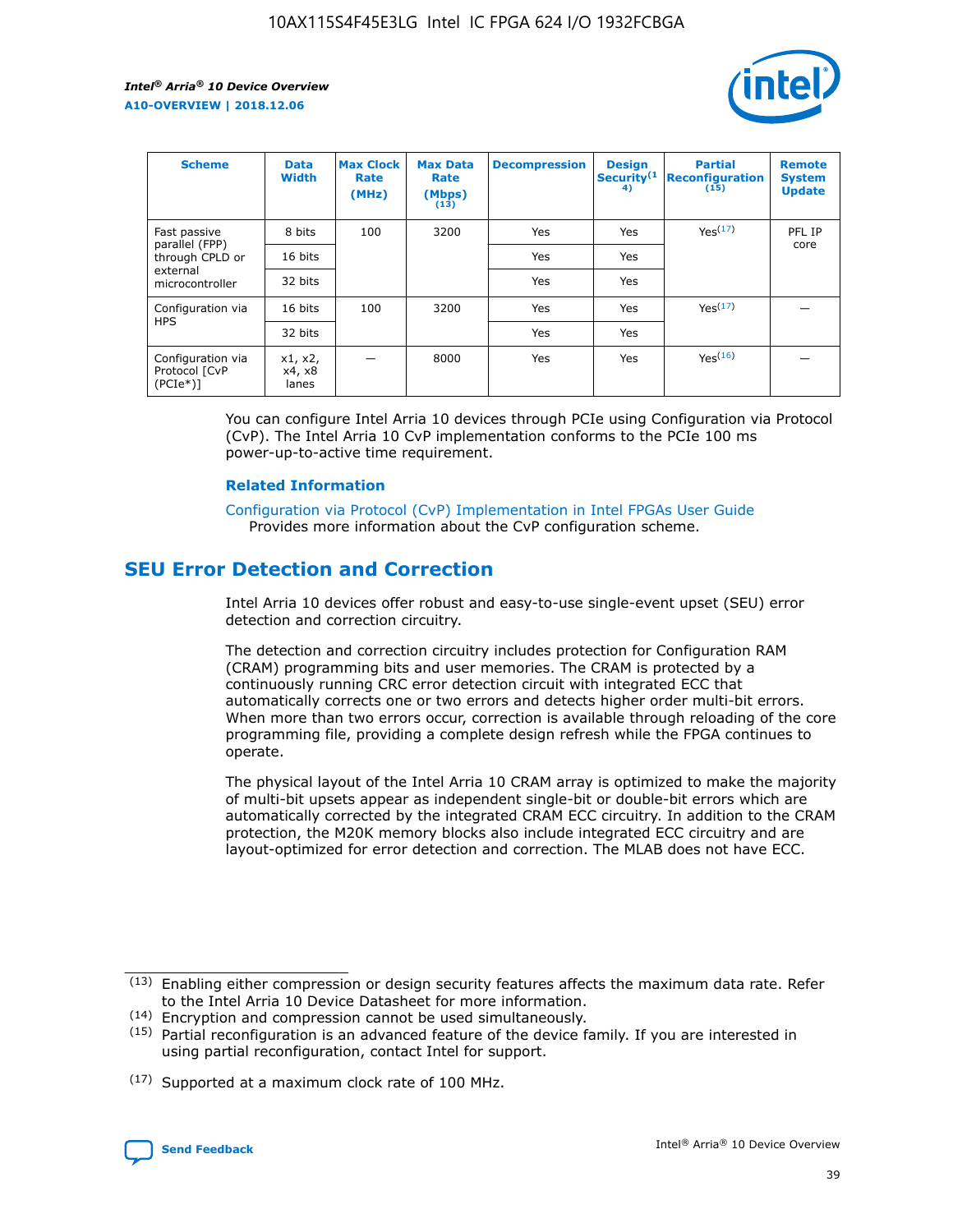| Scheme | Data Width | Max Clock Rate (MHz) | Max Data Rate (Mbps) (13) | Decompression | Design Security(14) | Partial Reconfiguration (15) | Remote System Update |
|---|---|---|---|---|---|---|---|
| Fast passive parallel (FPP) through CPLD or external microcontroller | 8 bits | 100 | 3200 | Yes | Yes | Yes(17) | PFL IP core |
| | 16 bits | | | Yes | Yes | | |
| | 32 bits | | | Yes | Yes | | |
| Configuration via HPS | 16 bits | 100 | 3200 | Yes | Yes | Yes(17) | — |
| | 32 bits | | | Yes | Yes | | |
| Configuration via Protocol [CvP (PCIe*)] | x1, x2, x4, x8 lanes | — | 8000 | Yes | Yes | Yes(16) | — |

You can configure Intel Arria 10 devices through PCIe using Configuration via Protocol (CvP). The Intel Arria 10 CvP implementation conforms to the PCIe 100 ms power-up-to-active time requirement.

### Related Information

Configuration via Protocol (CvP) Implementation in Intel FPGAs User Guide
Provides more information about the CvP configuration scheme.

## SEU Error Detection and Correction

Intel Arria 10 devices offer robust and easy-to-use single-event upset (SEU) error detection and correction circuitry.

The detection and correction circuitry includes protection for Configuration RAM (CRAM) programming bits and user memories. The CRAM is protected by a continuously running CRC error detection circuit with integrated ECC that automatically corrects one or two errors and detects higher order multi-bit errors. When more than two errors occur, correction is available through reloading of the core programming file, providing a complete design refresh while the FPGA continues to operate.

The physical layout of the Intel Arria 10 CRAM array is optimized to make the majority of multi-bit upsets appear as independent single-bit or double-bit errors which are automatically corrected by the integrated CRAM ECC circuitry. In addition to the CRAM protection, the M20K memory blocks also include integrated ECC circuitry and are layout-optimized for error detection and correction. The MLAB does not have ECC.

(13) Enabling either compression or design security features affects the maximum data rate. Refer to the Intel Arria 10 Device Datasheet for more information.

(14) Encryption and compression cannot be used simultaneously.

(15) Partial reconfiguration is an advanced feature of the device family. If you are interested in using partial reconfiguration, contact Intel for support.

(17) Supported at a maximum clock rate of 100 MHz.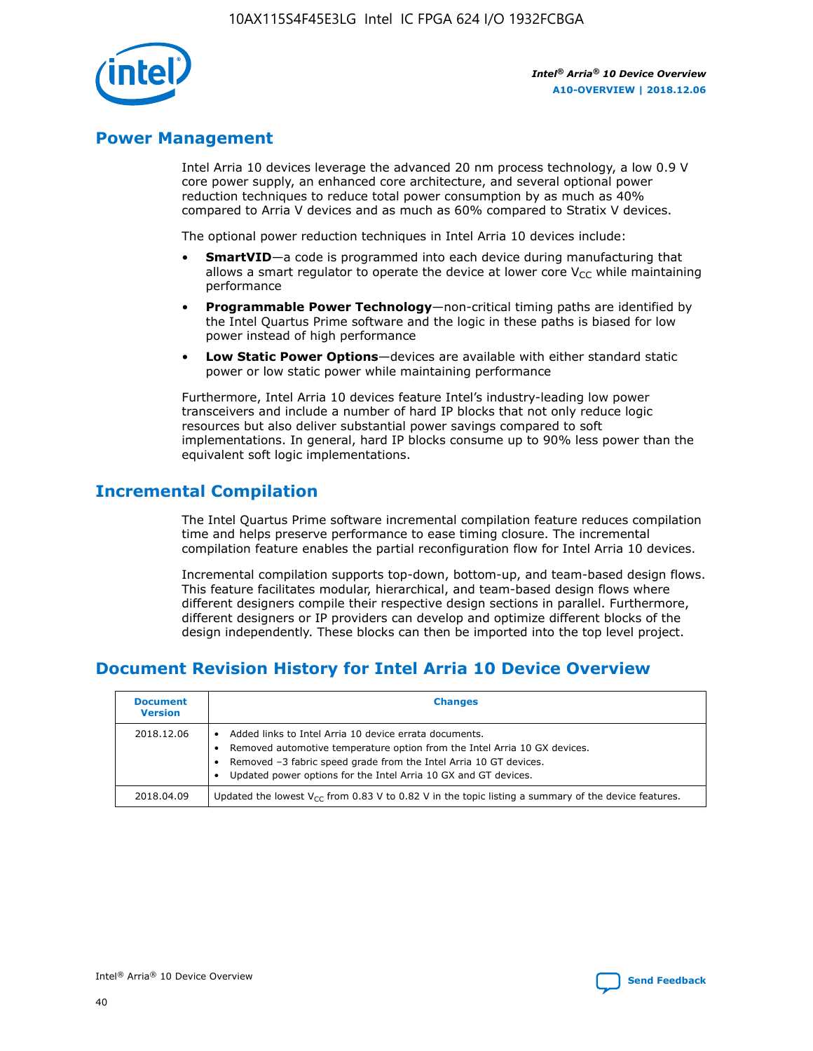## Power Management

Intel Arria 10 devices leverage the advanced 20 nm process technology, a low 0.9 V core power supply, an enhanced core architecture, and several optional power reduction techniques to reduce total power consumption by as much as 40% compared to Arria V devices and as much as 60% compared to Stratix V devices.

The optional power reduction techniques in Intel Arria 10 devices include:

- **SmartVID**—a code is programmed into each device during manufacturing that allows a smart regulator to operate the device at lower core $V_{CC}$ while maintaining performance
- **Programmable Power Technology**—non-critical timing paths are identified by the Intel Quartus Prime software and the logic in these paths is biased for low power instead of high performance
- **Low Static Power Options**—devices are available with either standard static power or low static power while maintaining performance

Furthermore, Intel Arria 10 devices feature Intel's industry-leading low power transceivers and include a number of hard IP blocks that not only reduce logic resources but also deliver substantial power savings compared to soft implementations. In general, hard IP blocks consume up to 90% less power than the equivalent soft logic implementations.

## Incremental Compilation

The Intel Quartus Prime software incremental compilation feature reduces compilation time and helps preserve performance to ease timing closure. The incremental compilation feature enables the partial reconfiguration flow for Intel Arria 10 devices.

Incremental compilation supports top-down, bottom-up, and team-based design flows. This feature facilitates modular, hierarchical, and team-based design flows where different designers compile their respective design sections in parallel. Furthermore, different designers or IP providers can develop and optimize different blocks of the design independently. These blocks can then be imported into the top level project.

## Document Revision History for Intel Arria 10 Device Overview

| Document Version | Changes |
|---|---|
| 2018.12.06 | • Added links to Intel Arria 10 device errata documents.<br>• Removed automotive temperature option from the Intel Arria 10 GX devices.<br>• Removed –3 fabric speed grade from the Intel Arria 10 GT devices.<br>• Updated power options for the Intel Arria 10 GX and GT devices. |
| 2018.04.09 | Updated the lowest $V_{CC}$ from 0.83 V to 0.82 V in the topic listing a summary of the device features. |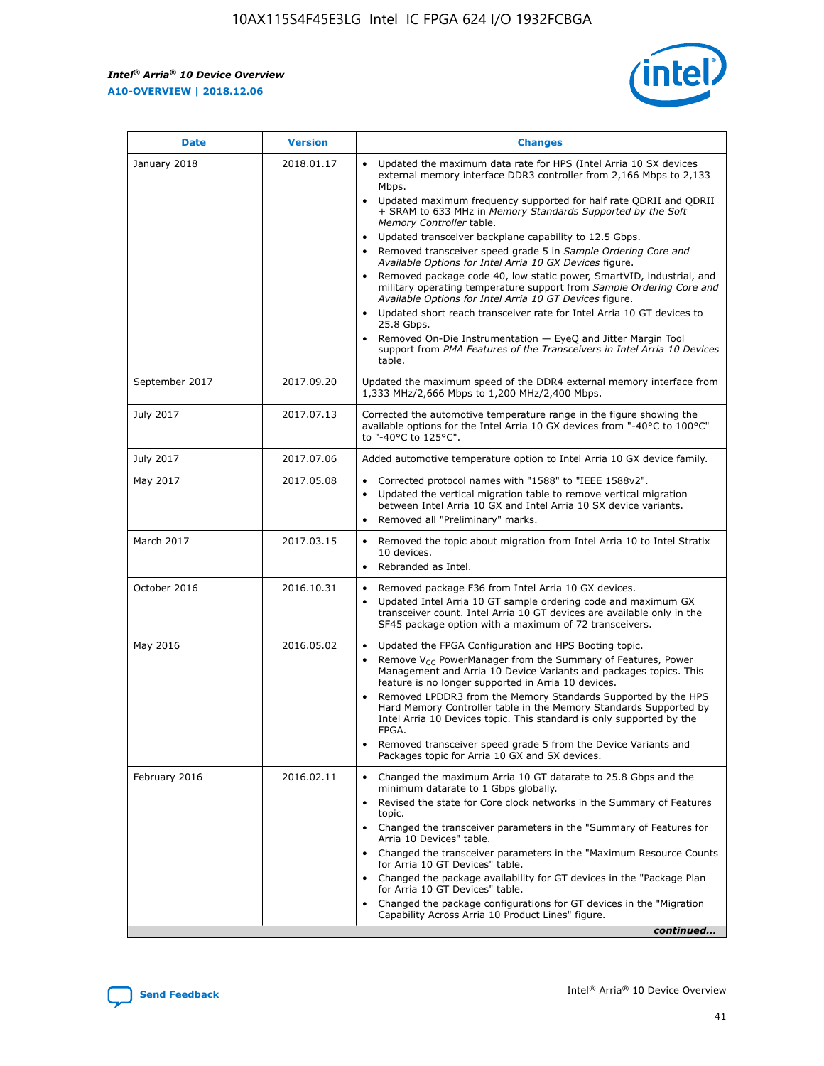| Date | Version | Changes |
| --- | --- | --- |
| January 2018 | 2018.01.17 | • Updated the maximum data rate for HPS (Intel Arria 10 SX devices external memory interface DDR3 controller from 2,166 Mbps to 2,133 Mbps.<br>• Updated maximum frequency supported for half rate QDRII and QDRII + SRAM to 633 MHz in *Memory Standards Supported by the Soft Memory Controller* table.<br>• Updated transceiver backplane capability to 12.5 Gbps.<br>• Removed transceiver speed grade 5 in *Sample Ordering Core and Available Options for Intel Arria 10 GX Devices* figure.<br>• Removed package code 40, low static power, SmartVID, industrial, and military operating temperature support from *Sample Ordering Core and Available Options for Intel Arria 10 GT Devices* figure.<br>• Updated short reach transceiver rate for Intel Arria 10 GT devices to 25.8 Gbps.<br>• Removed On-Die Instrumentation — EyeQ and Jitter Margin Tool support from *PMA Features of the Transceivers in Intel Arria 10 Devices* table. |
| September 2017 | 2017.09.20 | Updated the maximum speed of the DDR4 external memory interface from 1,333 MHz/2,666 Mbps to 1,200 MHz/2,400 Mbps. |
| July 2017 | 2017.07.13 | Corrected the automotive temperature range in the figure showing the available options for the Intel Arria 10 GX devices from "-40°C to 100°C" to "-40°C to 125°C". |
| July 2017 | 2017.07.06 | Added automotive temperature option to Intel Arria 10 GX device family. |
| May 2017 | 2017.05.08 | • Corrected protocol names with "1588" to "IEEE 1588v2".<br>• Updated the vertical migration table to remove vertical migration between Intel Arria 10 GX and Intel Arria 10 SX device variants.<br>• Removed all "Preliminary" marks. |
| March 2017 | 2017.03.15 | • Removed the topic about migration from Intel Arria 10 to Intel Stratix 10 devices.<br>• Rebranded as Intel. |
| October 2016 | 2016.10.31 | • Removed package F36 from Intel Arria 10 GX devices.<br>• Updated Intel Arria 10 GT sample ordering code and maximum GX transceiver count. Intel Arria 10 GT devices are available only in the SF45 package option with a maximum of 72 transceivers. |
| May 2016 | 2016.05.02 | • Updated the FPGA Configuration and HPS Booting topic.<br>• Remove $V_{CC}$ PowerManager from the Summary of Features, Power Management and Arria 10 Device Variants and packages topics. This feature is no longer supported in Arria 10 devices.<br>• Removed LPDDR3 from the Memory Standards Supported by the HPS Hard Memory Controller table in the Memory Standards Supported by Intel Arria 10 Devices topic. This standard is only supported by the FPGA.<br>• Removed transceiver speed grade 5 from the Device Variants and Packages topic for Arria 10 GX and SX devices. |
| February 2016 | 2016.02.11 | • Changed the maximum Arria 10 GT datarate to 25.8 Gbps and the minimum datarate to 1 Gbps globally.<br>• Revised the state for Core clock networks in the Summary of Features topic.<br>• Changed the transceiver parameters in the "Summary of Features for Arria 10 Devices" table.<br>• Changed the transceiver parameters in the "Maximum Resource Counts for Arria 10 GT Devices" table.<br>• Changed the package availability for GT devices in the "Package Plan for Arria 10 GT Devices" table.<br>• Changed the package configurations for GT devices in the "Migration Capability Across Arria 10 Product Lines" figure. |

*continued...*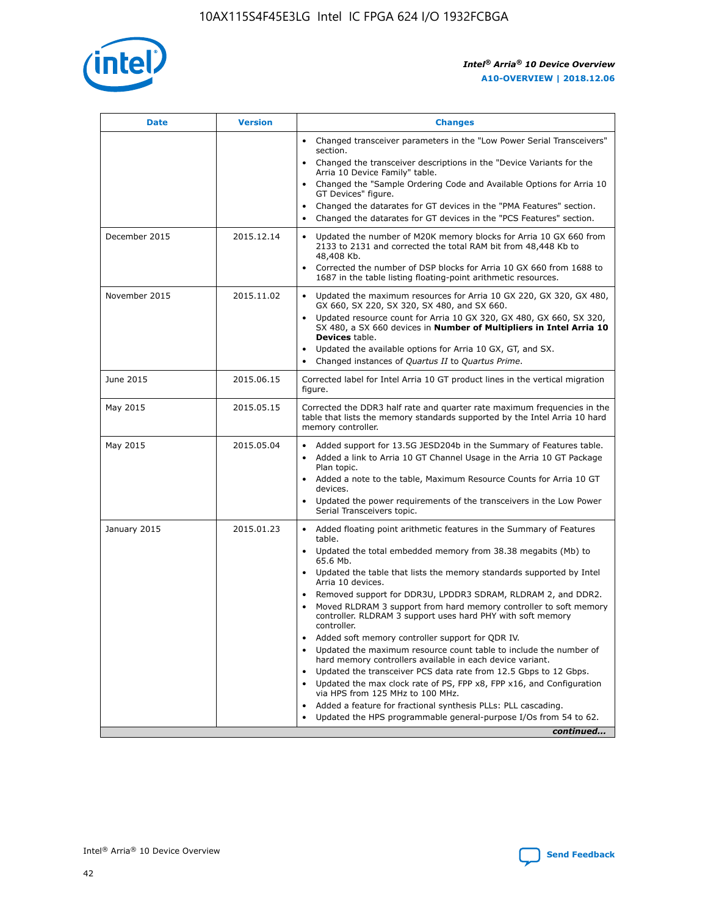| Date | Version | Changes |
| --- | --- | --- |
| | | • Changed transceiver parameters in the "Low Power Serial Transceivers" section.<br>• Changed the transceiver descriptions in the "Device Variants for the Arria 10 Device Family" table.<br>• Changed the "Sample Ordering Code and Available Options for Arria 10 GT Devices" figure.<br>• Changed the datarates for GT devices in the "PMA Features" section.<br>• Changed the datarates for GT devices in the "PCS Features" section. |
| December 2015 | 2015.12.14 | • Updated the number of M20K memory blocks for Arria 10 GX 660 from 2133 to 2131 and corrected the total RAM bit from 48,448 Kb to 48,408 Kb.<br>• Corrected the number of DSP blocks for Arria 10 GX 660 from 1688 to 1687 in the table listing floating-point arithmetic resources. |
| November 2015 | 2015.11.02 | • Updated the maximum resources for Arria 10 GX 220, GX 320, GX 480, GX 660, SX 220, SX 320, SX 480, and SX 660.<br>• Updated resource count for Arria 10 GX 320, GX 480, GX 660, SX 320, SX 480, a SX 660 devices in **Number of Multipliers in Intel Arria 10 Devices** table.<br>• Updated the available options for Arria 10 GX, GT, and SX.<br>• Changed instances of *Quartus II* to *Quartus Prime*. |
| June 2015 | 2015.06.15 | Corrected label for Intel Arria 10 GT product lines in the vertical migration figure. |
| May 2015 | 2015.05.15 | Corrected the DDR3 half rate and quarter rate maximum frequencies in the table that lists the memory standards supported by the Intel Arria 10 hard memory controller. |
| May 2015 | 2015.05.04 | • Added support for 13.5G JESD204b in the Summary of Features table.<br>• Added a link to Arria 10 GT Channel Usage in the Arria 10 GT Package Plan topic.<br>• Added a note to the table, Maximum Resource Counts for Arria 10 GT devices.<br>• Updated the power requirements of the transceivers in the Low Power Serial Transceivers topic. |
| January 2015 | 2015.01.23 | • Added floating point arithmetic features in the Summary of Features table.<br>• Updated the total embedded memory from 38.38 megabits (Mb) to 65.6 Mb.<br>• Updated the table that lists the memory standards supported by Intel Arria 10 devices.<br>• Removed support for DDR3U, LPDDR3 SDRAM, RLDRAM 2, and DDR2.<br>• Moved RLDRAM 3 support from hard memory controller to soft memory controller. RLDRAM 3 support uses hard PHY with soft memory controller.<br>• Added soft memory controller support for QDR IV.<br>• Updated the maximum resource count table to include the number of hard memory controllers available in each device variant.<br>• Updated the transceiver PCS data rate from 12.5 Gbps to 12 Gbps.<br>• Updated the max clock rate of PS, FPP x8, FPP x16, and Configuration via HPS from 125 MHz to 100 MHz.<br>• Added a feature for fractional synthesis PLLs: PLL cascading.<br>• Updated the HPS programmable general-purpose I/Os from 54 to 62. |

*continued...*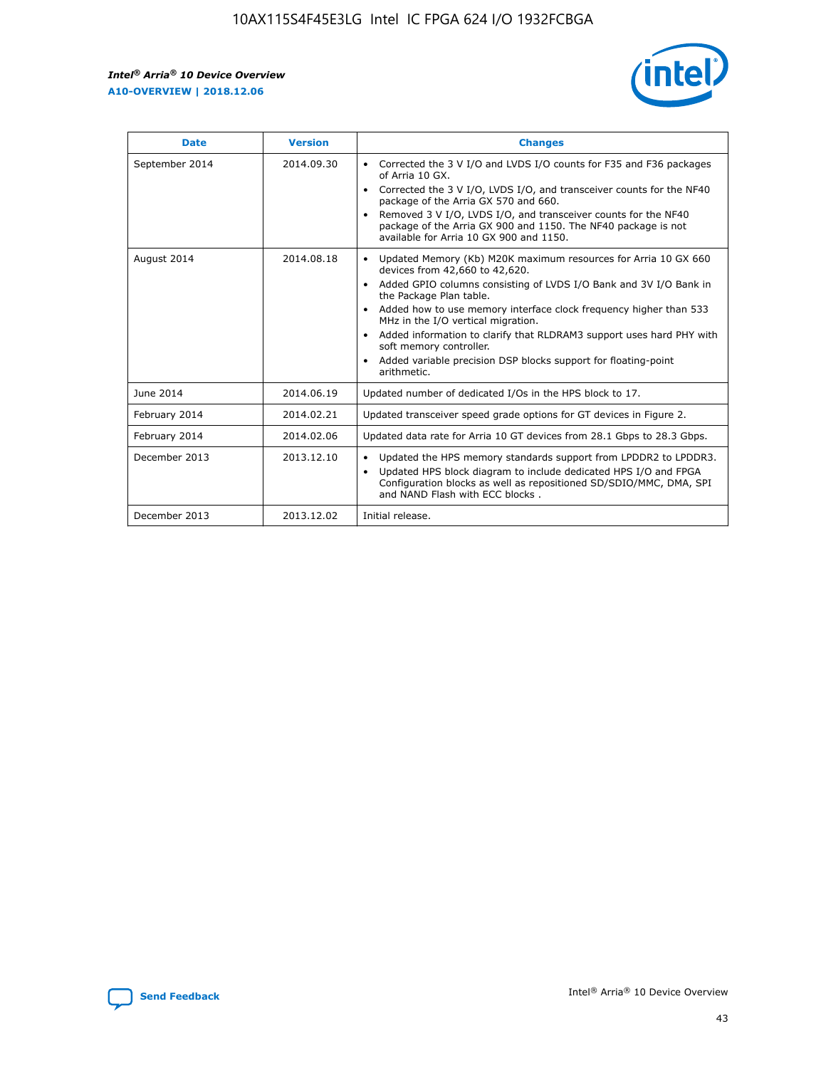| Date | Version | Changes |
| --- | --- | --- |
| September 2014 | 2014.09.30 | • Corrected the 3 V I/O and LVDS I/O counts for F35 and F36 packages of Arria 10 GX.<br>• Corrected the 3 V I/O, LVDS I/O, and transceiver counts for the NF40 package of the Arria GX 570 and 660.<br>• Removed 3 V I/O, LVDS I/O, and transceiver counts for the NF40 package of the Arria GX 900 and 1150. The NF40 package is not available for Arria 10 GX 900 and 1150. |
| August 2014 | 2014.08.18 | • Updated Memory (Kb) M20K maximum resources for Arria 10 GX 660 devices from 42,660 to 42,620.<br>• Added GPIO columns consisting of LVDS I/O Bank and 3V I/O Bank in the Package Plan table.<br>• Added how to use memory interface clock frequency higher than 533 MHz in the I/O vertical migration.<br>• Added information to clarify that RLDRAM3 support uses hard PHY with soft memory controller.<br>• Added variable precision DSP blocks support for floating-point arithmetic. |
| June 2014 | 2014.06.19 | Updated number of dedicated I/Os in the HPS block to 17. |
| February 2014 | 2014.02.21 | Updated transceiver speed grade options for GT devices in Figure 2. |
| February 2014 | 2014.02.06 | Updated data rate for Arria 10 GT devices from 28.1 Gbps to 28.3 Gbps. |
| December 2013 | 2013.12.10 | • Updated the HPS memory standards support from LPDDR2 to LPDDR3.<br>• Updated HPS block diagram to include dedicated HPS I/O and FPGA Configuration blocks as well as repositioned SD/SDIO/MMC, DMA, SPI and NAND Flash with ECC blocks . |
| December 2013 | 2013.12.02 | Initial release. |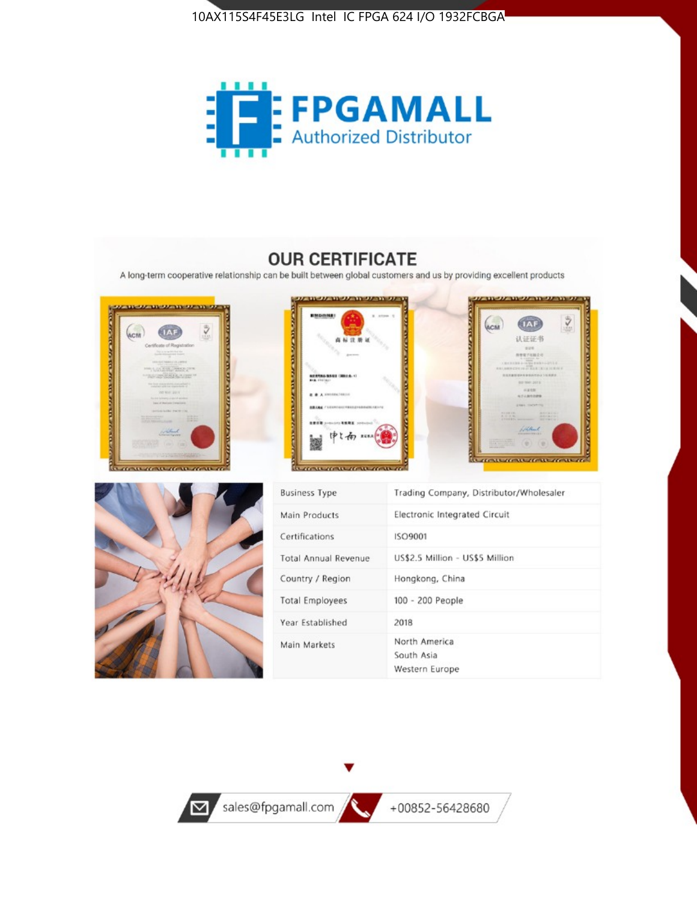FPGAMALL

Authorized Distributor

## OUR CERTIFICATE

A long-term cooperative relationship can be built between global customers and us by providing excellent products

| | |
|---|---|
| Business Type | Trading Company, Distributor/Wholesaler |
| Main Products | Electronic Integrated Circuit |
| Certifications | ISO9001 |
| Total Annual Revenue | US$2.5 Million - US$5 Million |
| Country / Region | Hongkong, China |
| Total Employees | 100 - 200 People |
| Year Established | 2018 |
| Main Markets | North America<br>South Asia<br>Western Europe |

sales@fpgamall.com

+00852-56428680